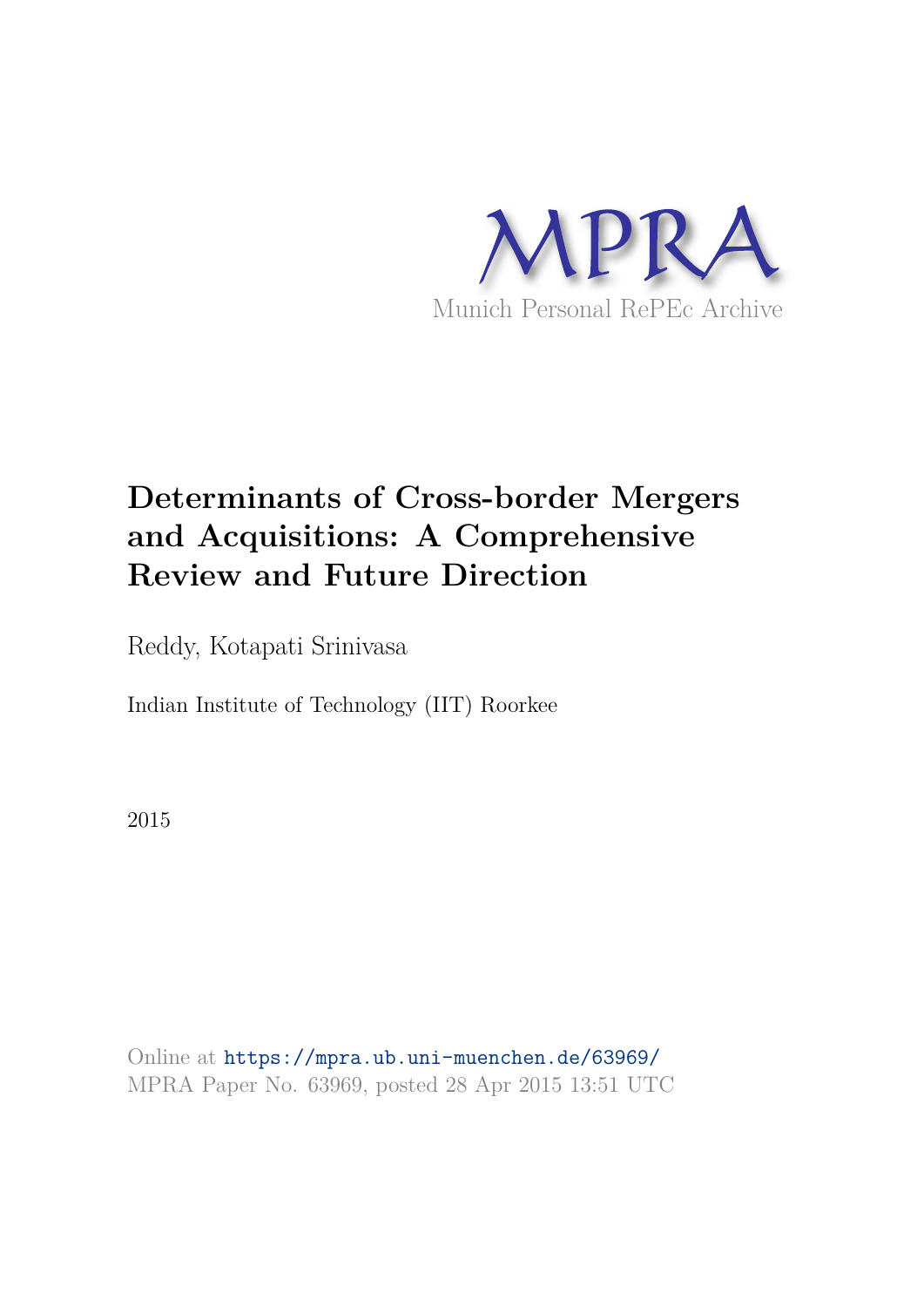MPRA

Munich Personal RePEc Archive

# Determinants of Cross-border Mergers and Acquisitions: A Comprehensive Review and Future Direction

Reddy, Kotapati Srinivasa

Indian Institute of Technology (IIT) Roorkee

2015

Online at https://mpra.ub.uni-muenchen.de/63969/
MPRA Paper No. 63969, posted 28 Apr 2015 13:51 UTC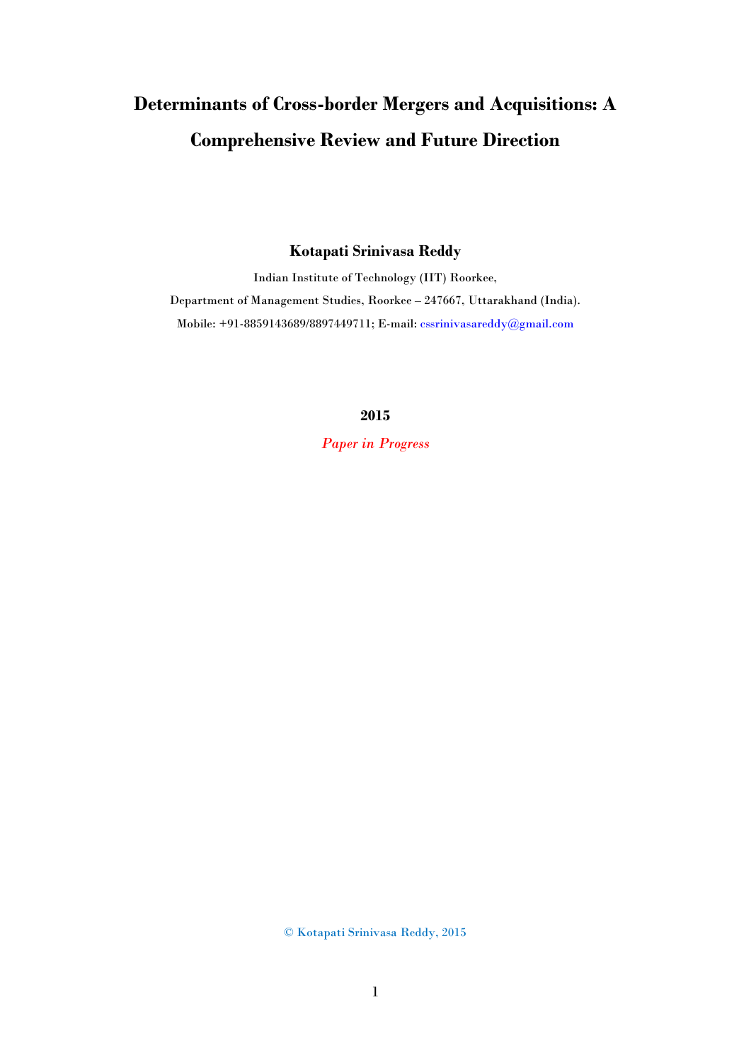# Determinants of Cross-border Mergers and Acquisitions: A Comprehensive Review and Future Direction

**Kotapati Srinivasa Reddy**

Indian Institute of Technology (IIT) Roorkee,

Department of Management Studies, Roorkee – 247667, Uttarakhand (India).

Mobile: +91-8859143689/8897449711; E-mail: cssrinivasareddy@gmail.com

**2015**

*Paper in Progress*

© Kotapati Srinivasa Reddy, 2015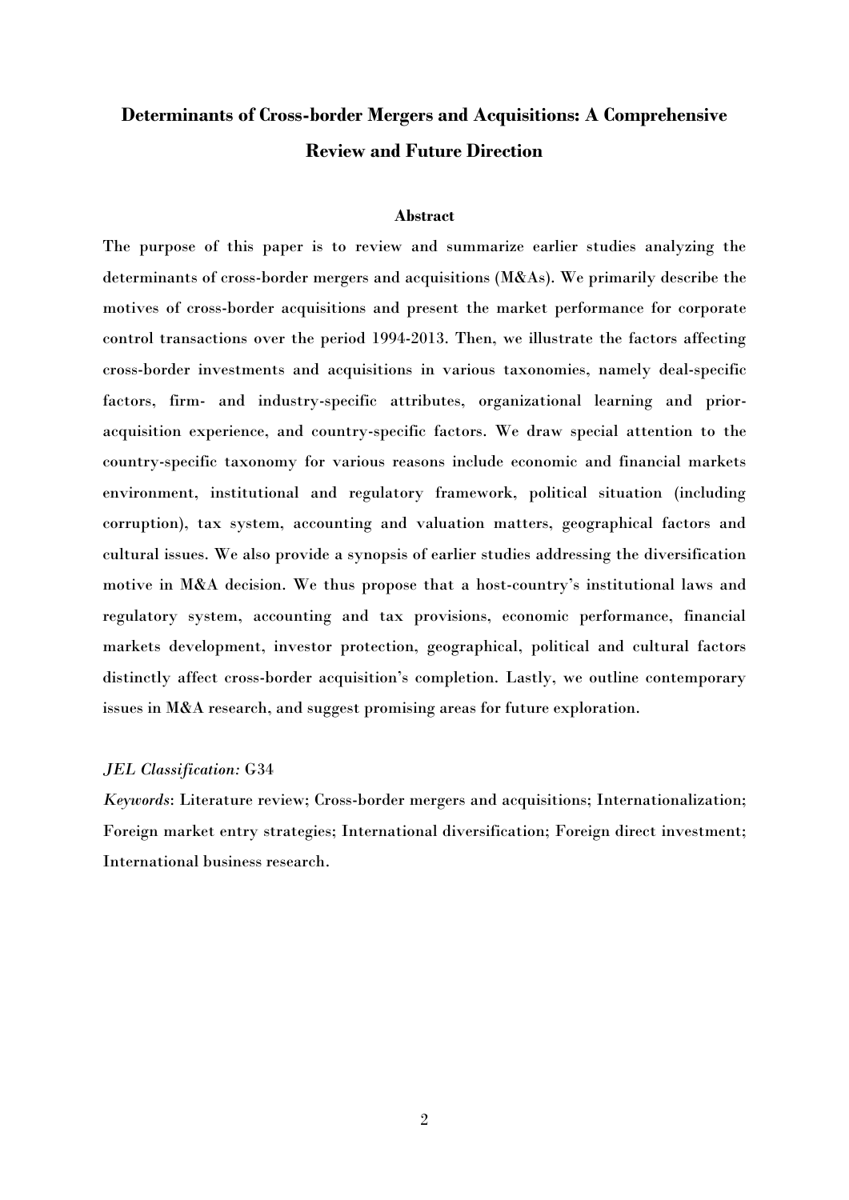# Determinants of Cross-border Mergers and Acquisitions: A Comprehensive Review and Future Direction

## Abstract

The purpose of this paper is to review and summarize earlier studies analyzing the determinants of cross-border mergers and acquisitions (M&As). We primarily describe the motives of cross-border acquisitions and present the market performance for corporate control transactions over the period 1994-2013. Then, we illustrate the factors affecting cross-border investments and acquisitions in various taxonomies, namely deal-specific factors, firm- and industry-specific attributes, organizational learning and prior-acquisition experience, and country-specific factors. We draw special attention to the country-specific taxonomy for various reasons include economic and financial markets environment, institutional and regulatory framework, political situation (including corruption), tax system, accounting and valuation matters, geographical factors and cultural issues. We also provide a synopsis of earlier studies addressing the diversification motive in M&A decision. We thus propose that a host-country's institutional laws and regulatory system, accounting and tax provisions, economic performance, financial markets development, investor protection, geographical, political and cultural factors distinctly affect cross-border acquisition's completion. Lastly, we outline contemporary issues in M&A research, and suggest promising areas for future exploration.

*JEL Classification:* G34

*Keywords*: Literature review; Cross-border mergers and acquisitions; Internationalization; Foreign market entry strategies; International diversification; Foreign direct investment; International business research.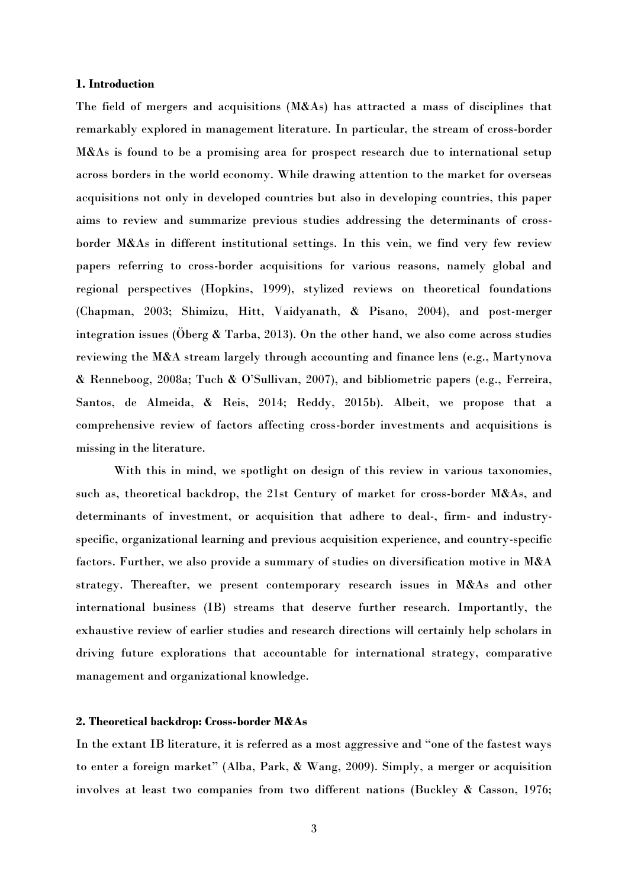**1. Introduction**

The field of mergers and acquisitions (M&As) has attracted a mass of disciplines that remarkably explored in management literature. In particular, the stream of cross-border M&As is found to be a promising area for prospect research due to international setup across borders in the world economy. While drawing attention to the market for overseas acquisitions not only in developed countries but also in developing countries, this paper aims to review and summarize previous studies addressing the determinants of cross-border M&As in different institutional settings. In this vein, we find very few review papers referring to cross-border acquisitions for various reasons, namely global and regional perspectives (Hopkins, 1999), stylized reviews on theoretical foundations (Chapman, 2003; Shimizu, Hitt, Vaidyanath, & Pisano, 2004), and post-merger integration issues (Öberg & Tarba, 2013). On the other hand, we also come across studies reviewing the M&A stream largely through accounting and finance lens (e.g., Martynova & Renneboog, 2008a; Tuch & O'Sullivan, 2007), and bibliometric papers (e.g., Ferreira, Santos, de Almeida, & Reis, 2014; Reddy, 2015b). Albeit, we propose that a comprehensive review of factors affecting cross-border investments and acquisitions is missing in the literature.

With this in mind, we spotlight on design of this review in various taxonomies, such as, theoretical backdrop, the 21st Century of market for cross-border M&As, and determinants of investment, or acquisition that adhere to deal-, firm- and industry-specific, organizational learning and previous acquisition experience, and country-specific factors. Further, we also provide a summary of studies on diversification motive in M&A strategy. Thereafter, we present contemporary research issues in M&As and other international business (IB) streams that deserve further research. Importantly, the exhaustive review of earlier studies and research directions will certainly help scholars in driving future explorations that accountable for international strategy, comparative management and organizational knowledge.

**2. Theoretical backdrop: Cross-border M&As**

In the extant IB literature, it is referred as a most aggressive and "one of the fastest ways to enter a foreign market" (Alba, Park, & Wang, 2009). Simply, a merger or acquisition involves at least two companies from two different nations (Buckley & Casson, 1976;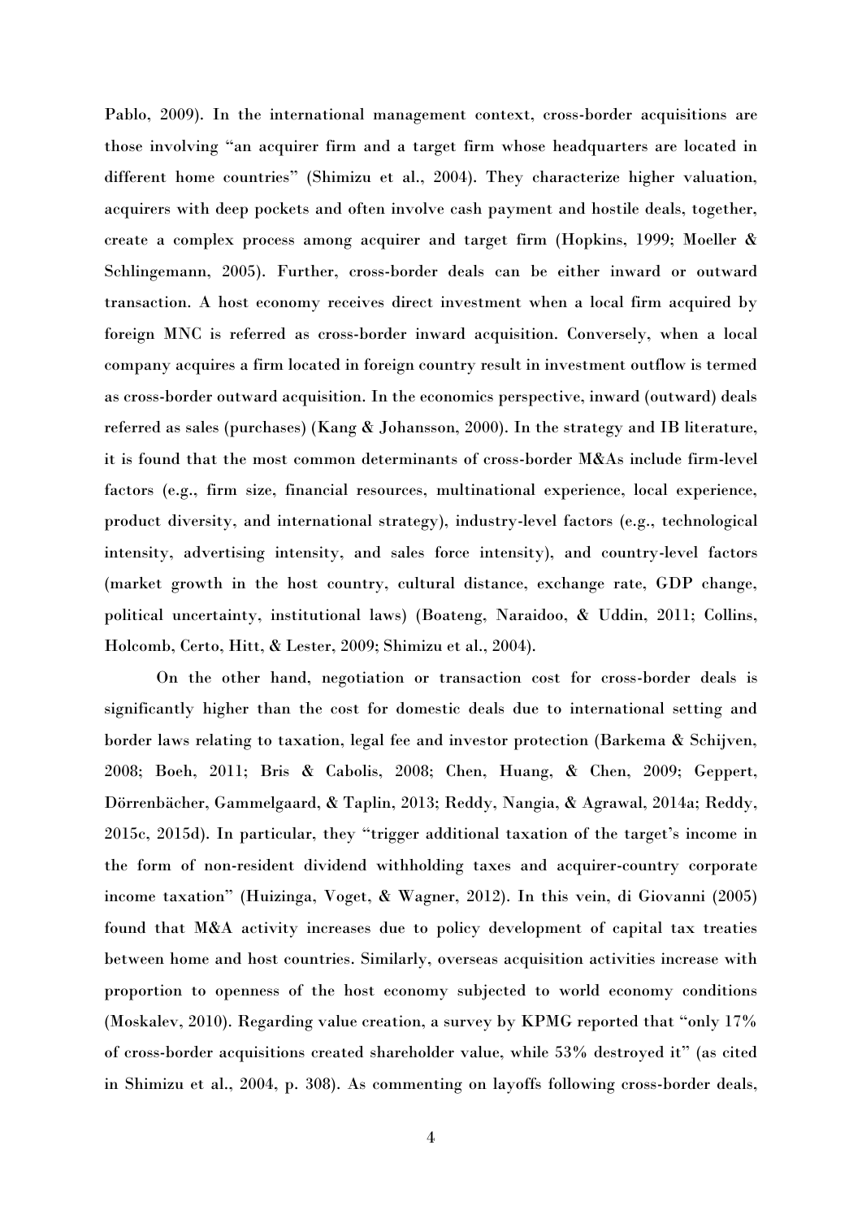Pablo, 2009). In the international management context, cross-border acquisitions are those involving "an acquirer firm and a target firm whose headquarters are located in different home countries" (Shimizu et al., 2004). They characterize higher valuation, acquirers with deep pockets and often involve cash payment and hostile deals, together, create a complex process among acquirer and target firm (Hopkins, 1999; Moeller & Schlingemann, 2005). Further, cross-border deals can be either inward or outward transaction. A host economy receives direct investment when a local firm acquired by foreign MNC is referred as cross-border inward acquisition. Conversely, when a local company acquires a firm located in foreign country result in investment outflow is termed as cross-border outward acquisition. In the economics perspective, inward (outward) deals referred as sales (purchases) (Kang & Johansson, 2000). In the strategy and IB literature, it is found that the most common determinants of cross-border M&As include firm-level factors (e.g., firm size, financial resources, multinational experience, local experience, product diversity, and international strategy), industry-level factors (e.g., technological intensity, advertising intensity, and sales force intensity), and country-level factors (market growth in the host country, cultural distance, exchange rate, GDP change, political uncertainty, institutional laws) (Boateng, Naraidoo, & Uddin, 2011; Collins, Holcomb, Certo, Hitt, & Lester, 2009; Shimizu et al., 2004).

On the other hand, negotiation or transaction cost for cross-border deals is significantly higher than the cost for domestic deals due to international setting and border laws relating to taxation, legal fee and investor protection (Barkema & Schijven, 2008; Boeh, 2011; Bris & Cabolis, 2008; Chen, Huang, & Chen, 2009; Geppert, Dörrenbächer, Gammelgaard, & Taplin, 2013; Reddy, Nangia, & Agrawal, 2014a; Reddy, 2015c, 2015d). In particular, they "trigger additional taxation of the target's income in the form of non-resident dividend withholding taxes and acquirer-country corporate income taxation" (Huizinga, Voget, & Wagner, 2012). In this vein, di Giovanni (2005) found that M&A activity increases due to policy development of capital tax treaties between home and host countries. Similarly, overseas acquisition activities increase with proportion to openness of the host economy subjected to world economy conditions (Moskalev, 2010). Regarding value creation, a survey by KPMG reported that "only 17% of cross-border acquisitions created shareholder value, while 53% destroyed it" (as cited in Shimizu et al., 2004, p. 308). As commenting on layoffs following cross-border deals,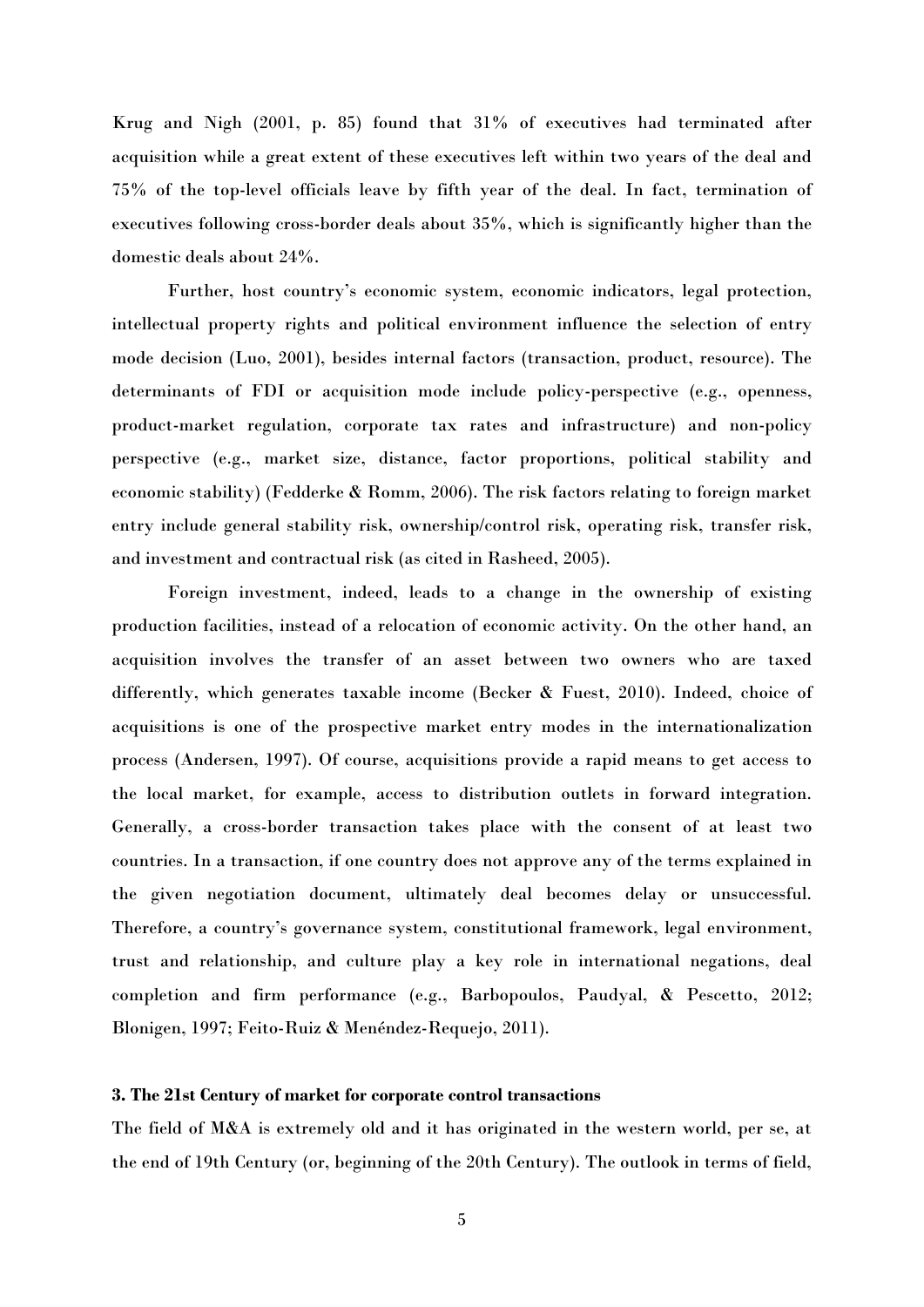Krug and Nigh (2001, p. 85) found that 31% of executives had terminated after acquisition while a great extent of these executives left within two years of the deal and 75% of the top-level officials leave by fifth year of the deal. In fact, termination of executives following cross-border deals about 35%, which is significantly higher than the domestic deals about 24%.

Further, host country's economic system, economic indicators, legal protection, intellectual property rights and political environment influence the selection of entry mode decision (Luo, 2001), besides internal factors (transaction, product, resource). The determinants of FDI or acquisition mode include policy-perspective (e.g., openness, product-market regulation, corporate tax rates and infrastructure) and non-policy perspective (e.g., market size, distance, factor proportions, political stability and economic stability) (Fedderke & Romm, 2006). The risk factors relating to foreign market entry include general stability risk, ownership/control risk, operating risk, transfer risk, and investment and contractual risk (as cited in Rasheed, 2005).

Foreign investment, indeed, leads to a change in the ownership of existing production facilities, instead of a relocation of economic activity. On the other hand, an acquisition involves the transfer of an asset between two owners who are taxed differently, which generates taxable income (Becker & Fuest, 2010). Indeed, choice of acquisitions is one of the prospective market entry modes in the internationalization process (Andersen, 1997). Of course, acquisitions provide a rapid means to get access to the local market, for example, access to distribution outlets in forward integration. Generally, a cross-border transaction takes place with the consent of at least two countries. In a transaction, if one country does not approve any of the terms explained in the given negotiation document, ultimately deal becomes delay or unsuccessful. Therefore, a country's governance system, constitutional framework, legal environment, trust and relationship, and culture play a key role in international negations, deal completion and firm performance (e.g., Barbopoulos, Paudyal, & Pescetto, 2012; Blonigen, 1997; Feito-Ruiz & Menéndez-Requejo, 2011).

## 3. The 21st Century of market for corporate control transactions

The field of M&A is extremely old and it has originated in the western world, per se, at the end of 19th Century (or, beginning of the 20th Century). The outlook in terms of field,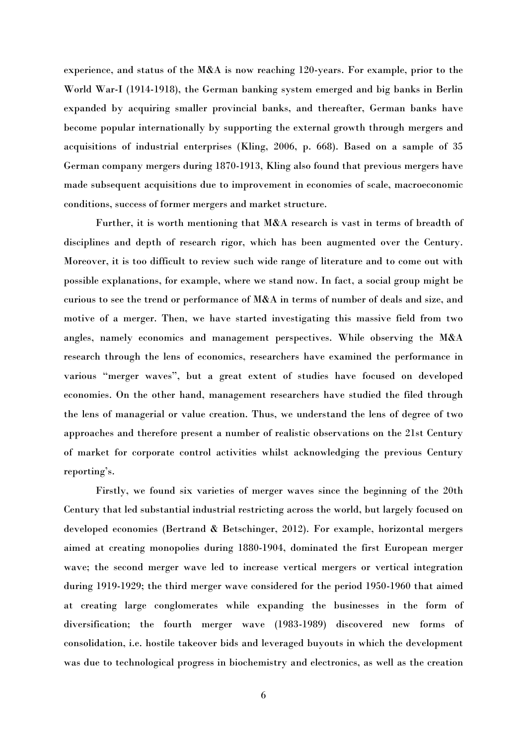experience, and status of the M&A is now reaching 120-years. For example, prior to the World War-I (1914-1918), the German banking system emerged and big banks in Berlin expanded by acquiring smaller provincial banks, and thereafter, German banks have become popular internationally by supporting the external growth through mergers and acquisitions of industrial enterprises (Kling, 2006, p. 668). Based on a sample of 35 German company mergers during 1870-1913, Kling also found that previous mergers have made subsequent acquisitions due to improvement in economies of scale, macroeconomic conditions, success of former mergers and market structure.

Further, it is worth mentioning that M&A research is vast in terms of breadth of disciplines and depth of research rigor, which has been augmented over the Century. Moreover, it is too difficult to review such wide range of literature and to come out with possible explanations, for example, where we stand now. In fact, a social group might be curious to see the trend or performance of M&A in terms of number of deals and size, and motive of a merger. Then, we have started investigating this massive field from two angles, namely economics and management perspectives. While observing the M&A research through the lens of economics, researchers have examined the performance in various "merger waves", but a great extent of studies have focused on developed economies. On the other hand, management researchers have studied the filed through the lens of managerial or value creation. Thus, we understand the lens of degree of two approaches and therefore present a number of realistic observations on the 21st Century of market for corporate control activities whilst acknowledging the previous Century reporting's.

Firstly, we found six varieties of merger waves since the beginning of the 20th Century that led substantial industrial restricting across the world, but largely focused on developed economies (Bertrand & Betschinger, 2012). For example, horizontal mergers aimed at creating monopolies during 1880-1904, dominated the first European merger wave; the second merger wave led to increase vertical mergers or vertical integration during 1919-1929; the third merger wave considered for the period 1950-1960 that aimed at creating large conglomerates while expanding the businesses in the form of diversification; the fourth merger wave (1983-1989) discovered new forms of consolidation, i.e. hostile takeover bids and leveraged buyouts in which the development was due to technological progress in biochemistry and electronics, as well as the creation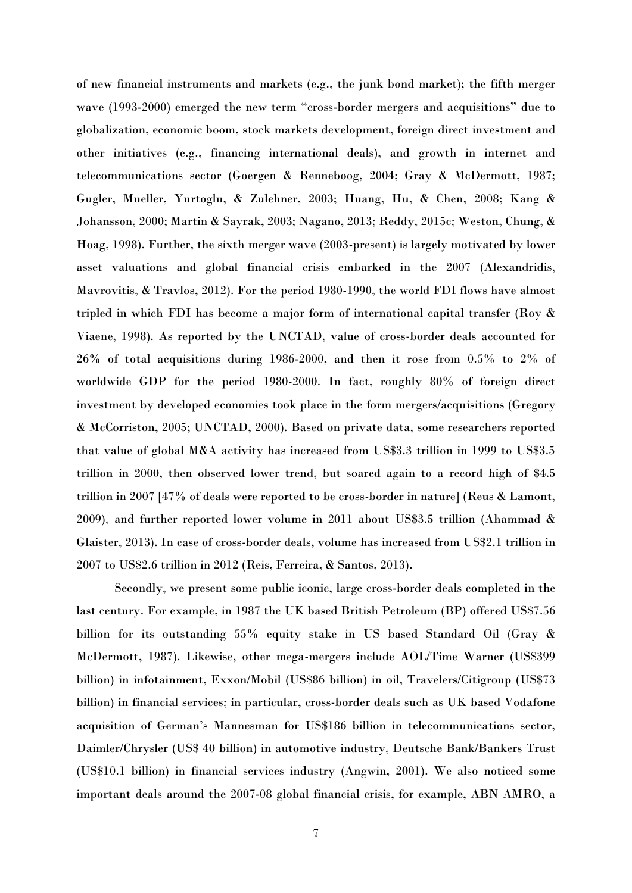of new financial instruments and markets (e.g., the junk bond market); the fifth merger wave (1993-2000) emerged the new term "cross-border mergers and acquisitions" due to globalization, economic boom, stock markets development, foreign direct investment and other initiatives (e.g., financing international deals), and growth in internet and telecommunications sector (Goergen & Renneboog, 2004; Gray & McDermott, 1987; Gugler, Mueller, Yurtoglu, & Zulehner, 2003; Huang, Hu, & Chen, 2008; Kang & Johansson, 2000; Martin & Sayrak, 2003; Nagano, 2013; Reddy, 2015c; Weston, Chung, & Hoag, 1998). Further, the sixth merger wave (2003-present) is largely motivated by lower asset valuations and global financial crisis embarked in the 2007 (Alexandridis, Mavrovitis, & Travlos, 2012). For the period 1980-1990, the world FDI flows have almost tripled in which FDI has become a major form of international capital transfer (Roy & Viaene, 1998). As reported by the UNCTAD, value of cross-border deals accounted for 26% of total acquisitions during 1986-2000, and then it rose from 0.5% to 2% of worldwide GDP for the period 1980-2000. In fact, roughly 80% of foreign direct investment by developed economies took place in the form mergers/acquisitions (Gregory & McCorriston, 2005; UNCTAD, 2000). Based on private data, some researchers reported that value of global M&A activity has increased from US$3.3 trillion in 1999 to US$3.5 trillion in 2000, then observed lower trend, but soared again to a record high of $4.5 trillion in 2007 [47% of deals were reported to be cross-border in nature] (Reus & Lamont, 2009), and further reported lower volume in 2011 about US$3.5 trillion (Ahammad & Glaister, 2013). In case of cross-border deals, volume has increased from US$2.1 trillion in 2007 to US$2.6 trillion in 2012 (Reis, Ferreira, & Santos, 2013).

Secondly, we present some public iconic, large cross-border deals completed in the last century. For example, in 1987 the UK based British Petroleum (BP) offered US$7.56 billion for its outstanding 55% equity stake in US based Standard Oil (Gray & McDermott, 1987). Likewise, other mega-mergers include AOL/Time Warner (US$399 billion) in infotainment, Exxon/Mobil (US$86 billion) in oil, Travelers/Citigroup (US$73 billion) in financial services; in particular, cross-border deals such as UK based Vodafone acquisition of German's Mannesman for US$186 billion in telecommunications sector, Daimler/Chrysler (US$ 40 billion) in automotive industry, Deutsche Bank/Bankers Trust (US$10.1 billion) in financial services industry (Angwin, 2001). We also noticed some important deals around the 2007-08 global financial crisis, for example, ABN AMRO, a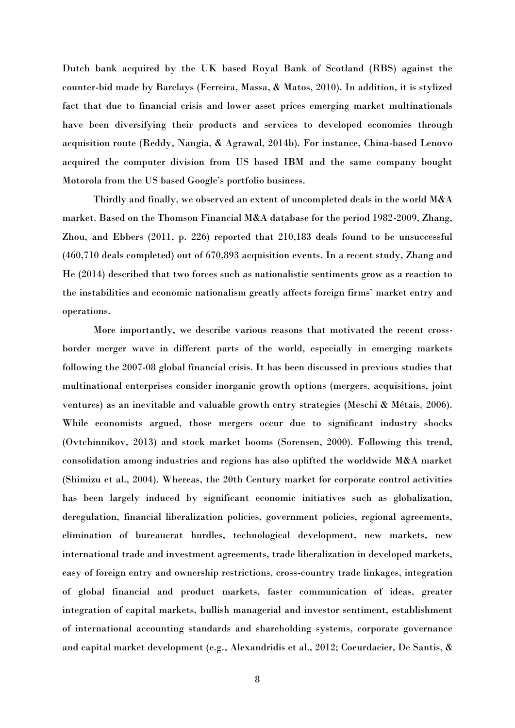Dutch bank acquired by the UK based Royal Bank of Scotland (RBS) against the counter-bid made by Barclays (Ferreira, Massa, & Matos, 2010). In addition, it is stylized fact that due to financial crisis and lower asset prices emerging market multinationals have been diversifying their products and services to developed economies through acquisition route (Reddy, Nangia, & Agrawal, 2014b). For instance, China-based Lenovo acquired the computer division from US based IBM and the same company bought Motorola from the US based Google's portfolio business.

Thirdly and finally, we observed an extent of uncompleted deals in the world M&A market. Based on the Thomson Financial M&A database for the period 1982-2009, Zhang, Zhou, and Ebbers (2011, p. 226) reported that 210,183 deals found to be unsuccessful (460,710 deals completed) out of 670,893 acquisition events. In a recent study, Zhang and He (2014) described that two forces such as nationalistic sentiments grow as a reaction to the instabilities and economic nationalism greatly affects foreign firms' market entry and operations.

More importantly, we describe various reasons that motivated the recent cross-border merger wave in different parts of the world, especially in emerging markets following the 2007-08 global financial crisis. It has been discussed in previous studies that multinational enterprises consider inorganic growth options (mergers, acquisitions, joint ventures) as an inevitable and valuable growth entry strategies (Meschi & Métais, 2006). While economists argued, those mergers occur due to significant industry shocks (Ovtchinnikov, 2013) and stock market booms (Sorensen, 2000). Following this trend, consolidation among industries and regions has also uplifted the worldwide M&A market (Shimizu et al., 2004). Whereas, the 20th Century market for corporate control activities has been largely induced by significant economic initiatives such as globalization, deregulation, financial liberalization policies, government policies, regional agreements, elimination of bureaucrat hurdles, technological development, new markets, new international trade and investment agreements, trade liberalization in developed markets, easy of foreign entry and ownership restrictions, cross-country trade linkages, integration of global financial and product markets, faster communication of ideas, greater integration of capital markets, bullish managerial and investor sentiment, establishment of international accounting standards and shareholding systems, corporate governance and capital market development (e.g., Alexandridis et al., 2012; Coeurdacier, De Santis, &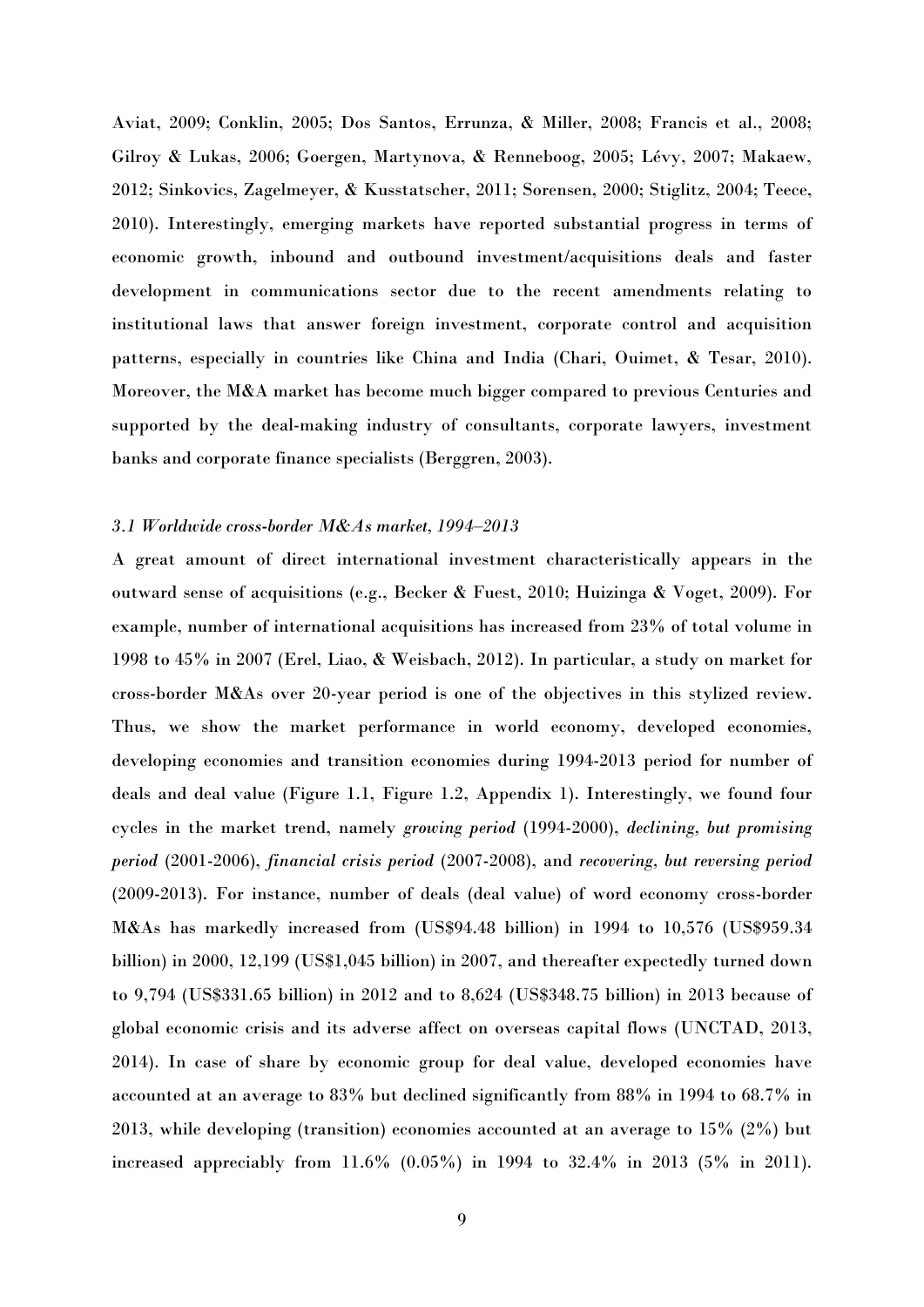Aviat, 2009; Conklin, 2005; Dos Santos, Errunza, & Miller, 2008; Francis et al., 2008; Gilroy & Lukas, 2006; Goergen, Martynova, & Renneboog, 2005; Lévy, 2007; Makaew, 2012; Sinkovics, Zagelmeyer, & Kusstatscher, 2011; Sorensen, 2000; Stiglitz, 2004; Teece, 2010). Interestingly, emerging markets have reported substantial progress in terms of economic growth, inbound and outbound investment/acquisitions deals and faster development in communications sector due to the recent amendments relating to institutional laws that answer foreign investment, corporate control and acquisition patterns, especially in countries like China and India (Chari, Ouimet, & Tesar, 2010). Moreover, the M&A market has become much bigger compared to previous Centuries and supported by the deal-making industry of consultants, corporate lawyers, investment banks and corporate finance specialists (Berggren, 2003).

### *3.1 Worldwide cross-border M&As market, 1994–2013*

A great amount of direct international investment characteristically appears in the outward sense of acquisitions (e.g., Becker & Fuest, 2010; Huizinga & Voget, 2009). For example, number of international acquisitions has increased from 23% of total volume in 1998 to 45% in 2007 (Erel, Liao, & Weisbach, 2012). In particular, a study on market for cross-border M&As over 20-year period is one of the objectives in this stylized review. Thus, we show the market performance in world economy, developed economies, developing economies and transition economies during 1994-2013 period for number of deals and deal value (Figure 1.1, Figure 1.2, Appendix 1). Interestingly, we found four cycles in the market trend, namely *growing period* (1994-2000), *declining, but promising period* (2001-2006), *financial crisis period* (2007-2008), and *recovering, but reversing period* (2009-2013). For instance, number of deals (deal value) of word economy cross-border M&As has markedly increased from (US$94.48 billion) in 1994 to 10,576 (US$959.34 billion) in 2000, 12,199 (US$1,045 billion) in 2007, and thereafter expectedly turned down to 9,794 (US$331.65 billion) in 2012 and to 8,624 (US$348.75 billion) in 2013 because of global economic crisis and its adverse affect on overseas capital flows (UNCTAD, 2013, 2014). In case of share by economic group for deal value, developed economies have accounted at an average to 83% but declined significantly from 88% in 1994 to 68.7% in 2013, while developing (transition) economies accounted at an average to 15% (2%) but increased appreciably from 11.6% (0.05%) in 1994 to 32.4% in 2013 (5% in 2011).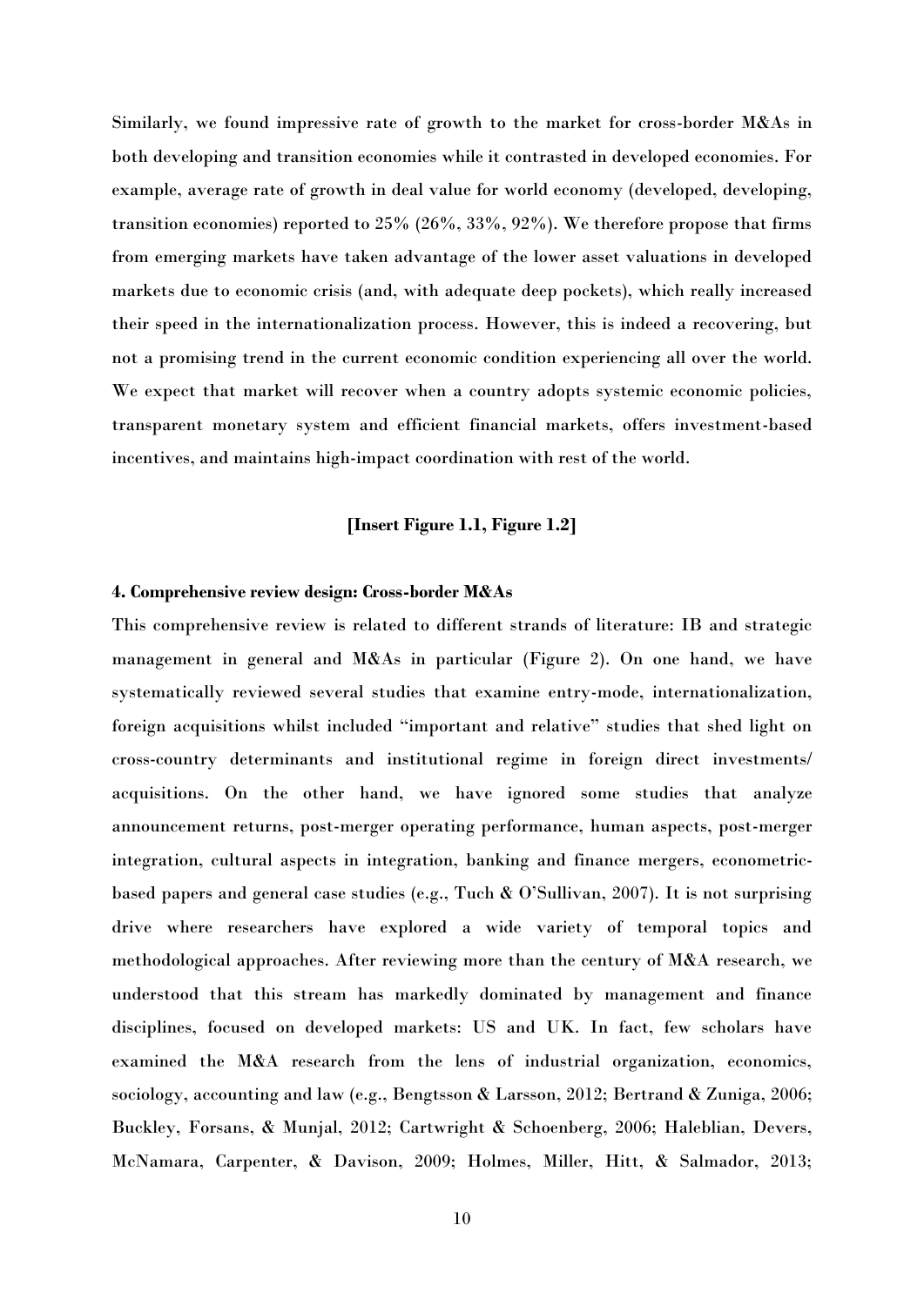Similarly, we found impressive rate of growth to the market for cross-border M&As in both developing and transition economies while it contrasted in developed economies. For example, average rate of growth in deal value for world economy (developed, developing, transition economies) reported to 25% (26%, 33%, 92%). We therefore propose that firms from emerging markets have taken advantage of the lower asset valuations in developed markets due to economic crisis (and, with adequate deep pockets), which really increased their speed in the internationalization process. However, this is indeed a recovering, but not a promising trend in the current economic condition experiencing all over the world. We expect that market will recover when a country adopts systemic economic policies, transparent monetary system and efficient financial markets, offers investment-based incentives, and maintains high-impact coordination with rest of the world.

**[Insert Figure 1.1, Figure 1.2]**

#### 4. Comprehensive review design: Cross-border M&As

This comprehensive review is related to different strands of literature: IB and strategic management in general and M&As in particular (Figure 2). On one hand, we have systematically reviewed several studies that examine entry-mode, internationalization, foreign acquisitions whilst included "important and relative" studies that shed light on cross-country determinants and institutional regime in foreign direct investments/ acquisitions. On the other hand, we have ignored some studies that analyze announcement returns, post-merger operating performance, human aspects, post-merger integration, cultural aspects in integration, banking and finance mergers, econometric-based papers and general case studies (e.g., Tuch & O'Sullivan, 2007). It is not surprising drive where researchers have explored a wide variety of temporal topics and methodological approaches. After reviewing more than the century of M&A research, we understood that this stream has markedly dominated by management and finance disciplines, focused on developed markets: US and UK. In fact, few scholars have examined the M&A research from the lens of industrial organization, economics, sociology, accounting and law (e.g., Bengtsson & Larsson, 2012; Bertrand & Zuniga, 2006; Buckley, Forsans, & Munjal, 2012; Cartwright & Schoenberg, 2006; Haleblian, Devers, McNamara, Carpenter, & Davison, 2009; Holmes, Miller, Hitt, & Salmador, 2013;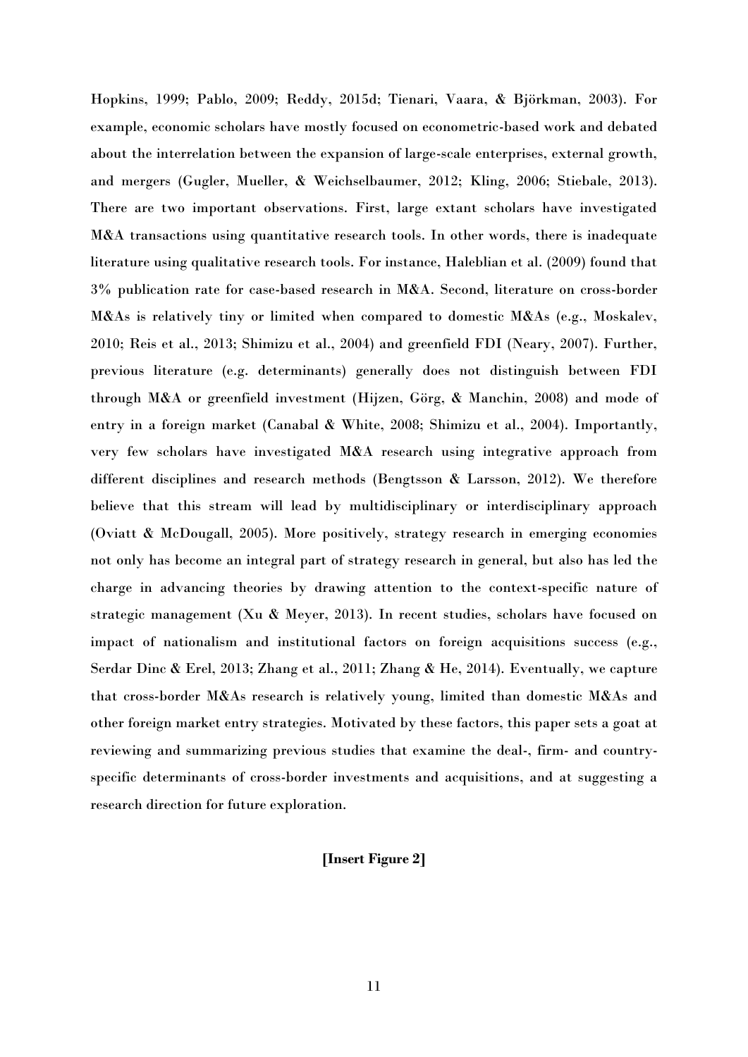Hopkins, 1999; Pablo, 2009; Reddy, 2015d; Tienari, Vaara, & Björkman, 2003). For example, economic scholars have mostly focused on econometric-based work and debated about the interrelation between the expansion of large-scale enterprises, external growth, and mergers (Gugler, Mueller, & Weichselbaumer, 2012; Kling, 2006; Stiebale, 2013). There are two important observations. First, large extant scholars have investigated M&A transactions using quantitative research tools. In other words, there is inadequate literature using qualitative research tools. For instance, Haleblian et al. (2009) found that 3% publication rate for case-based research in M&A. Second, literature on cross-border M&As is relatively tiny or limited when compared to domestic M&As (e.g., Moskalev, 2010; Reis et al., 2013; Shimizu et al., 2004) and greenfield FDI (Neary, 2007). Further, previous literature (e.g. determinants) generally does not distinguish between FDI through M&A or greenfield investment (Hijzen, Görg, & Manchin, 2008) and mode of entry in a foreign market (Canabal & White, 2008; Shimizu et al., 2004). Importantly, very few scholars have investigated M&A research using integrative approach from different disciplines and research methods (Bengtsson & Larsson, 2012). We therefore believe that this stream will lead by multidisciplinary or interdisciplinary approach (Oviatt & McDougall, 2005). More positively, strategy research in emerging economies not only has become an integral part of strategy research in general, but also has led the charge in advancing theories by drawing attention to the context-specific nature of strategic management (Xu & Meyer, 2013). In recent studies, scholars have focused on impact of nationalism and institutional factors on foreign acquisitions success (e.g., Serdar Dinc & Erel, 2013; Zhang et al., 2011; Zhang & He, 2014). Eventually, we capture that cross-border M&As research is relatively young, limited than domestic M&As and other foreign market entry strategies. Motivated by these factors, this paper sets a goat at reviewing and summarizing previous studies that examine the deal-, firm- and country-specific determinants of cross-border investments and acquisitions, and at suggesting a research direction for future exploration.

**[Insert Figure 2]**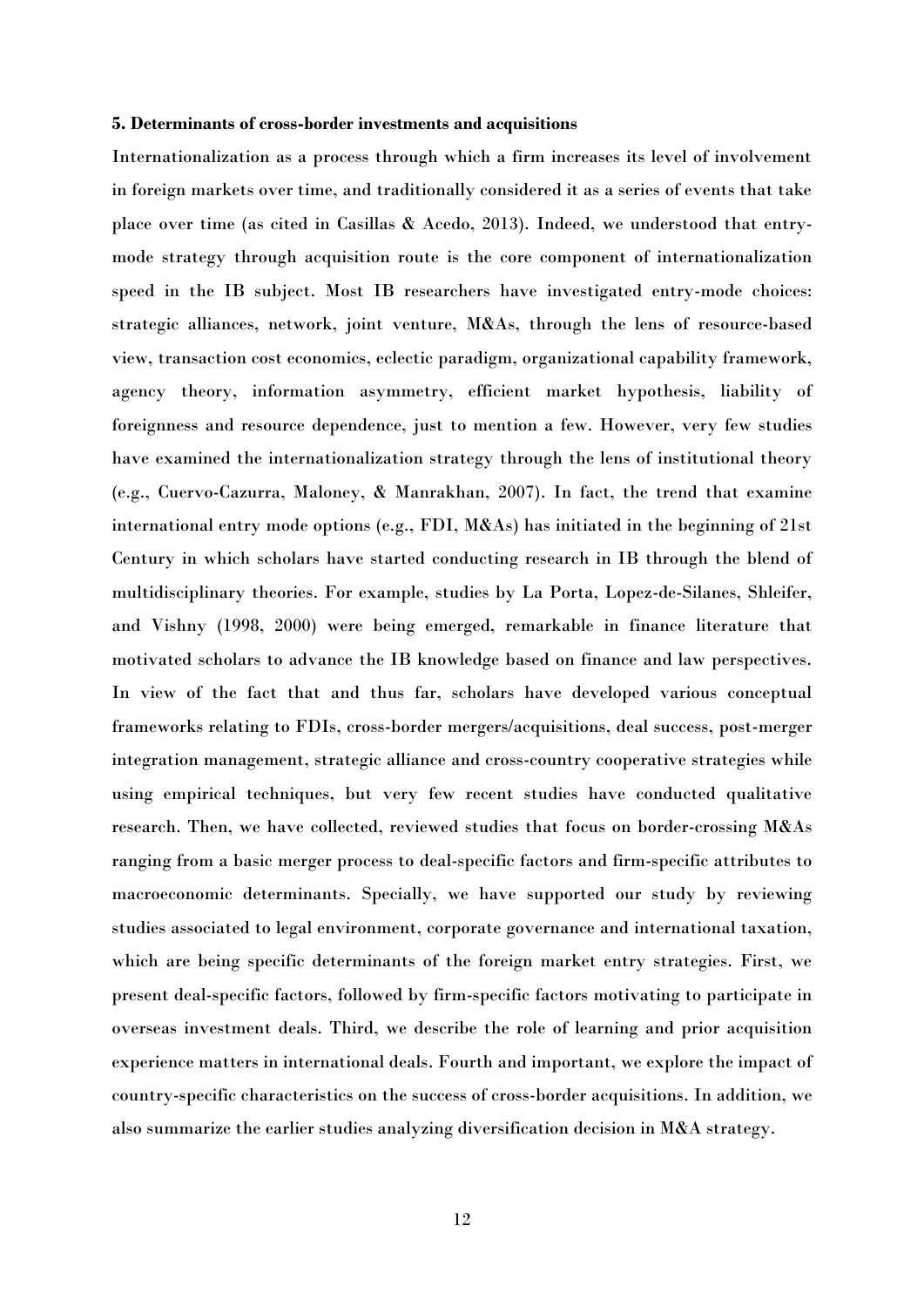**5. Determinants of cross-border investments and acquisitions**

Internationalization as a process through which a firm increases its level of involvement in foreign markets over time, and traditionally considered it as a series of events that take place over time (as cited in Casillas & Acedo, 2013). Indeed, we understood that entry-mode strategy through acquisition route is the core component of internationalization speed in the IB subject. Most IB researchers have investigated entry-mode choices: strategic alliances, network, joint venture, M&As, through the lens of resource-based view, transaction cost economics, eclectic paradigm, organizational capability framework, agency theory, information asymmetry, efficient market hypothesis, liability of foreignness and resource dependence, just to mention a few. However, very few studies have examined the internationalization strategy through the lens of institutional theory (e.g., Cuervo-Cazurra, Maloney, & Manrakhan, 2007). In fact, the trend that examine international entry mode options (e.g., FDI, M&As) has initiated in the beginning of 21st Century in which scholars have started conducting research in IB through the blend of multidisciplinary theories. For example, studies by La Porta, Lopez-de-Silanes, Shleifer, and Vishny (1998, 2000) were being emerged, remarkable in finance literature that motivated scholars to advance the IB knowledge based on finance and law perspectives. In view of the fact that and thus far, scholars have developed various conceptual frameworks relating to FDIs, cross-border mergers/acquisitions, deal success, post-merger integration management, strategic alliance and cross-country cooperative strategies while using empirical techniques, but very few recent studies have conducted qualitative research. Then, we have collected, reviewed studies that focus on border-crossing M&As ranging from a basic merger process to deal-specific factors and firm-specific attributes to macroeconomic determinants. Specially, we have supported our study by reviewing studies associated to legal environment, corporate governance and international taxation, which are being specific determinants of the foreign market entry strategies. First, we present deal-specific factors, followed by firm-specific factors motivating to participate in overseas investment deals. Third, we describe the role of learning and prior acquisition experience matters in international deals. Fourth and important, we explore the impact of country-specific characteristics on the success of cross-border acquisitions. In addition, we also summarize the earlier studies analyzing diversification decision in M&A strategy.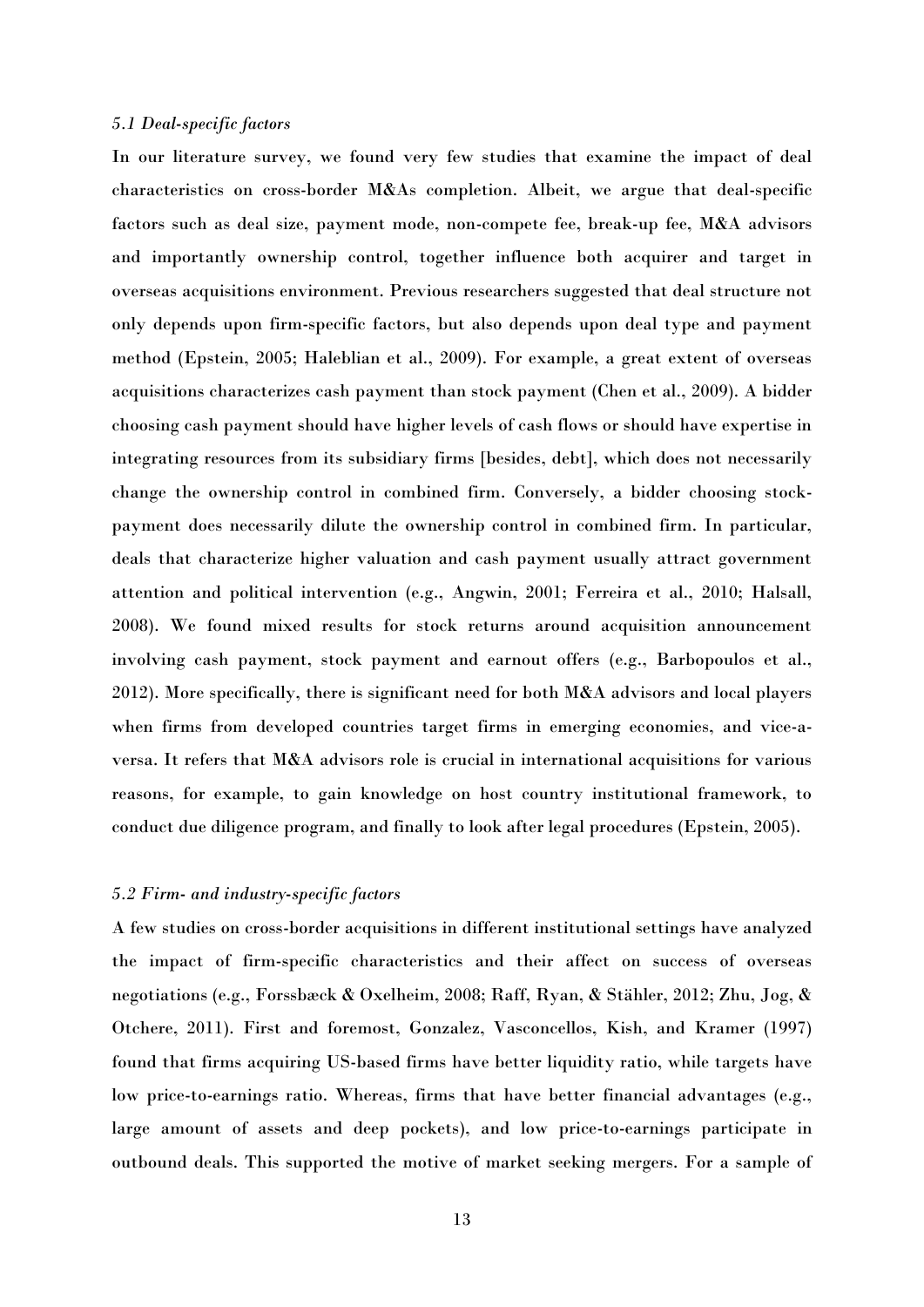*5.1 Deal-specific factors*

In our literature survey, we found very few studies that examine the impact of deal characteristics on cross-border M&As completion. Albeit, we argue that deal-specific factors such as deal size, payment mode, non-compete fee, break-up fee, M&A advisors and importantly ownership control, together influence both acquirer and target in overseas acquisitions environment. Previous researchers suggested that deal structure not only depends upon firm-specific factors, but also depends upon deal type and payment method (Epstein, 2005; Haleblian et al., 2009). For example, a great extent of overseas acquisitions characterizes cash payment than stock payment (Chen et al., 2009). A bidder choosing cash payment should have higher levels of cash flows or should have expertise in integrating resources from its subsidiary firms [besides, debt], which does not necessarily change the ownership control in combined firm. Conversely, a bidder choosing stock-payment does necessarily dilute the ownership control in combined firm. In particular, deals that characterize higher valuation and cash payment usually attract government attention and political intervention (e.g., Angwin, 2001; Ferreira et al., 2010; Halsall, 2008). We found mixed results for stock returns around acquisition announcement involving cash payment, stock payment and earnout offers (e.g., Barbopoulos et al., 2012). More specifically, there is significant need for both M&A advisors and local players when firms from developed countries target firms in emerging economies, and vice-a-versa. It refers that M&A advisors role is crucial in international acquisitions for various reasons, for example, to gain knowledge on host country institutional framework, to conduct due diligence program, and finally to look after legal procedures (Epstein, 2005).

*5.2 Firm- and industry-specific factors*

A few studies on cross-border acquisitions in different institutional settings have analyzed the impact of firm-specific characteristics and their affect on success of overseas negotiations (e.g., Forssbæck & Oxelheim, 2008; Raff, Ryan, & Stähler, 2012; Zhu, Jog, & Otchere, 2011). First and foremost, Gonzalez, Vasconcellos, Kish, and Kramer (1997) found that firms acquiring US-based firms have better liquidity ratio, while targets have low price-to-earnings ratio. Whereas, firms that have better financial advantages (e.g., large amount of assets and deep pockets), and low price-to-earnings participate in outbound deals. This supported the motive of market seeking mergers. For a sample of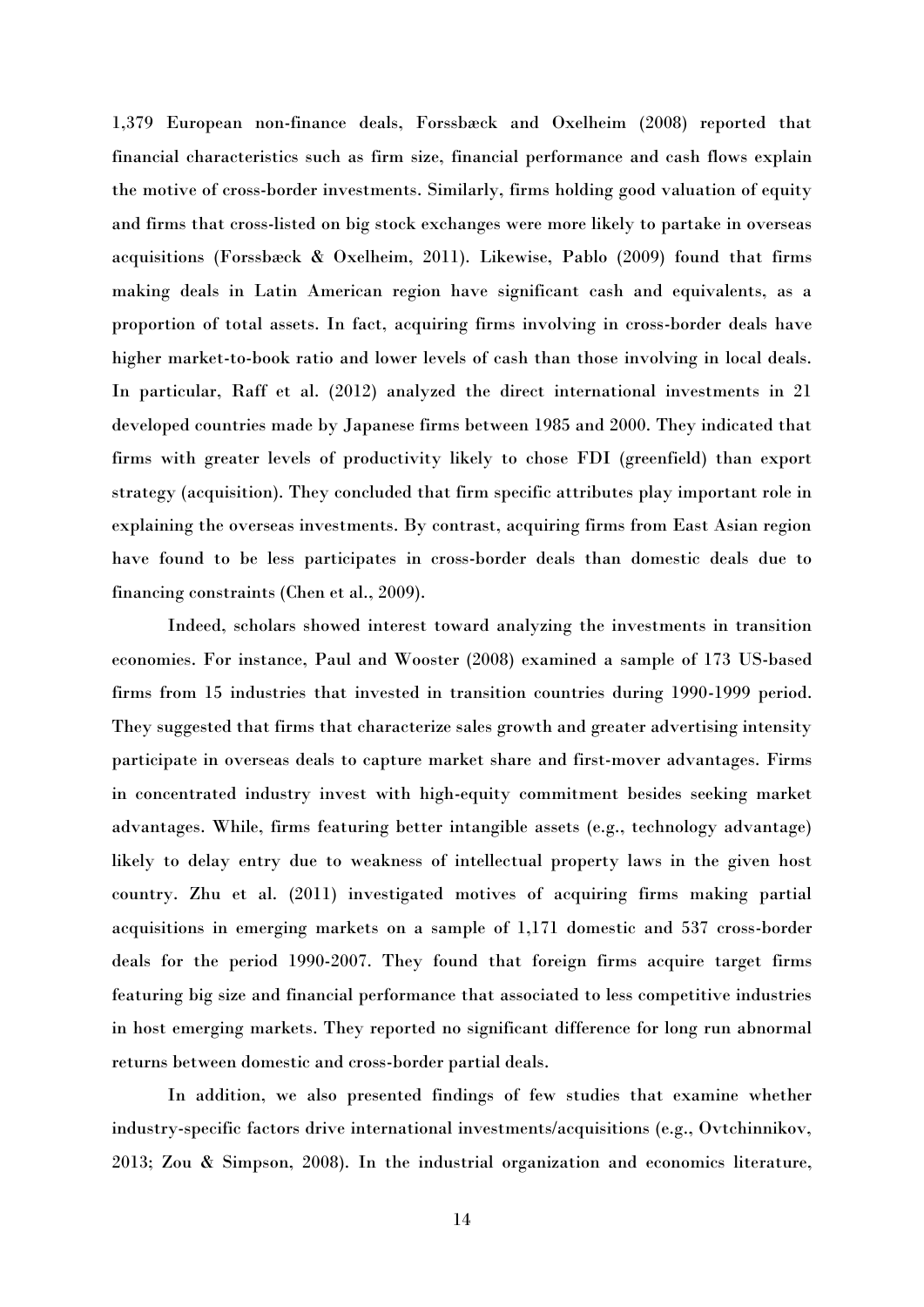1,379 European non-finance deals, Forssbæck and Oxelheim (2008) reported that financial characteristics such as firm size, financial performance and cash flows explain the motive of cross-border investments. Similarly, firms holding good valuation of equity and firms that cross-listed on big stock exchanges were more likely to partake in overseas acquisitions (Forssbæck & Oxelheim, 2011). Likewise, Pablo (2009) found that firms making deals in Latin American region have significant cash and equivalents, as a proportion of total assets. In fact, acquiring firms involving in cross-border deals have higher market-to-book ratio and lower levels of cash than those involving in local deals. In particular, Raff et al. (2012) analyzed the direct international investments in 21 developed countries made by Japanese firms between 1985 and 2000. They indicated that firms with greater levels of productivity likely to chose FDI (greenfield) than export strategy (acquisition). They concluded that firm specific attributes play important role in explaining the overseas investments. By contrast, acquiring firms from East Asian region have found to be less participates in cross-border deals than domestic deals due to financing constraints (Chen et al., 2009).

Indeed, scholars showed interest toward analyzing the investments in transition economies. For instance, Paul and Wooster (2008) examined a sample of 173 US-based firms from 15 industries that invested in transition countries during 1990-1999 period. They suggested that firms that characterize sales growth and greater advertising intensity participate in overseas deals to capture market share and first-mover advantages. Firms in concentrated industry invest with high-equity commitment besides seeking market advantages. While, firms featuring better intangible assets (e.g., technology advantage) likely to delay entry due to weakness of intellectual property laws in the given host country. Zhu et al. (2011) investigated motives of acquiring firms making partial acquisitions in emerging markets on a sample of 1,171 domestic and 537 cross-border deals for the period 1990-2007. They found that foreign firms acquire target firms featuring big size and financial performance that associated to less competitive industries in host emerging markets. They reported no significant difference for long run abnormal returns between domestic and cross-border partial deals.

In addition, we also presented findings of few studies that examine whether industry-specific factors drive international investments/acquisitions (e.g., Ovtchinnikov, 2013; Zou & Simpson, 2008). In the industrial organization and economics literature,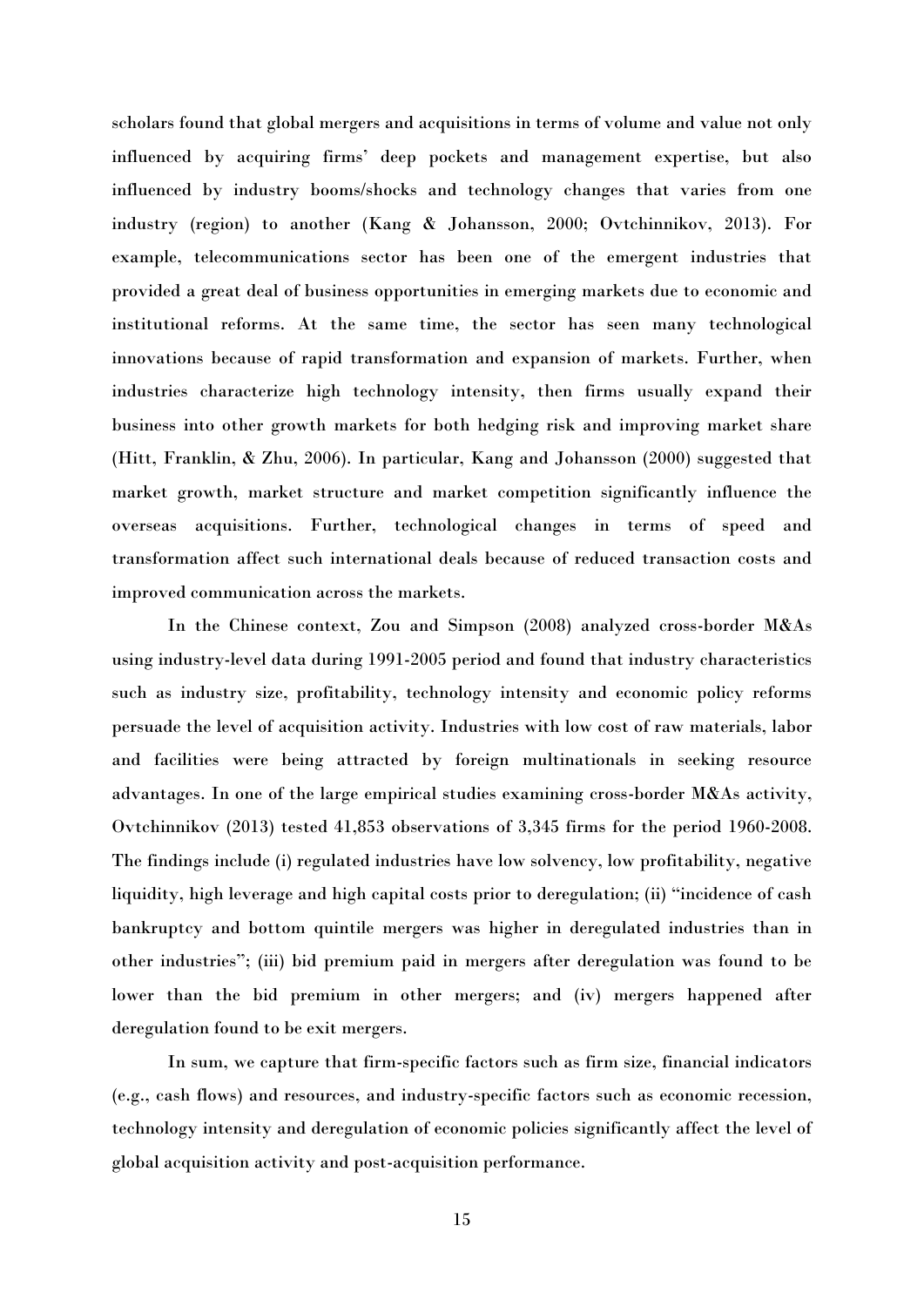scholars found that global mergers and acquisitions in terms of volume and value not only influenced by acquiring firms' deep pockets and management expertise, but also influenced by industry booms/shocks and technology changes that varies from one industry (region) to another (Kang & Johansson, 2000; Ovtchinnikov, 2013). For example, telecommunications sector has been one of the emergent industries that provided a great deal of business opportunities in emerging markets due to economic and institutional reforms. At the same time, the sector has seen many technological innovations because of rapid transformation and expansion of markets. Further, when industries characterize high technology intensity, then firms usually expand their business into other growth markets for both hedging risk and improving market share (Hitt, Franklin, & Zhu, 2006). In particular, Kang and Johansson (2000) suggested that market growth, market structure and market competition significantly influence the overseas acquisitions. Further, technological changes in terms of speed and transformation affect such international deals because of reduced transaction costs and improved communication across the markets.

In the Chinese context, Zou and Simpson (2008) analyzed cross-border M&As using industry-level data during 1991-2005 period and found that industry characteristics such as industry size, profitability, technology intensity and economic policy reforms persuade the level of acquisition activity. Industries with low cost of raw materials, labor and facilities were being attracted by foreign multinationals in seeking resource advantages. In one of the large empirical studies examining cross-border M&As activity, Ovtchinnikov (2013) tested 41,853 observations of 3,345 firms for the period 1960-2008. The findings include (i) regulated industries have low solvency, low profitability, negative liquidity, high leverage and high capital costs prior to deregulation; (ii) "incidence of cash bankruptcy and bottom quintile mergers was higher in deregulated industries than in other industries"; (iii) bid premium paid in mergers after deregulation was found to be lower than the bid premium in other mergers; and (iv) mergers happened after deregulation found to be exit mergers.

In sum, we capture that firm-specific factors such as firm size, financial indicators (e.g., cash flows) and resources, and industry-specific factors such as economic recession, technology intensity and deregulation of economic policies significantly affect the level of global acquisition activity and post-acquisition performance.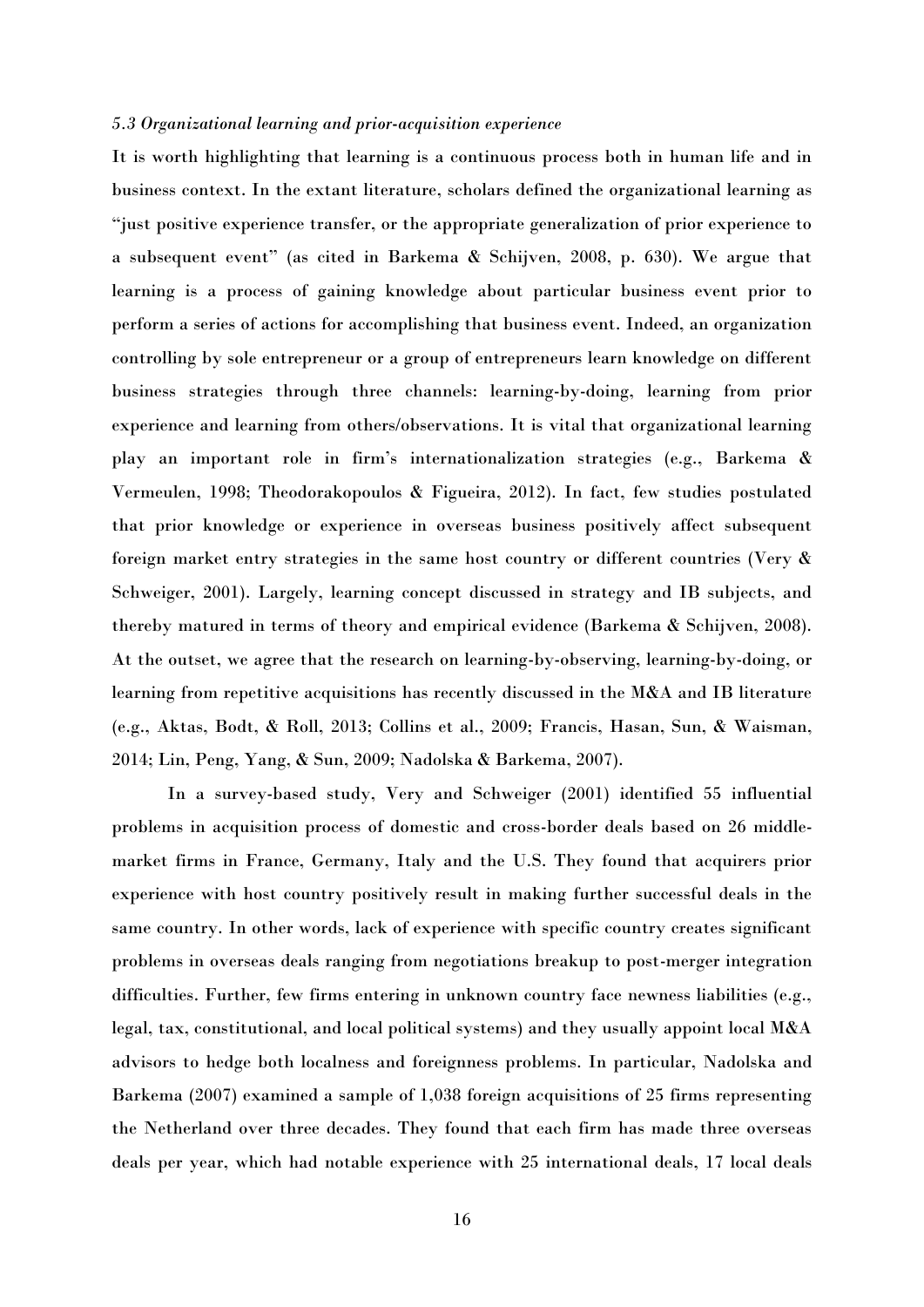*5.3 Organizational learning and prior-acquisition experience*

It is worth highlighting that learning is a continuous process both in human life and in business context. In the extant literature, scholars defined the organizational learning as "just positive experience transfer, or the appropriate generalization of prior experience to a subsequent event" (as cited in Barkema & Schijven, 2008, p. 630). We argue that learning is a process of gaining knowledge about particular business event prior to perform a series of actions for accomplishing that business event. Indeed, an organization controlling by sole entrepreneur or a group of entrepreneurs learn knowledge on different business strategies through three channels: learning-by-doing, learning from prior experience and learning from others/observations. It is vital that organizational learning play an important role in firm's internationalization strategies (e.g., Barkema & Vermeulen, 1998; Theodorakopoulos & Figueira, 2012). In fact, few studies postulated that prior knowledge or experience in overseas business positively affect subsequent foreign market entry strategies in the same host country or different countries (Very & Schweiger, 2001). Largely, learning concept discussed in strategy and IB subjects, and thereby matured in terms of theory and empirical evidence (Barkema & Schijven, 2008). At the outset, we agree that the research on learning-by-observing, learning-by-doing, or learning from repetitive acquisitions has recently discussed in the M&A and IB literature (e.g., Aktas, Bodt, & Roll, 2013; Collins et al., 2009; Francis, Hasan, Sun, & Waisman, 2014; Lin, Peng, Yang, & Sun, 2009; Nadolska & Barkema, 2007).

In a survey-based study, Very and Schweiger (2001) identified 55 influential problems in acquisition process of domestic and cross-border deals based on 26 middle-market firms in France, Germany, Italy and the U.S. They found that acquirers prior experience with host country positively result in making further successful deals in the same country. In other words, lack of experience with specific country creates significant problems in overseas deals ranging from negotiations breakup to post-merger integration difficulties. Further, few firms entering in unknown country face newness liabilities (e.g., legal, tax, constitutional, and local political systems) and they usually appoint local M&A advisors to hedge both localness and foreignness problems. In particular, Nadolska and Barkema (2007) examined a sample of 1,038 foreign acquisitions of 25 firms representing the Netherland over three decades. They found that each firm has made three overseas deals per year, which had notable experience with 25 international deals, 17 local deals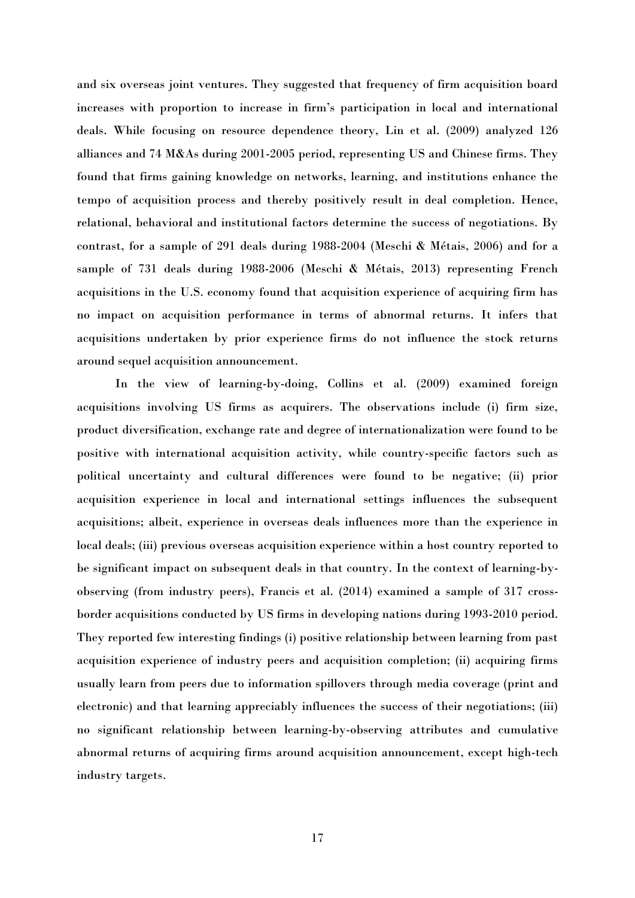and six overseas joint ventures. They suggested that frequency of firm acquisition board increases with proportion to increase in firm's participation in local and international deals. While focusing on resource dependence theory, Lin et al. (2009) analyzed 126 alliances and 74 M&As during 2001-2005 period, representing US and Chinese firms. They found that firms gaining knowledge on networks, learning, and institutions enhance the tempo of acquisition process and thereby positively result in deal completion. Hence, relational, behavioral and institutional factors determine the success of negotiations. By contrast, for a sample of 291 deals during 1988-2004 (Meschi & Métais, 2006) and for a sample of 731 deals during 1988-2006 (Meschi & Métais, 2013) representing French acquisitions in the U.S. economy found that acquisition experience of acquiring firm has no impact on acquisition performance in terms of abnormal returns. It infers that acquisitions undertaken by prior experience firms do not influence the stock returns around sequel acquisition announcement.

In the view of learning-by-doing, Collins et al. (2009) examined foreign acquisitions involving US firms as acquirers. The observations include (i) firm size, product diversification, exchange rate and degree of internationalization were found to be positive with international acquisition activity, while country-specific factors such as political uncertainty and cultural differences were found to be negative; (ii) prior acquisition experience in local and international settings influences the subsequent acquisitions; albeit, experience in overseas deals influences more than the experience in local deals; (iii) previous overseas acquisition experience within a host country reported to be significant impact on subsequent deals in that country. In the context of learning-by-observing (from industry peers), Francis et al. (2014) examined a sample of 317 cross-border acquisitions conducted by US firms in developing nations during 1993-2010 period. They reported few interesting findings (i) positive relationship between learning from past acquisition experience of industry peers and acquisition completion; (ii) acquiring firms usually learn from peers due to information spillovers through media coverage (print and electronic) and that learning appreciably influences the success of their negotiations; (iii) no significant relationship between learning-by-observing attributes and cumulative abnormal returns of acquiring firms around acquisition announcement, except high-tech industry targets.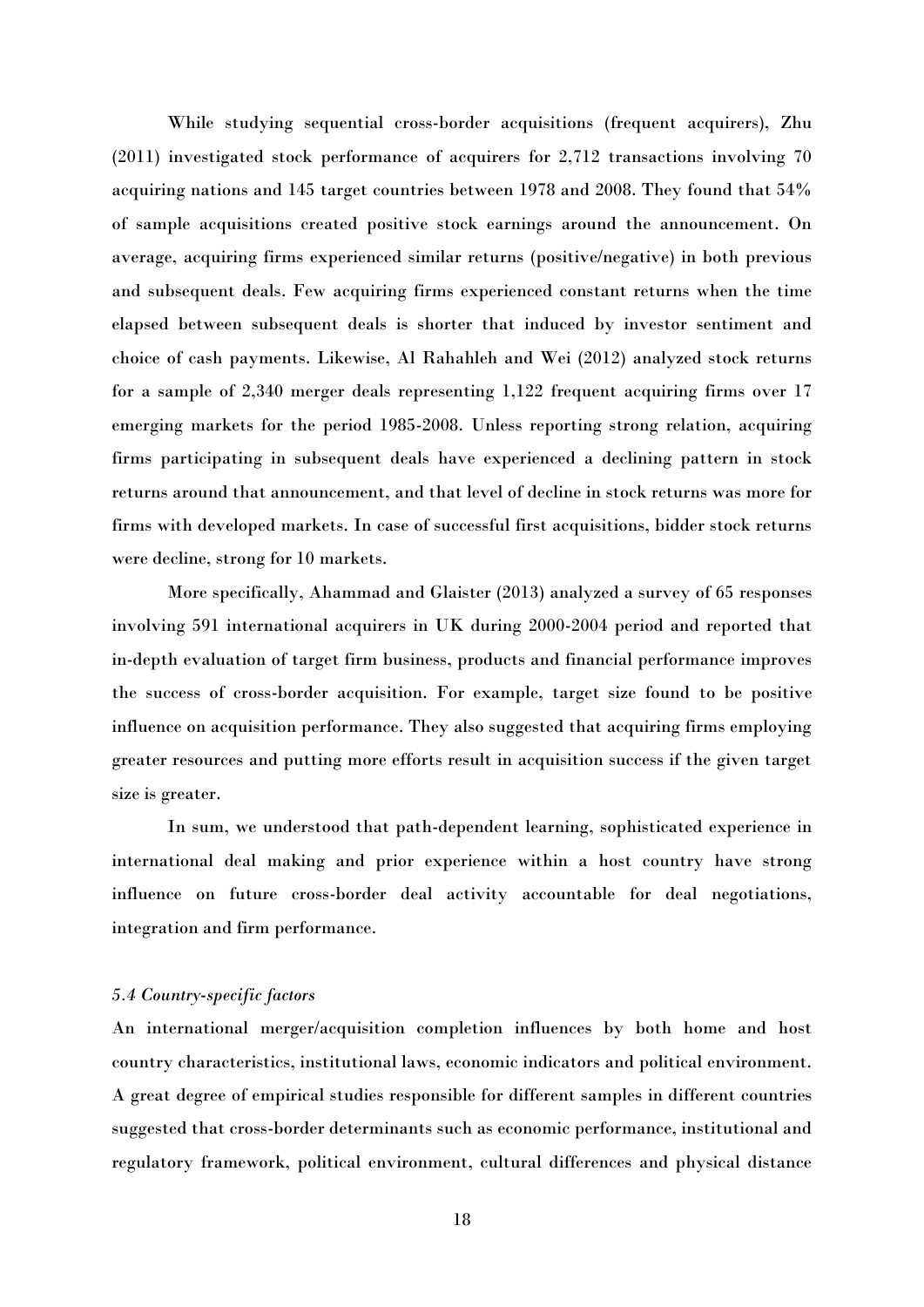While studying sequential cross-border acquisitions (frequent acquirers), Zhu (2011) investigated stock performance of acquirers for 2,712 transactions involving 70 acquiring nations and 145 target countries between 1978 and 2008. They found that 54% of sample acquisitions created positive stock earnings around the announcement. On average, acquiring firms experienced similar returns (positive/negative) in both previous and subsequent deals. Few acquiring firms experienced constant returns when the time elapsed between subsequent deals is shorter that induced by investor sentiment and choice of cash payments. Likewise, Al Rahahleh and Wei (2012) analyzed stock returns for a sample of 2,340 merger deals representing 1,122 frequent acquiring firms over 17 emerging markets for the period 1985-2008. Unless reporting strong relation, acquiring firms participating in subsequent deals have experienced a declining pattern in stock returns around that announcement, and that level of decline in stock returns was more for firms with developed markets. In case of successful first acquisitions, bidder stock returns were decline, strong for 10 markets.

More specifically, Ahammad and Glaister (2013) analyzed a survey of 65 responses involving 591 international acquirers in UK during 2000-2004 period and reported that in-depth evaluation of target firm business, products and financial performance improves the success of cross-border acquisition. For example, target size found to be positive influence on acquisition performance. They also suggested that acquiring firms employing greater resources and putting more efforts result in acquisition success if the given target size is greater.

In sum, we understood that path-dependent learning, sophisticated experience in international deal making and prior experience within a host country have strong influence on future cross-border deal activity accountable for deal negotiations, integration and firm performance.

### *5.4 Country-specific factors*

An international merger/acquisition completion influences by both home and host country characteristics, institutional laws, economic indicators and political environment. A great degree of empirical studies responsible for different samples in different countries suggested that cross-border determinants such as economic performance, institutional and regulatory framework, political environment, cultural differences and physical distance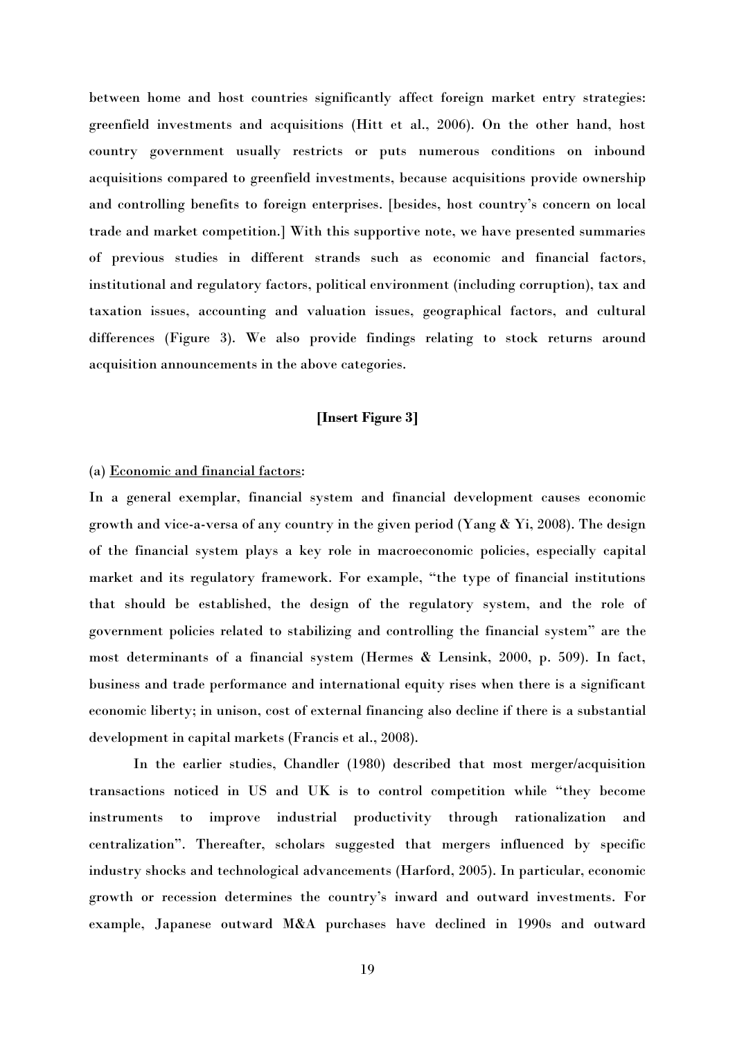between home and host countries significantly affect foreign market entry strategies: greenfield investments and acquisitions (Hitt et al., 2006). On the other hand, host country government usually restricts or puts numerous conditions on inbound acquisitions compared to greenfield investments, because acquisitions provide ownership and controlling benefits to foreign enterprises. [besides, host country's concern on local trade and market competition.] With this supportive note, we have presented summaries of previous studies in different strands such as economic and financial factors, institutional and regulatory factors, political environment (including corruption), tax and taxation issues, accounting and valuation issues, geographical factors, and cultural differences (Figure 3). We also provide findings relating to stock returns around acquisition announcements in the above categories.

**[Insert Figure 3]**

(a) Economic and financial factors:

In a general exemplar, financial system and financial development causes economic growth and vice-a-versa of any country in the given period (Yang & Yi, 2008). The design of the financial system plays a key role in macroeconomic policies, especially capital market and its regulatory framework. For example, "the type of financial institutions that should be established, the design of the regulatory system, and the role of government policies related to stabilizing and controlling the financial system" are the most determinants of a financial system (Hermes & Lensink, 2000, p. 509). In fact, business and trade performance and international equity rises when there is a significant economic liberty; in unison, cost of external financing also decline if there is a substantial development in capital markets (Francis et al., 2008).

In the earlier studies, Chandler (1980) described that most merger/acquisition transactions noticed in US and UK is to control competition while "they become instruments to improve industrial productivity through rationalization and centralization". Thereafter, scholars suggested that mergers influenced by specific industry shocks and technological advancements (Harford, 2005). In particular, economic growth or recession determines the country's inward and outward investments. For example, Japanese outward M&A purchases have declined in 1990s and outward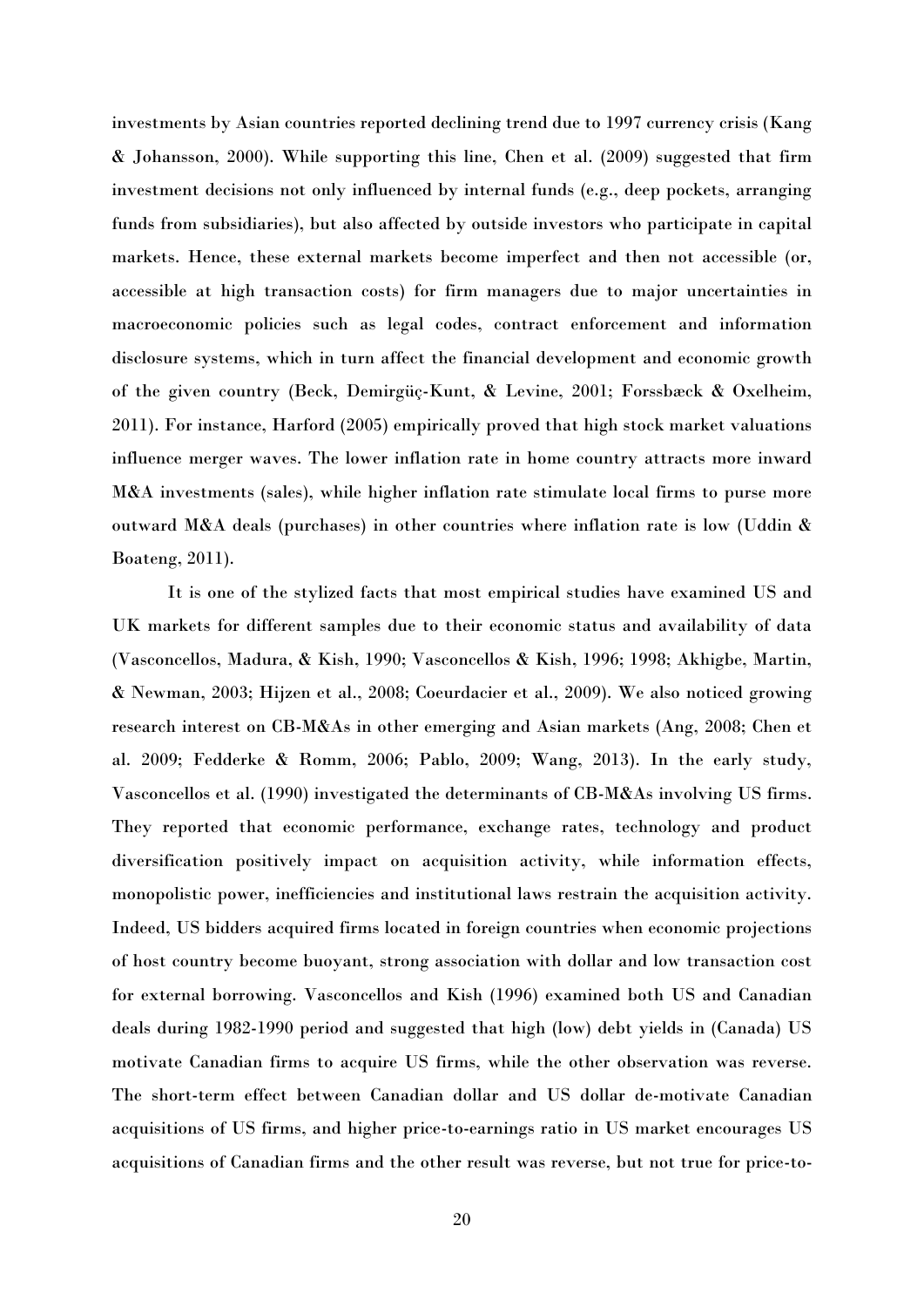investments by Asian countries reported declining trend due to 1997 currency crisis (Kang & Johansson, 2000). While supporting this line, Chen et al. (2009) suggested that firm investment decisions not only influenced by internal funds (e.g., deep pockets, arranging funds from subsidiaries), but also affected by outside investors who participate in capital markets. Hence, these external markets become imperfect and then not accessible (or, accessible at high transaction costs) for firm managers due to major uncertainties in macroeconomic policies such as legal codes, contract enforcement and information disclosure systems, which in turn affect the financial development and economic growth of the given country (Beck, Demirgüç-Kunt, & Levine, 2001; Forssbæck & Oxelheim, 2011). For instance, Harford (2005) empirically proved that high stock market valuations influence merger waves. The lower inflation rate in home country attracts more inward M&A investments (sales), while higher inflation rate stimulate local firms to purse more outward M&A deals (purchases) in other countries where inflation rate is low (Uddin & Boateng, 2011).

It is one of the stylized facts that most empirical studies have examined US and UK markets for different samples due to their economic status and availability of data (Vasconcellos, Madura, & Kish, 1990; Vasconcellos & Kish, 1996; 1998; Akhigbe, Martin, & Newman, 2003; Hijzen et al., 2008; Coeurdacier et al., 2009). We also noticed growing research interest on CB-M&As in other emerging and Asian markets (Ang, 2008; Chen et al. 2009; Fedderke & Romm, 2006; Pablo, 2009; Wang, 2013). In the early study, Vasconcellos et al. (1990) investigated the determinants of CB-M&As involving US firms. They reported that economic performance, exchange rates, technology and product diversification positively impact on acquisition activity, while information effects, monopolistic power, inefficiencies and institutional laws restrain the acquisition activity. Indeed, US bidders acquired firms located in foreign countries when economic projections of host country become buoyant, strong association with dollar and low transaction cost for external borrowing. Vasconcellos and Kish (1996) examined both US and Canadian deals during 1982-1990 period and suggested that high (low) debt yields in (Canada) US motivate Canadian firms to acquire US firms, while the other observation was reverse. The short-term effect between Canadian dollar and US dollar de-motivate Canadian acquisitions of US firms, and higher price-to-earnings ratio in US market encourages US acquisitions of Canadian firms and the other result was reverse, but not true for price-to-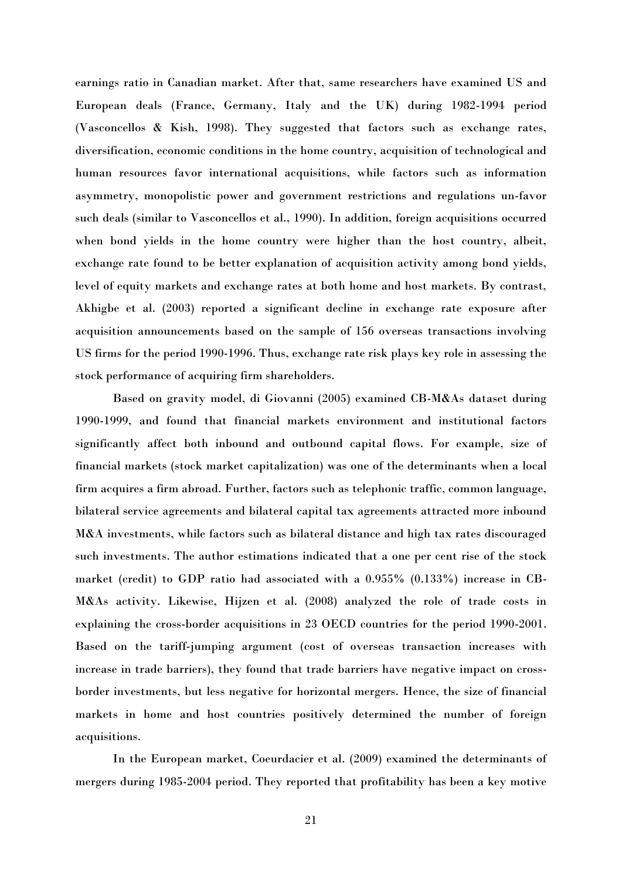earnings ratio in Canadian market. After that, same researchers have examined US and European deals (France, Germany, Italy and the UK) during 1982-1994 period (Vasconcellos & Kish, 1998). They suggested that factors such as exchange rates, diversification, economic conditions in the home country, acquisition of technological and human resources favor international acquisitions, while factors such as information asymmetry, monopolistic power and government restrictions and regulations un-favor such deals (similar to Vasconcellos et al., 1990). In addition, foreign acquisitions occurred when bond yields in the home country were higher than the host country, albeit, exchange rate found to be better explanation of acquisition activity among bond yields, level of equity markets and exchange rates at both home and host markets. By contrast, Akhigbe et al. (2003) reported a significant decline in exchange rate exposure after acquisition announcements based on the sample of 156 overseas transactions involving US firms for the period 1990-1996. Thus, exchange rate risk plays key role in assessing the stock performance of acquiring firm shareholders.

Based on gravity model, di Giovanni (2005) examined CB-M&As dataset during 1990-1999, and found that financial markets environment and institutional factors significantly affect both inbound and outbound capital flows. For example, size of financial markets (stock market capitalization) was one of the determinants when a local firm acquires a firm abroad. Further, factors such as telephonic traffic, common language, bilateral service agreements and bilateral capital tax agreements attracted more inbound M&A investments, while factors such as bilateral distance and high tax rates discouraged such investments. The author estimations indicated that a one per cent rise of the stock market (credit) to GDP ratio had associated with a 0.955% (0.133%) increase in CB-M&As activity. Likewise, Hijzen et al. (2008) analyzed the role of trade costs in explaining the cross-border acquisitions in 23 OECD countries for the period 1990-2001. Based on the tariff-jumping argument (cost of overseas transaction increases with increase in trade barriers), they found that trade barriers have negative impact on cross-border investments, but less negative for horizontal mergers. Hence, the size of financial markets in home and host countries positively determined the number of foreign acquisitions.

In the European market, Coeurdacier et al. (2009) examined the determinants of mergers during 1985-2004 period. They reported that profitability has been a key motive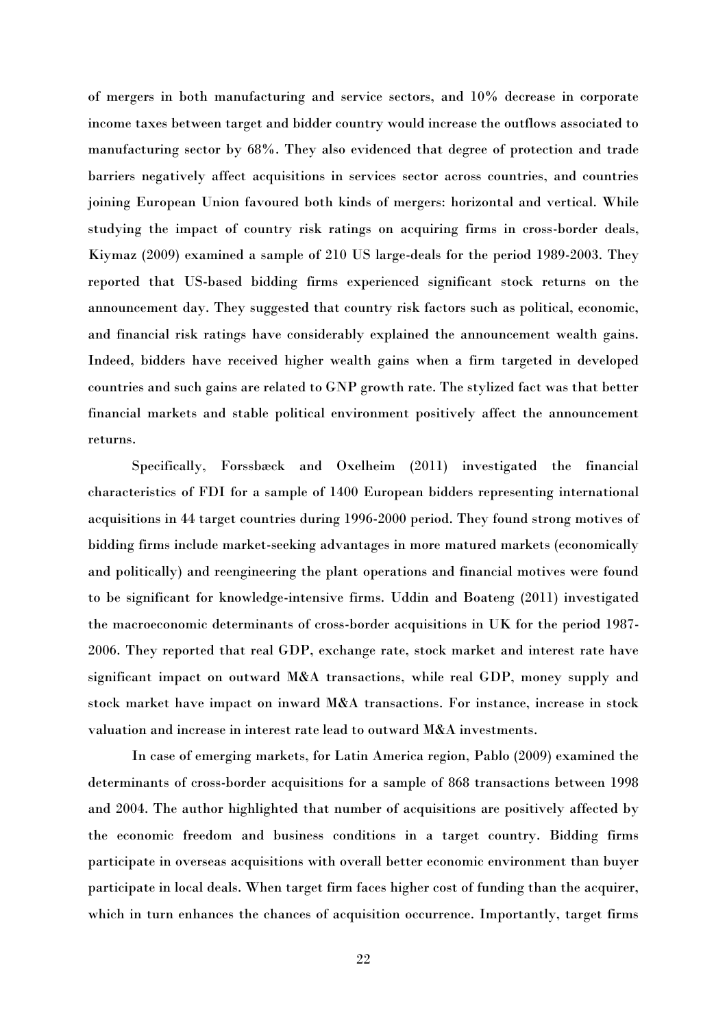of mergers in both manufacturing and service sectors, and 10% decrease in corporate income taxes between target and bidder country would increase the outflows associated to manufacturing sector by 68%. They also evidenced that degree of protection and trade barriers negatively affect acquisitions in services sector across countries, and countries joining European Union favoured both kinds of mergers: horizontal and vertical. While studying the impact of country risk ratings on acquiring firms in cross-border deals, Kiymaz (2009) examined a sample of 210 US large-deals for the period 1989-2003. They reported that US-based bidding firms experienced significant stock returns on the announcement day. They suggested that country risk factors such as political, economic, and financial risk ratings have considerably explained the announcement wealth gains. Indeed, bidders have received higher wealth gains when a firm targeted in developed countries and such gains are related to GNP growth rate. The stylized fact was that better financial markets and stable political environment positively affect the announcement returns.

Specifically, Forssbæck and Oxelheim (2011) investigated the financial characteristics of FDI for a sample of 1400 European bidders representing international acquisitions in 44 target countries during 1996-2000 period. They found strong motives of bidding firms include market-seeking advantages in more matured markets (economically and politically) and reengineering the plant operations and financial motives were found to be significant for knowledge-intensive firms. Uddin and Boateng (2011) investigated the macroeconomic determinants of cross-border acquisitions in UK for the period 1987-2006. They reported that real GDP, exchange rate, stock market and interest rate have significant impact on outward M&A transactions, while real GDP, money supply and stock market have impact on inward M&A transactions. For instance, increase in stock valuation and increase in interest rate lead to outward M&A investments.

In case of emerging markets, for Latin America region, Pablo (2009) examined the determinants of cross-border acquisitions for a sample of 868 transactions between 1998 and 2004. The author highlighted that number of acquisitions are positively affected by the economic freedom and business conditions in a target country. Bidding firms participate in overseas acquisitions with overall better economic environment than buyer participate in local deals. When target firm faces higher cost of funding than the acquirer, which in turn enhances the chances of acquisition occurrence. Importantly, target firms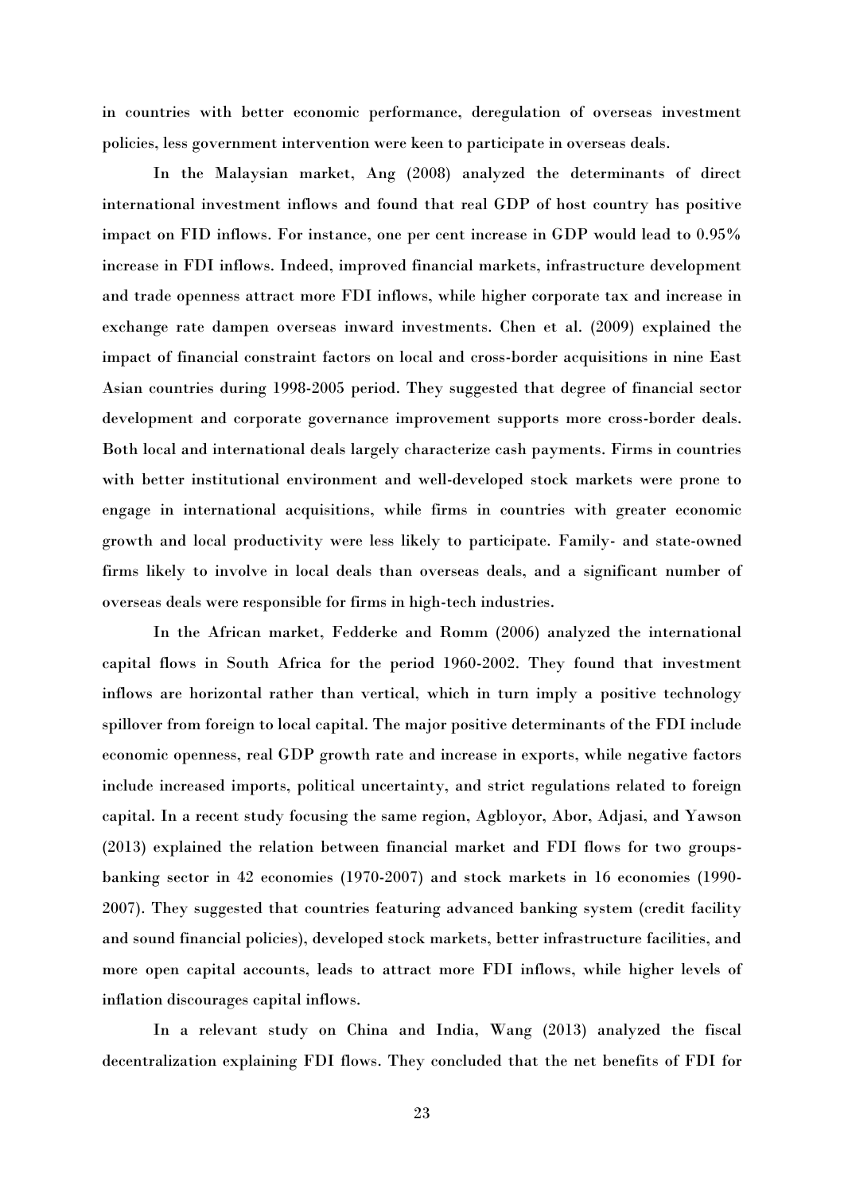in countries with better economic performance, deregulation of overseas investment policies, less government intervention were keen to participate in overseas deals.

In the Malaysian market, Ang (2008) analyzed the determinants of direct international investment inflows and found that real GDP of host country has positive impact on FID inflows. For instance, one per cent increase in GDP would lead to 0.95% increase in FDI inflows. Indeed, improved financial markets, infrastructure development and trade openness attract more FDI inflows, while higher corporate tax and increase in exchange rate dampen overseas inward investments. Chen et al. (2009) explained the impact of financial constraint factors on local and cross-border acquisitions in nine East Asian countries during 1998-2005 period. They suggested that degree of financial sector development and corporate governance improvement supports more cross-border deals. Both local and international deals largely characterize cash payments. Firms in countries with better institutional environment and well-developed stock markets were prone to engage in international acquisitions, while firms in countries with greater economic growth and local productivity were less likely to participate. Family- and state-owned firms likely to involve in local deals than overseas deals, and a significant number of overseas deals were responsible for firms in high-tech industries.

In the African market, Fedderke and Romm (2006) analyzed the international capital flows in South Africa for the period 1960-2002. They found that investment inflows are horizontal rather than vertical, which in turn imply a positive technology spillover from foreign to local capital. The major positive determinants of the FDI include economic openness, real GDP growth rate and increase in exports, while negative factors include increased imports, political uncertainty, and strict regulations related to foreign capital. In a recent study focusing the same region, Agbloyor, Abor, Adjasi, and Yawson (2013) explained the relation between financial market and FDI flows for two groups-banking sector in 42 economies (1970-2007) and stock markets in 16 economies (1990-2007). They suggested that countries featuring advanced banking system (credit facility and sound financial policies), developed stock markets, better infrastructure facilities, and more open capital accounts, leads to attract more FDI inflows, while higher levels of inflation discourages capital inflows.

In a relevant study on China and India, Wang (2013) analyzed the fiscal decentralization explaining FDI flows. They concluded that the net benefits of FDI for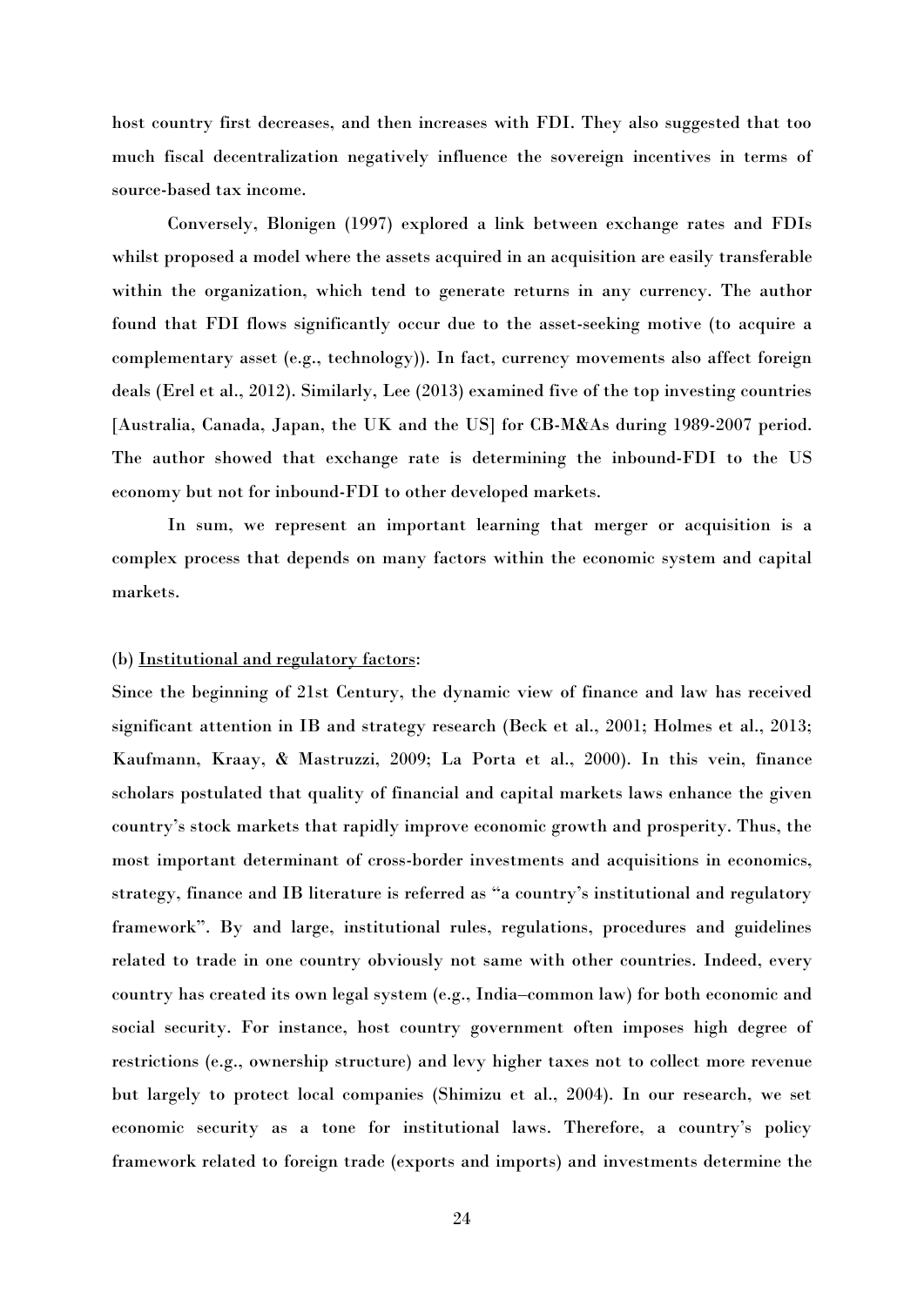host country first decreases, and then increases with FDI. They also suggested that too much fiscal decentralization negatively influence the sovereign incentives in terms of source-based tax income.

Conversely, Blonigen (1997) explored a link between exchange rates and FDIs whilst proposed a model where the assets acquired in an acquisition are easily transferable within the organization, which tend to generate returns in any currency. The author found that FDI flows significantly occur due to the asset-seeking motive (to acquire a complementary asset (e.g., technology)). In fact, currency movements also affect foreign deals (Erel et al., 2012). Similarly, Lee (2013) examined five of the top investing countries [Australia, Canada, Japan, the UK and the US] for CB-M&As during 1989-2007 period. The author showed that exchange rate is determining the inbound-FDI to the US economy but not for inbound-FDI to other developed markets.

In sum, we represent an important learning that merger or acquisition is a complex process that depends on many factors within the economic system and capital markets.

(b) Institutional and regulatory factors:

Since the beginning of 21st Century, the dynamic view of finance and law has received significant attention in IB and strategy research (Beck et al., 2001; Holmes et al., 2013; Kaufmann, Kraay, & Mastruzzi, 2009; La Porta et al., 2000). In this vein, finance scholars postulated that quality of financial and capital markets laws enhance the given country's stock markets that rapidly improve economic growth and prosperity. Thus, the most important determinant of cross-border investments and acquisitions in economics, strategy, finance and IB literature is referred as "a country's institutional and regulatory framework". By and large, institutional rules, regulations, procedures and guidelines related to trade in one country obviously not same with other countries. Indeed, every country has created its own legal system (e.g., India–common law) for both economic and social security. For instance, host country government often imposes high degree of restrictions (e.g., ownership structure) and levy higher taxes not to collect more revenue but largely to protect local companies (Shimizu et al., 2004). In our research, we set economic security as a tone for institutional laws. Therefore, a country's policy framework related to foreign trade (exports and imports) and investments determine the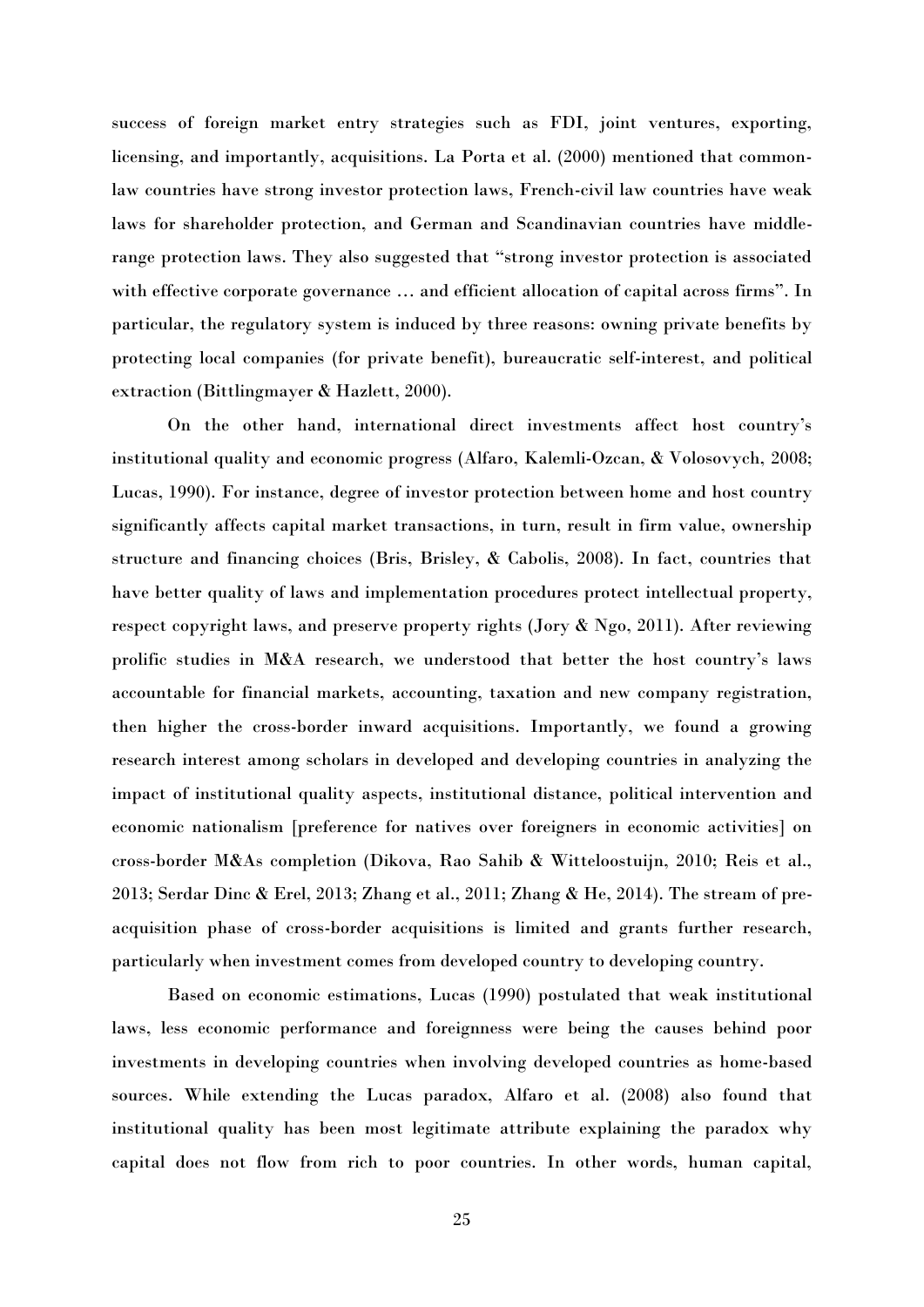success of foreign market entry strategies such as FDI, joint ventures, exporting, licensing, and importantly, acquisitions. La Porta et al. (2000) mentioned that common-law countries have strong investor protection laws, French-civil law countries have weak laws for shareholder protection, and German and Scandinavian countries have middle-range protection laws. They also suggested that "strong investor protection is associated with effective corporate governance … and efficient allocation of capital across firms". In particular, the regulatory system is induced by three reasons: owning private benefits by protecting local companies (for private benefit), bureaucratic self-interest, and political extraction (Bittlingmayer & Hazlett, 2000).

On the other hand, international direct investments affect host country's institutional quality and economic progress (Alfaro, Kalemli-Ozcan, & Volosovych, 2008; Lucas, 1990). For instance, degree of investor protection between home and host country significantly affects capital market transactions, in turn, result in firm value, ownership structure and financing choices (Bris, Brisley, & Cabolis, 2008). In fact, countries that have better quality of laws and implementation procedures protect intellectual property, respect copyright laws, and preserve property rights (Jory & Ngo, 2011). After reviewing prolific studies in M&A research, we understood that better the host country's laws accountable for financial markets, accounting, taxation and new company registration, then higher the cross-border inward acquisitions. Importantly, we found a growing research interest among scholars in developed and developing countries in analyzing the impact of institutional quality aspects, institutional distance, political intervention and economic nationalism [preference for natives over foreigners in economic activities] on cross-border M&As completion (Dikova, Rao Sahib & Witteloostuijn, 2010; Reis et al., 2013; Serdar Dinc & Erel, 2013; Zhang et al., 2011; Zhang & He, 2014). The stream of pre-acquisition phase of cross-border acquisitions is limited and grants further research, particularly when investment comes from developed country to developing country.

Based on economic estimations, Lucas (1990) postulated that weak institutional laws, less economic performance and foreignness were being the causes behind poor investments in developing countries when involving developed countries as home-based sources. While extending the Lucas paradox, Alfaro et al. (2008) also found that institutional quality has been most legitimate attribute explaining the paradox why capital does not flow from rich to poor countries. In other words, human capital,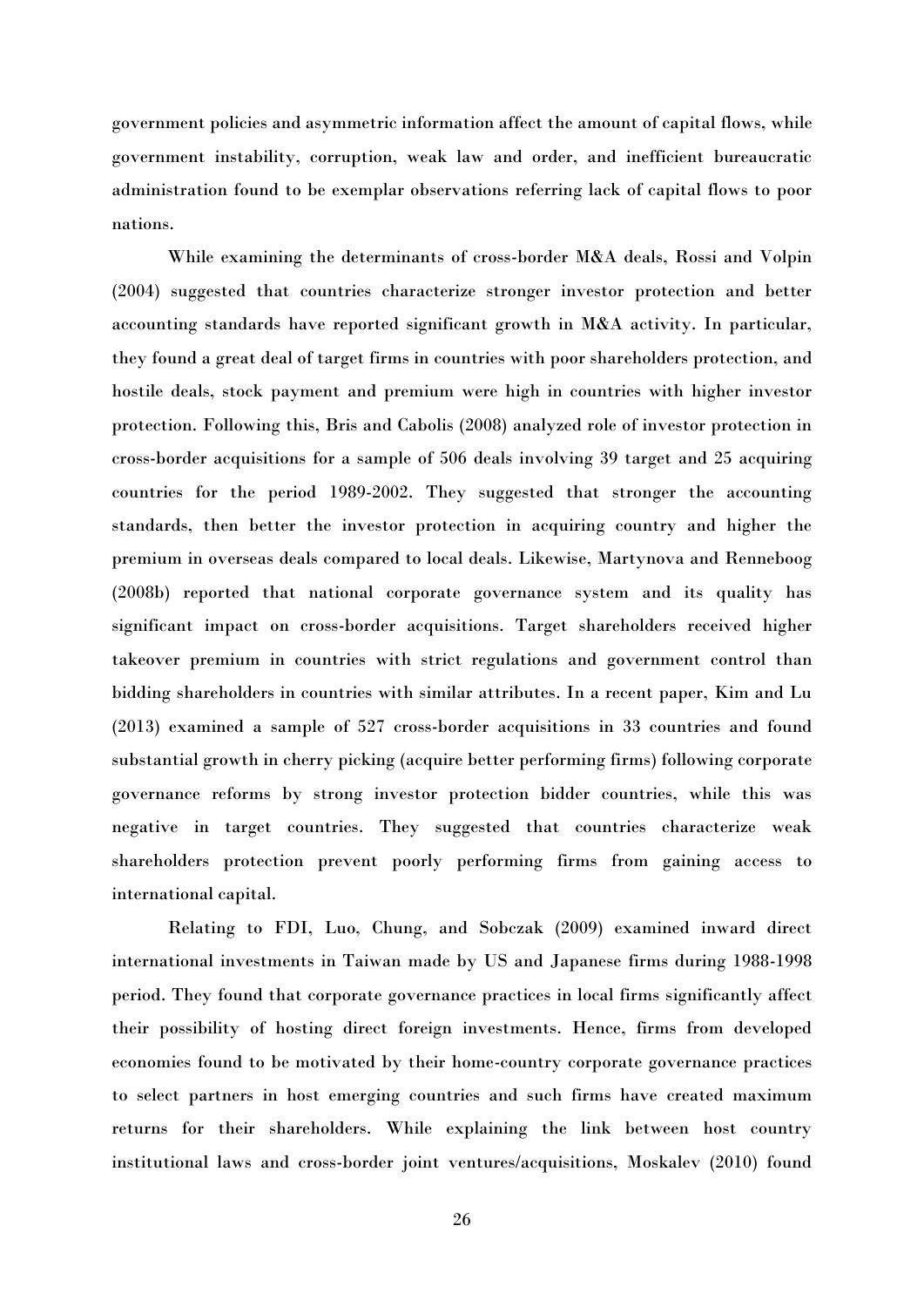government policies and asymmetric information affect the amount of capital flows, while government instability, corruption, weak law and order, and inefficient bureaucratic administration found to be exemplar observations referring lack of capital flows to poor nations.

While examining the determinants of cross-border M&A deals, Rossi and Volpin (2004) suggested that countries characterize stronger investor protection and better accounting standards have reported significant growth in M&A activity. In particular, they found a great deal of target firms in countries with poor shareholders protection, and hostile deals, stock payment and premium were high in countries with higher investor protection. Following this, Bris and Cabolis (2008) analyzed role of investor protection in cross-border acquisitions for a sample of 506 deals involving 39 target and 25 acquiring countries for the period 1989-2002. They suggested that stronger the accounting standards, then better the investor protection in acquiring country and higher the premium in overseas deals compared to local deals. Likewise, Martynova and Renneboog (2008b) reported that national corporate governance system and its quality has significant impact on cross-border acquisitions. Target shareholders received higher takeover premium in countries with strict regulations and government control than bidding shareholders in countries with similar attributes. In a recent paper, Kim and Lu (2013) examined a sample of 527 cross-border acquisitions in 33 countries and found substantial growth in cherry picking (acquire better performing firms) following corporate governance reforms by strong investor protection bidder countries, while this was negative in target countries. They suggested that countries characterize weak shareholders protection prevent poorly performing firms from gaining access to international capital.

Relating to FDI, Luo, Chung, and Sobczak (2009) examined inward direct international investments in Taiwan made by US and Japanese firms during 1988-1998 period. They found that corporate governance practices in local firms significantly affect their possibility of hosting direct foreign investments. Hence, firms from developed economies found to be motivated by their home-country corporate governance practices to select partners in host emerging countries and such firms have created maximum returns for their shareholders. While explaining the link between host country institutional laws and cross-border joint ventures/acquisitions, Moskalev (2010) found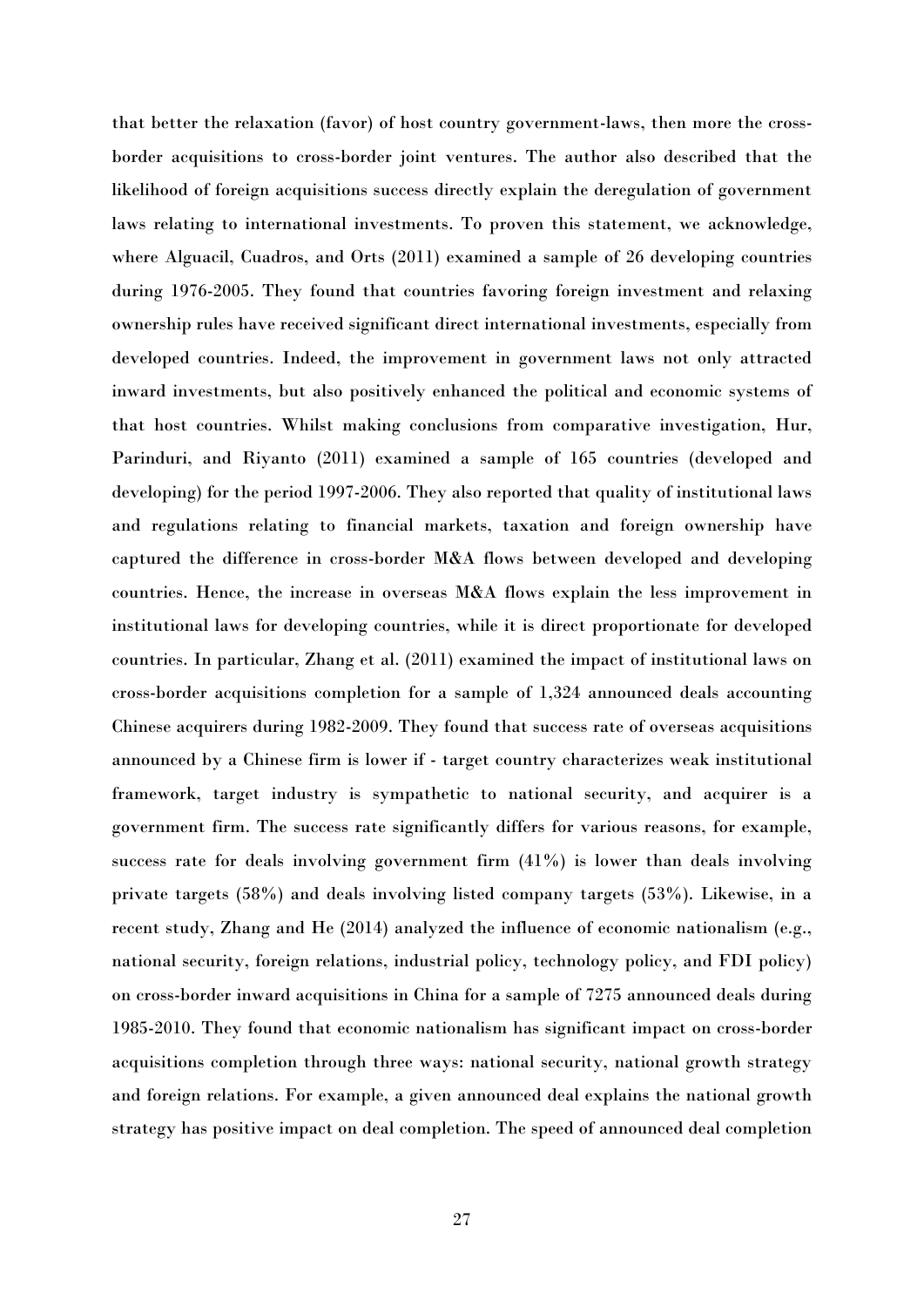that better the relaxation (favor) of host country government-laws, then more the cross-border acquisitions to cross-border joint ventures. The author also described that the likelihood of foreign acquisitions success directly explain the deregulation of government laws relating to international investments. To proven this statement, we acknowledge, where Alguacil, Cuadros, and Orts (2011) examined a sample of 26 developing countries during 1976-2005. They found that countries favoring foreign investment and relaxing ownership rules have received significant direct international investments, especially from developed countries. Indeed, the improvement in government laws not only attracted inward investments, but also positively enhanced the political and economic systems of that host countries. Whilst making conclusions from comparative investigation, Hur, Parinduri, and Riyanto (2011) examined a sample of 165 countries (developed and developing) for the period 1997-2006. They also reported that quality of institutional laws and regulations relating to financial markets, taxation and foreign ownership have captured the difference in cross-border M&A flows between developed and developing countries. Hence, the increase in overseas M&A flows explain the less improvement in institutional laws for developing countries, while it is direct proportionate for developed countries. In particular, Zhang et al. (2011) examined the impact of institutional laws on cross-border acquisitions completion for a sample of 1,324 announced deals accounting Chinese acquirers during 1982-2009. They found that success rate of overseas acquisitions announced by a Chinese firm is lower if - target country characterizes weak institutional framework, target industry is sympathetic to national security, and acquirer is a government firm. The success rate significantly differs for various reasons, for example, success rate for deals involving government firm (41%) is lower than deals involving private targets (58%) and deals involving listed company targets (53%). Likewise, in a recent study, Zhang and He (2014) analyzed the influence of economic nationalism (e.g., national security, foreign relations, industrial policy, technology policy, and FDI policy) on cross-border inward acquisitions in China for a sample of 7275 announced deals during 1985-2010. They found that economic nationalism has significant impact on cross-border acquisitions completion through three ways: national security, national growth strategy and foreign relations. For example, a given announced deal explains the national growth strategy has positive impact on deal completion. The speed of announced deal completion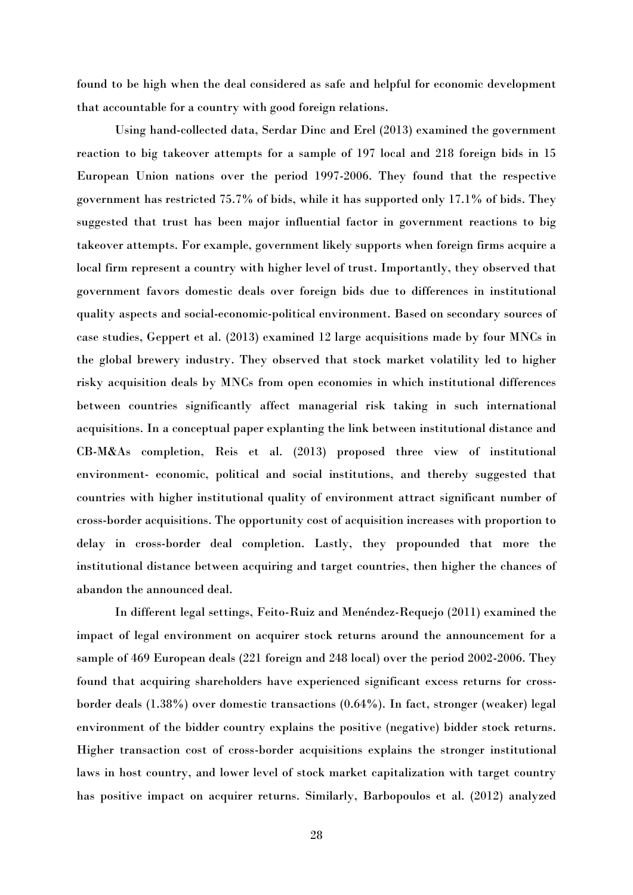found to be high when the deal considered as safe and helpful for economic development that accountable for a country with good foreign relations.

Using hand-collected data, Serdar Dinc and Erel (2013) examined the government reaction to big takeover attempts for a sample of 197 local and 218 foreign bids in 15 European Union nations over the period 1997-2006. They found that the respective government has restricted 75.7% of bids, while it has supported only 17.1% of bids. They suggested that trust has been major influential factor in government reactions to big takeover attempts. For example, government likely supports when foreign firms acquire a local firm represent a country with higher level of trust. Importantly, they observed that government favors domestic deals over foreign bids due to differences in institutional quality aspects and social-economic-political environment. Based on secondary sources of case studies, Geppert et al. (2013) examined 12 large acquisitions made by four MNCs in the global brewery industry. They observed that stock market volatility led to higher risky acquisition deals by MNCs from open economies in which institutional differences between countries significantly affect managerial risk taking in such international acquisitions. In a conceptual paper explanting the link between institutional distance and CB-M&As completion, Reis et al. (2013) proposed three view of institutional environment- economic, political and social institutions, and thereby suggested that countries with higher institutional quality of environment attract significant number of cross-border acquisitions. The opportunity cost of acquisition increases with proportion to delay in cross-border deal completion. Lastly, they propounded that more the institutional distance between acquiring and target countries, then higher the chances of abandon the announced deal.

In different legal settings, Feito-Ruiz and Menéndez-Requejo (2011) examined the impact of legal environment on acquirer stock returns around the announcement for a sample of 469 European deals (221 foreign and 248 local) over the period 2002-2006. They found that acquiring shareholders have experienced significant excess returns for cross-border deals (1.38%) over domestic transactions (0.64%). In fact, stronger (weaker) legal environment of the bidder country explains the positive (negative) bidder stock returns. Higher transaction cost of cross-border acquisitions explains the stronger institutional laws in host country, and lower level of stock market capitalization with target country has positive impact on acquirer returns. Similarly, Barbopoulos et al. (2012) analyzed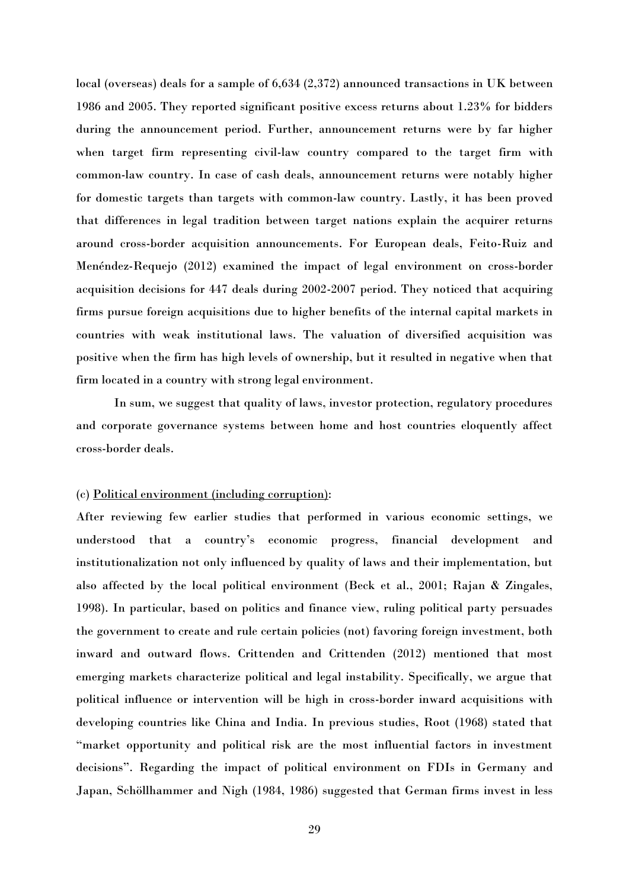local (overseas) deals for a sample of 6,634 (2,372) announced transactions in UK between 1986 and 2005. They reported significant positive excess returns about 1.23% for bidders during the announcement period. Further, announcement returns were by far higher when target firm representing civil-law country compared to the target firm with common-law country. In case of cash deals, announcement returns were notably higher for domestic targets than targets with common-law country. Lastly, it has been proved that differences in legal tradition between target nations explain the acquirer returns around cross-border acquisition announcements. For European deals, Feito-Ruiz and Menéndez-Requejo (2012) examined the impact of legal environment on cross-border acquisition decisions for 447 deals during 2002-2007 period. They noticed that acquiring firms pursue foreign acquisitions due to higher benefits of the internal capital markets in countries with weak institutional laws. The valuation of diversified acquisition was positive when the firm has high levels of ownership, but it resulted in negative when that firm located in a country with strong legal environment.

In sum, we suggest that quality of laws, investor protection, regulatory procedures and corporate governance systems between home and host countries eloquently affect cross-border deals.

(c) Political environment (including corruption):

After reviewing few earlier studies that performed in various economic settings, we understood that a country's economic progress, financial development and institutionalization not only influenced by quality of laws and their implementation, but also affected by the local political environment (Beck et al., 2001; Rajan & Zingales, 1998). In particular, based on politics and finance view, ruling political party persuades the government to create and rule certain policies (not) favoring foreign investment, both inward and outward flows. Crittenden and Crittenden (2012) mentioned that most emerging markets characterize political and legal instability. Specifically, we argue that political influence or intervention will be high in cross-border inward acquisitions with developing countries like China and India. In previous studies, Root (1968) stated that "market opportunity and political risk are the most influential factors in investment decisions". Regarding the impact of political environment on FDIs in Germany and Japan, Schöllhammer and Nigh (1984, 1986) suggested that German firms invest in less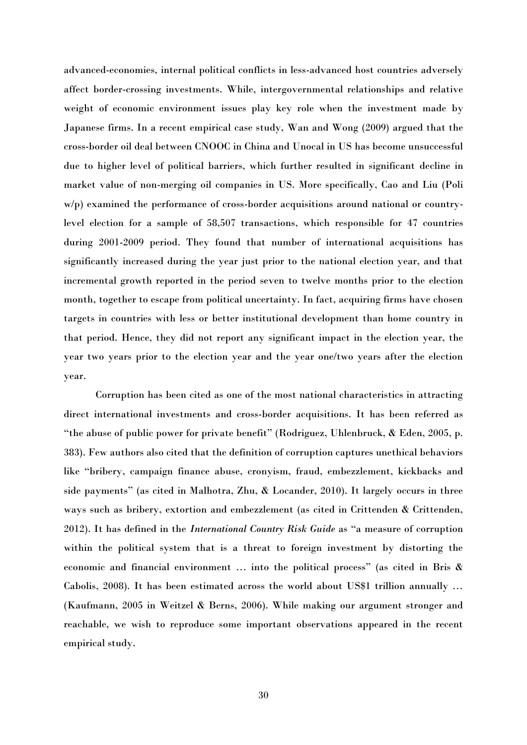advanced-economies, internal political conflicts in less-advanced host countries adversely affect border-crossing investments. While, intergovernmental relationships and relative weight of economic environment issues play key role when the investment made by Japanese firms. In a recent empirical case study, Wan and Wong (2009) argued that the cross-border oil deal between CNOOC in China and Unocal in US has become unsuccessful due to higher level of political barriers, which further resulted in significant decline in market value of non-merging oil companies in US. More specifically, Cao and Liu (Poli w/p) examined the performance of cross-border acquisitions around national or country-level election for a sample of 58,507 transactions, which responsible for 47 countries during 2001-2009 period. They found that number of international acquisitions has significantly increased during the year just prior to the national election year, and that incremental growth reported in the period seven to twelve months prior to the election month, together to escape from political uncertainty. In fact, acquiring firms have chosen targets in countries with less or better institutional development than home country in that period. Hence, they did not report any significant impact in the election year, the year two years prior to the election year and the year one/two years after the election year.

Corruption has been cited as one of the most national characteristics in attracting direct international investments and cross-border acquisitions. It has been referred as "the abuse of public power for private benefit" (Rodriguez, Uhlenbruck, & Eden, 2005, p. 383). Few authors also cited that the definition of corruption captures unethical behaviors like "bribery, campaign finance abuse, cronyism, fraud, embezzlement, kickbacks and side payments" (as cited in Malhotra, Zhu, & Locander, 2010). It largely occurs in three ways such as bribery, extortion and embezzlement (as cited in Crittenden & Crittenden, 2012). It has defined in the *International Country Risk Guide* as "a measure of corruption within the political system that is a threat to foreign investment by distorting the economic and financial environment … into the political process" (as cited in Bris & Cabolis, 2008). It has been estimated across the world about US$1 trillion annually … (Kaufmann, 2005 in Weitzel & Berns, 2006). While making our argument stronger and reachable, we wish to reproduce some important observations appeared in the recent empirical study.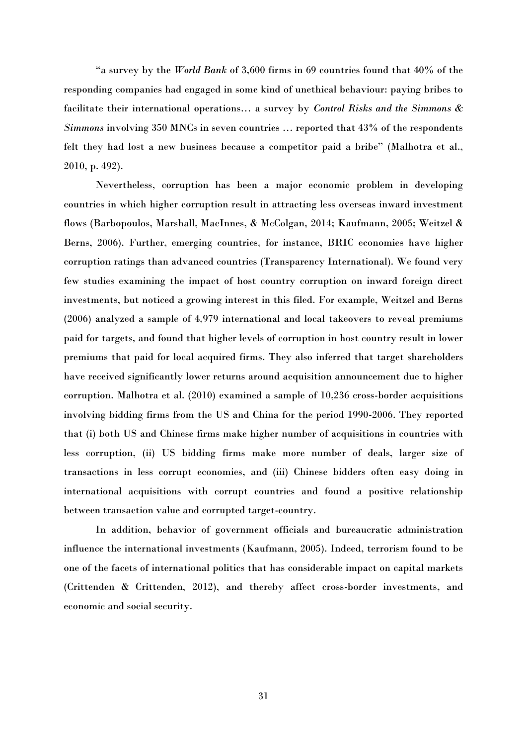"a survey by the *World Bank* of 3,600 firms in 69 countries found that 40% of the responding companies had engaged in some kind of unethical behaviour: paying bribes to facilitate their international operations… a survey by *Control Risks and the Simmons & Simmons* involving 350 MNCs in seven countries … reported that 43% of the respondents felt they had lost a new business because a competitor paid a bribe" (Malhotra et al., 2010, p. 492).

Nevertheless, corruption has been a major economic problem in developing countries in which higher corruption result in attracting less overseas inward investment flows (Barbopoulos, Marshall, MacInnes, & McColgan, 2014; Kaufmann, 2005; Weitzel & Berns, 2006). Further, emerging countries, for instance, BRIC economies have higher corruption ratings than advanced countries (Transparency International). We found very few studies examining the impact of host country corruption on inward foreign direct investments, but noticed a growing interest in this filed. For example, Weitzel and Berns (2006) analyzed a sample of 4,979 international and local takeovers to reveal premiums paid for targets, and found that higher levels of corruption in host country result in lower premiums that paid for local acquired firms. They also inferred that target shareholders have received significantly lower returns around acquisition announcement due to higher corruption. Malhotra et al. (2010) examined a sample of 10,236 cross-border acquisitions involving bidding firms from the US and China for the period 1990-2006. They reported that (i) both US and Chinese firms make higher number of acquisitions in countries with less corruption, (ii) US bidding firms make more number of deals, larger size of transactions in less corrupt economies, and (iii) Chinese bidders often easy doing in international acquisitions with corrupt countries and found a positive relationship between transaction value and corrupted target-country.

In addition, behavior of government officials and bureaucratic administration influence the international investments (Kaufmann, 2005). Indeed, terrorism found to be one of the facets of international politics that has considerable impact on capital markets (Crittenden & Crittenden, 2012), and thereby affect cross-border investments, and economic and social security.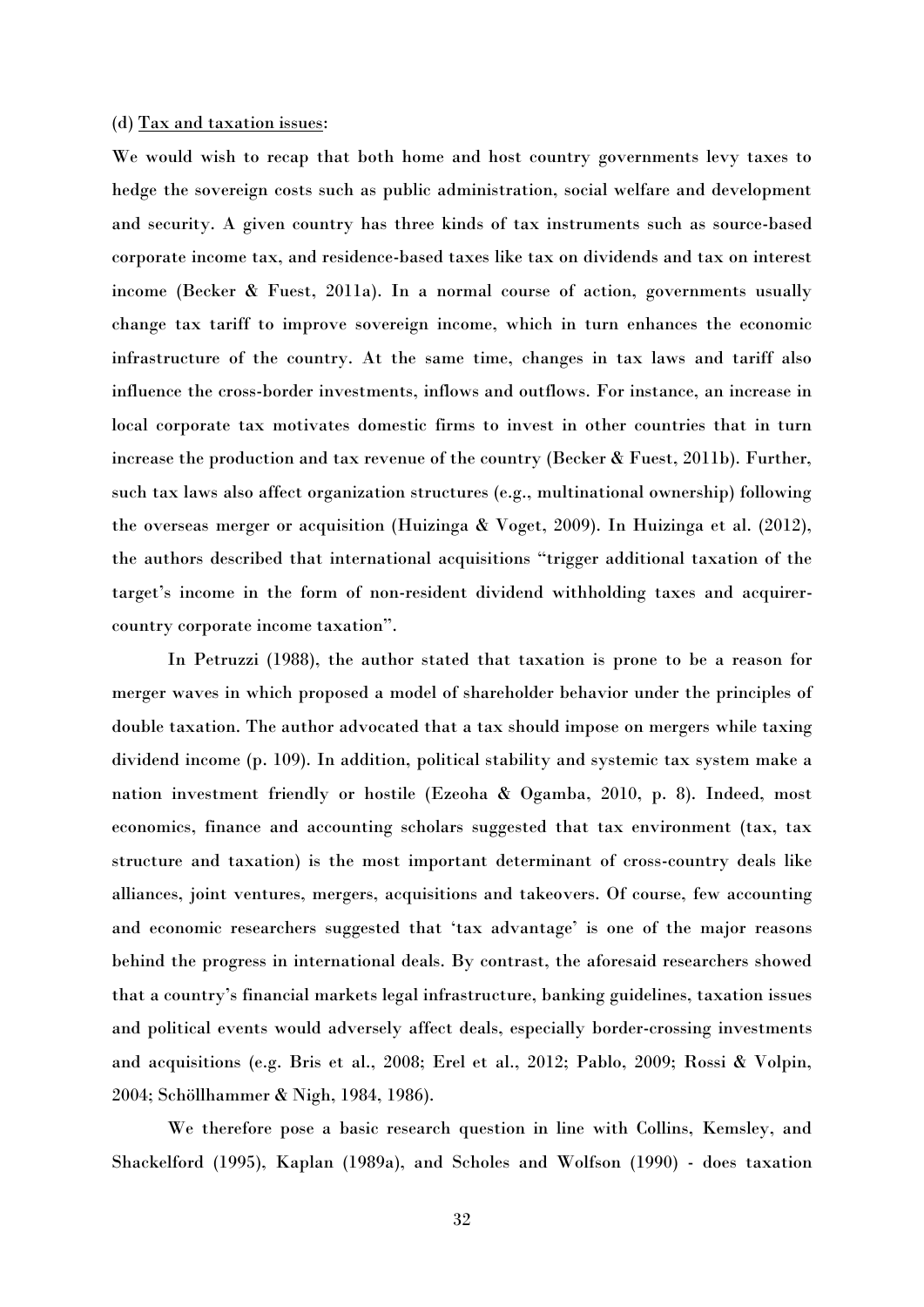(d) <u>Tax and taxation issues</u>:

We would wish to recap that both home and host country governments levy taxes to hedge the sovereign costs such as public administration, social welfare and development and security. A given country has three kinds of tax instruments such as source-based corporate income tax, and residence-based taxes like tax on dividends and tax on interest income (Becker & Fuest, 2011a). In a normal course of action, governments usually change tax tariff to improve sovereign income, which in turn enhances the economic infrastructure of the country. At the same time, changes in tax laws and tariff also influence the cross-border investments, inflows and outflows. For instance, an increase in local corporate tax motivates domestic firms to invest in other countries that in turn increase the production and tax revenue of the country (Becker & Fuest, 2011b). Further, such tax laws also affect organization structures (e.g., multinational ownership) following the overseas merger or acquisition (Huizinga & Voget, 2009). In Huizinga et al. (2012), the authors described that international acquisitions "trigger additional taxation of the target's income in the form of non-resident dividend withholding taxes and acquirer-country corporate income taxation".

In Petruzzi (1988), the author stated that taxation is prone to be a reason for merger waves in which proposed a model of shareholder behavior under the principles of double taxation. The author advocated that a tax should impose on mergers while taxing dividend income (p. 109). In addition, political stability and systemic tax system make a nation investment friendly or hostile (Ezeoha & Ogamba, 2010, p. 8). Indeed, most economics, finance and accounting scholars suggested that tax environment (tax, tax structure and taxation) is the most important determinant of cross-country deals like alliances, joint ventures, mergers, acquisitions and takeovers. Of course, few accounting and economic researchers suggested that 'tax advantage' is one of the major reasons behind the progress in international deals. By contrast, the aforesaid researchers showed that a country's financial markets legal infrastructure, banking guidelines, taxation issues and political events would adversely affect deals, especially border-crossing investments and acquisitions (e.g. Bris et al., 2008; Erel et al., 2012; Pablo, 2009; Rossi & Volpin, 2004; Schöllhammer & Nigh, 1984, 1986).

We therefore pose a basic research question in line with Collins, Kemsley, and Shackelford (1995), Kaplan (1989a), and Scholes and Wolfson (1990) - does taxation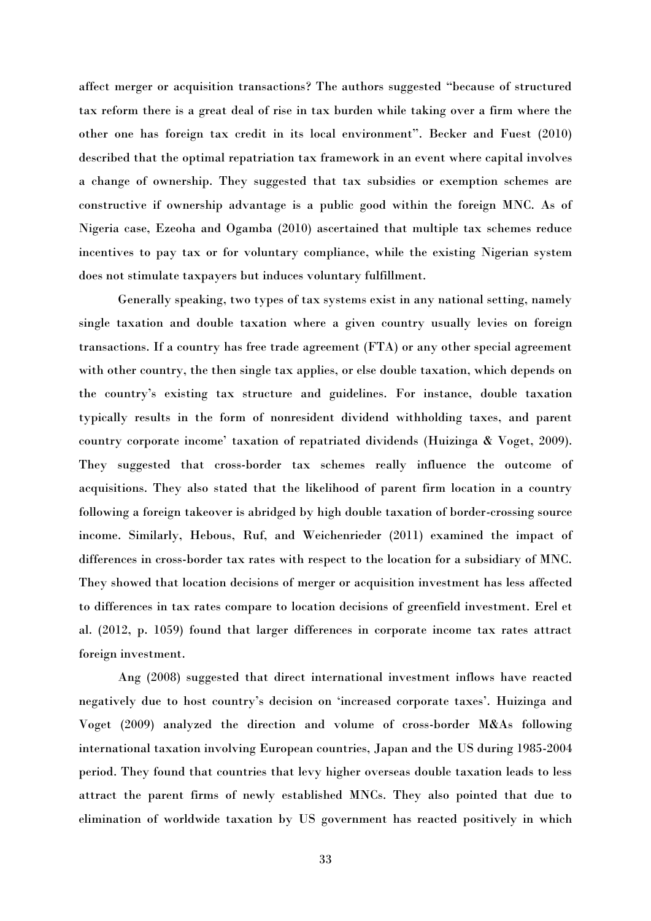affect merger or acquisition transactions? The authors suggested "because of structured tax reform there is a great deal of rise in tax burden while taking over a firm where the other one has foreign tax credit in its local environment". Becker and Fuest (2010) described that the optimal repatriation tax framework in an event where capital involves a change of ownership. They suggested that tax subsidies or exemption schemes are constructive if ownership advantage is a public good within the foreign MNC. As of Nigeria case, Ezeoha and Ogamba (2010) ascertained that multiple tax schemes reduce incentives to pay tax or for voluntary compliance, while the existing Nigerian system does not stimulate taxpayers but induces voluntary fulfillment.

Generally speaking, two types of tax systems exist in any national setting, namely single taxation and double taxation where a given country usually levies on foreign transactions. If a country has free trade agreement (FTA) or any other special agreement with other country, the then single tax applies, or else double taxation, which depends on the country's existing tax structure and guidelines. For instance, double taxation typically results in the form of nonresident dividend withholding taxes, and parent country corporate income' taxation of repatriated dividends (Huizinga & Voget, 2009). They suggested that cross-border tax schemes really influence the outcome of acquisitions. They also stated that the likelihood of parent firm location in a country following a foreign takeover is abridged by high double taxation of border-crossing source income. Similarly, Hebous, Ruf, and Weichenrieder (2011) examined the impact of differences in cross-border tax rates with respect to the location for a subsidiary of MNC. They showed that location decisions of merger or acquisition investment has less affected to differences in tax rates compare to location decisions of greenfield investment. Erel et al. (2012, p. 1059) found that larger differences in corporate income tax rates attract foreign investment.

Ang (2008) suggested that direct international investment inflows have reacted negatively due to host country's decision on 'increased corporate taxes'. Huizinga and Voget (2009) analyzed the direction and volume of cross-border M&As following international taxation involving European countries, Japan and the US during 1985-2004 period. They found that countries that levy higher overseas double taxation leads to less attract the parent firms of newly established MNCs. They also pointed that due to elimination of worldwide taxation by US government has reacted positively in which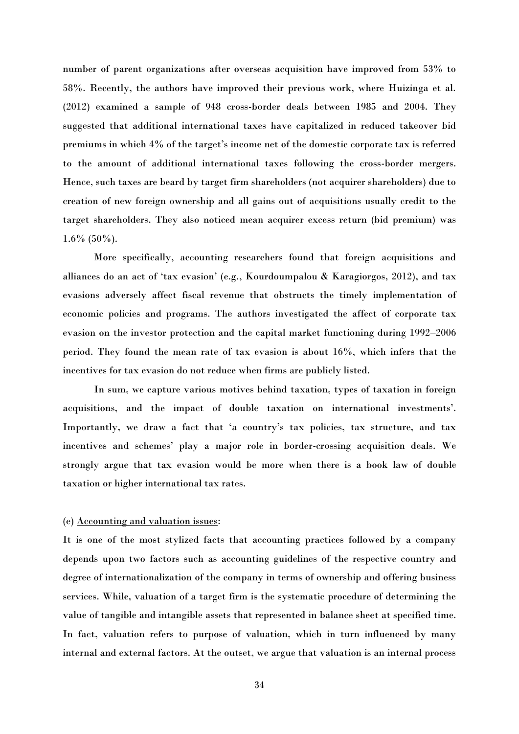number of parent organizations after overseas acquisition have improved from 53% to 58%. Recently, the authors have improved their previous work, where Huizinga et al. (2012) examined a sample of 948 cross-border deals between 1985 and 2004. They suggested that additional international taxes have capitalized in reduced takeover bid premiums in which 4% of the target's income net of the domestic corporate tax is referred to the amount of additional international taxes following the cross-border mergers. Hence, such taxes are beard by target firm shareholders (not acquirer shareholders) due to creation of new foreign ownership and all gains out of acquisitions usually credit to the target shareholders. They also noticed mean acquirer excess return (bid premium) was 1.6% (50%).

More specifically, accounting researchers found that foreign acquisitions and alliances do an act of 'tax evasion' (e.g., Kourdoumpalou & Karagiorgos, 2012), and tax evasions adversely affect fiscal revenue that obstructs the timely implementation of economic policies and programs. The authors investigated the affect of corporate tax evasion on the investor protection and the capital market functioning during 1992–2006 period. They found the mean rate of tax evasion is about 16%, which infers that the incentives for tax evasion do not reduce when firms are publicly listed.

In sum, we capture various motives behind taxation, types of taxation in foreign acquisitions, and the impact of double taxation on international investments'. Importantly, we draw a fact that 'a country's tax policies, tax structure, and tax incentives and schemes' play a major role in border-crossing acquisition deals. We strongly argue that tax evasion would be more when there is a book law of double taxation or higher international tax rates.

(e) Accounting and valuation issues:

It is one of the most stylized facts that accounting practices followed by a company depends upon two factors such as accounting guidelines of the respective country and degree of internationalization of the company in terms of ownership and offering business services. While, valuation of a target firm is the systematic procedure of determining the value of tangible and intangible assets that represented in balance sheet at specified time. In fact, valuation refers to purpose of valuation, which in turn influenced by many internal and external factors. At the outset, we argue that valuation is an internal process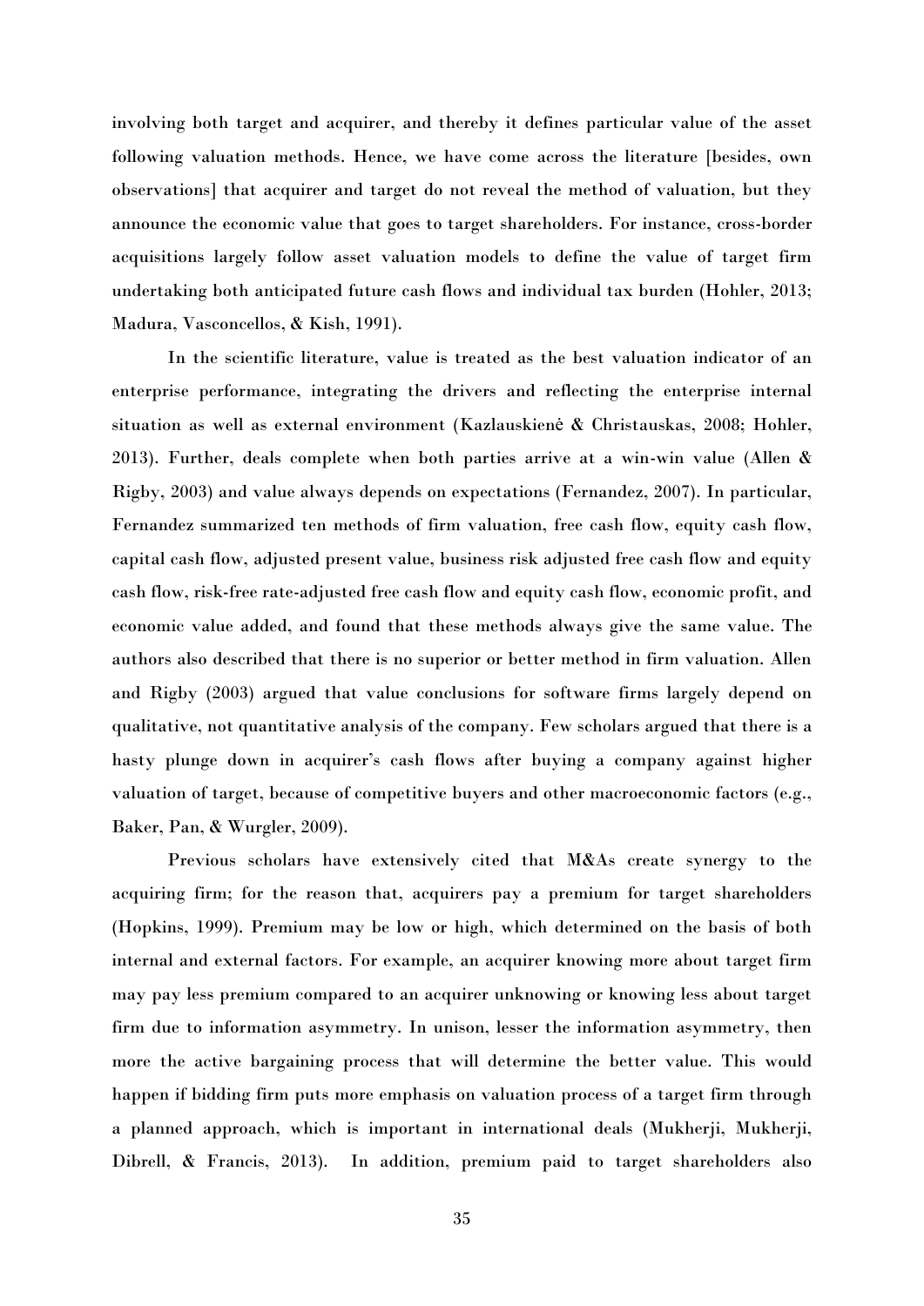involving both target and acquirer, and thereby it defines particular value of the asset following valuation methods. Hence, we have come across the literature [besides, own observations] that acquirer and target do not reveal the method of valuation, but they announce the economic value that goes to target shareholders. For instance, cross-border acquisitions largely follow asset valuation models to define the value of target firm undertaking both anticipated future cash flows and individual tax burden (Hohler, 2013; Madura, Vasconcellos, & Kish, 1991).

In the scientific literature, value is treated as the best valuation indicator of an enterprise performance, integrating the drivers and reflecting the enterprise internal situation as well as external environment (Kazlauskienė & Christauskas, 2008; Hohler, 2013). Further, deals complete when both parties arrive at a win-win value (Allen & Rigby, 2003) and value always depends on expectations (Fernandez, 2007). In particular, Fernandez summarized ten methods of firm valuation, free cash flow, equity cash flow, capital cash flow, adjusted present value, business risk adjusted free cash flow and equity cash flow, risk-free rate-adjusted free cash flow and equity cash flow, economic profit, and economic value added, and found that these methods always give the same value. The authors also described that there is no superior or better method in firm valuation. Allen and Rigby (2003) argued that value conclusions for software firms largely depend on qualitative, not quantitative analysis of the company. Few scholars argued that there is a hasty plunge down in acquirer's cash flows after buying a company against higher valuation of target, because of competitive buyers and other macroeconomic factors (e.g., Baker, Pan, & Wurgler, 2009).

Previous scholars have extensively cited that M&As create synergy to the acquiring firm; for the reason that, acquirers pay a premium for target shareholders (Hopkins, 1999). Premium may be low or high, which determined on the basis of both internal and external factors. For example, an acquirer knowing more about target firm may pay less premium compared to an acquirer unknowing or knowing less about target firm due to information asymmetry. In unison, lesser the information asymmetry, then more the active bargaining process that will determine the better value. This would happen if bidding firm puts more emphasis on valuation process of a target firm through a planned approach, which is important in international deals (Mukherji, Mukherji, Dibrell, & Francis, 2013). In addition, premium paid to target shareholders also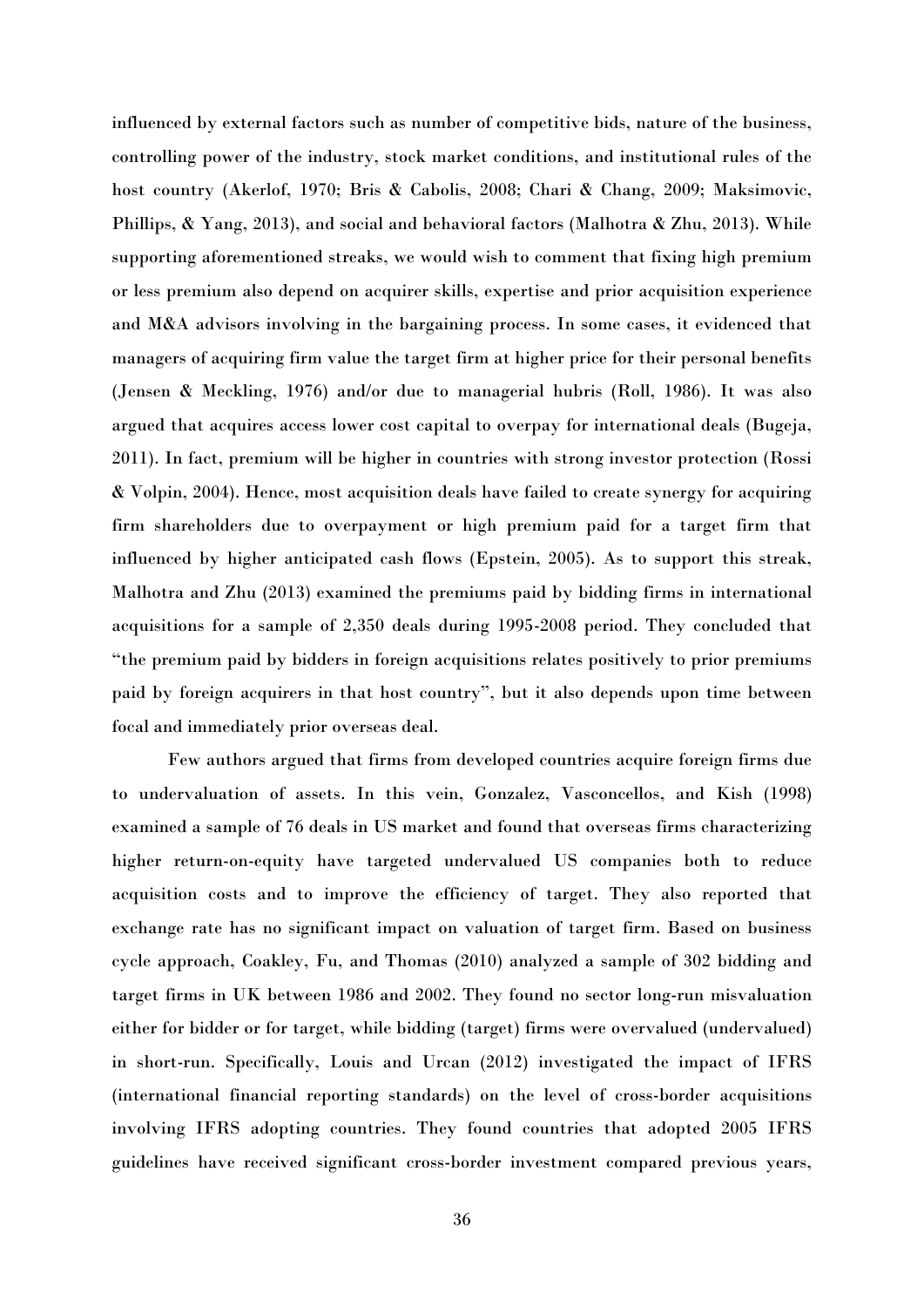influenced by external factors such as number of competitive bids, nature of the business, controlling power of the industry, stock market conditions, and institutional rules of the host country (Akerlof, 1970; Bris & Cabolis, 2008; Chari & Chang, 2009; Maksimovic, Phillips, & Yang, 2013), and social and behavioral factors (Malhotra & Zhu, 2013). While supporting aforementioned streaks, we would wish to comment that fixing high premium or less premium also depend on acquirer skills, expertise and prior acquisition experience and M&A advisors involving in the bargaining process. In some cases, it evidenced that managers of acquiring firm value the target firm at higher price for their personal benefits (Jensen & Meckling, 1976) and/or due to managerial hubris (Roll, 1986). It was also argued that acquires access lower cost capital to overpay for international deals (Bugeja, 2011). In fact, premium will be higher in countries with strong investor protection (Rossi & Volpin, 2004). Hence, most acquisition deals have failed to create synergy for acquiring firm shareholders due to overpayment or high premium paid for a target firm that influenced by higher anticipated cash flows (Epstein, 2005). As to support this streak, Malhotra and Zhu (2013) examined the premiums paid by bidding firms in international acquisitions for a sample of 2,350 deals during 1995-2008 period. They concluded that "the premium paid by bidders in foreign acquisitions relates positively to prior premiums paid by foreign acquirers in that host country", but it also depends upon time between focal and immediately prior overseas deal.

Few authors argued that firms from developed countries acquire foreign firms due to undervaluation of assets. In this vein, Gonzalez, Vasconcellos, and Kish (1998) examined a sample of 76 deals in US market and found that overseas firms characterizing higher return-on-equity have targeted undervalued US companies both to reduce acquisition costs and to improve the efficiency of target. They also reported that exchange rate has no significant impact on valuation of target firm. Based on business cycle approach, Coakley, Fu, and Thomas (2010) analyzed a sample of 302 bidding and target firms in UK between 1986 and 2002. They found no sector long-run misvaluation either for bidder or for target, while bidding (target) firms were overvalued (undervalued) in short-run. Specifically, Louis and Urcan (2012) investigated the impact of IFRS (international financial reporting standards) on the level of cross-border acquisitions involving IFRS adopting countries. They found countries that adopted 2005 IFRS guidelines have received significant cross-border investment compared previous years,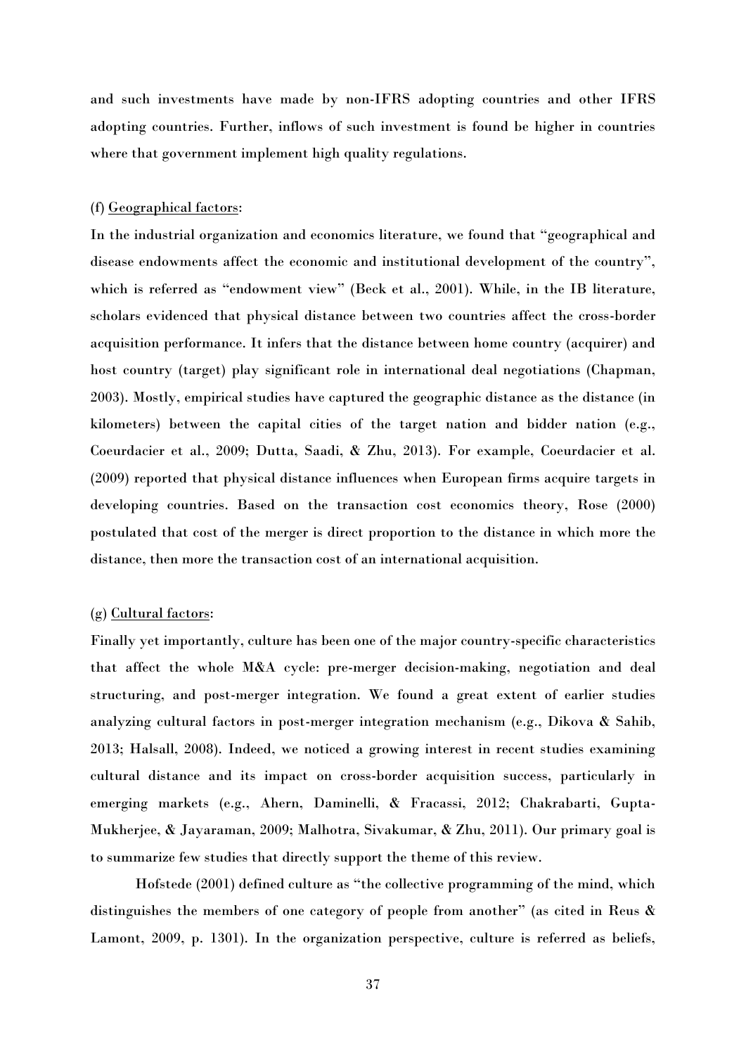and such investments have made by non-IFRS adopting countries and other IFRS adopting countries. Further, inflows of such investment is found be higher in countries where that government implement high quality regulations.

(f) Geographical factors:

In the industrial organization and economics literature, we found that "geographical and disease endowments affect the economic and institutional development of the country", which is referred as "endowment view" (Beck et al., 2001). While, in the IB literature, scholars evidenced that physical distance between two countries affect the cross-border acquisition performance. It infers that the distance between home country (acquirer) and host country (target) play significant role in international deal negotiations (Chapman, 2003). Mostly, empirical studies have captured the geographic distance as the distance (in kilometers) between the capital cities of the target nation and bidder nation (e.g., Coeurdacier et al., 2009; Dutta, Saadi, & Zhu, 2013). For example, Coeurdacier et al. (2009) reported that physical distance influences when European firms acquire targets in developing countries. Based on the transaction cost economics theory, Rose (2000) postulated that cost of the merger is direct proportion to the distance in which more the distance, then more the transaction cost of an international acquisition.

(g) Cultural factors:

Finally yet importantly, culture has been one of the major country-specific characteristics that affect the whole M&A cycle: pre-merger decision-making, negotiation and deal structuring, and post-merger integration. We found a great extent of earlier studies analyzing cultural factors in post-merger integration mechanism (e.g., Dikova & Sahib, 2013; Halsall, 2008). Indeed, we noticed a growing interest in recent studies examining cultural distance and its impact on cross-border acquisition success, particularly in emerging markets (e.g., Ahern, Daminelli, & Fracassi, 2012; Chakrabarti, Gupta-Mukherjee, & Jayaraman, 2009; Malhotra, Sivakumar, & Zhu, 2011). Our primary goal is to summarize few studies that directly support the theme of this review.

Hofstede (2001) defined culture as "the collective programming of the mind, which distinguishes the members of one category of people from another" (as cited in Reus & Lamont, 2009, p. 1301). In the organization perspective, culture is referred as beliefs,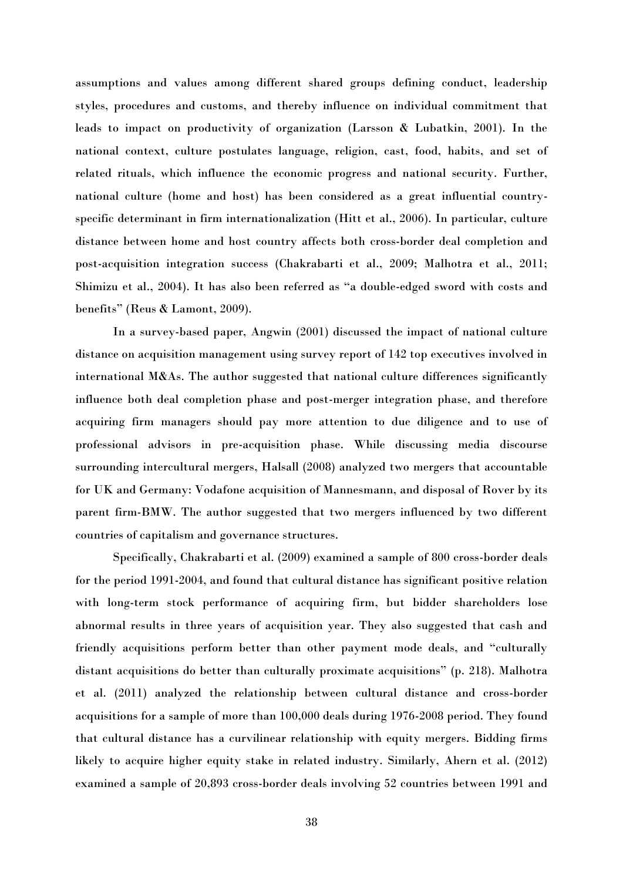assumptions and values among different shared groups defining conduct, leadership styles, procedures and customs, and thereby influence on individual commitment that leads to impact on productivity of organization (Larsson & Lubatkin, 2001). In the national context, culture postulates language, religion, cast, food, habits, and set of related rituals, which influence the economic progress and national security. Further, national culture (home and host) has been considered as a great influential country-specific determinant in firm internationalization (Hitt et al., 2006). In particular, culture distance between home and host country affects both cross-border deal completion and post-acquisition integration success (Chakrabarti et al., 2009; Malhotra et al., 2011; Shimizu et al., 2004). It has also been referred as "a double-edged sword with costs and benefits" (Reus & Lamont, 2009).

In a survey-based paper, Angwin (2001) discussed the impact of national culture distance on acquisition management using survey report of 142 top executives involved in international M&As. The author suggested that national culture differences significantly influence both deal completion phase and post-merger integration phase, and therefore acquiring firm managers should pay more attention to due diligence and to use of professional advisors in pre-acquisition phase. While discussing media discourse surrounding intercultural mergers, Halsall (2008) analyzed two mergers that accountable for UK and Germany: Vodafone acquisition of Mannesmann, and disposal of Rover by its parent firm-BMW. The author suggested that two mergers influenced by two different countries of capitalism and governance structures.

Specifically, Chakrabarti et al. (2009) examined a sample of 800 cross-border deals for the period 1991-2004, and found that cultural distance has significant positive relation with long-term stock performance of acquiring firm, but bidder shareholders lose abnormal results in three years of acquisition year. They also suggested that cash and friendly acquisitions perform better than other payment mode deals, and "culturally distant acquisitions do better than culturally proximate acquisitions" (p. 218). Malhotra et al. (2011) analyzed the relationship between cultural distance and cross-border acquisitions for a sample of more than 100,000 deals during 1976-2008 period. They found that cultural distance has a curvilinear relationship with equity mergers. Bidding firms likely to acquire higher equity stake in related industry. Similarly, Ahern et al. (2012) examined a sample of 20,893 cross-border deals involving 52 countries between 1991 and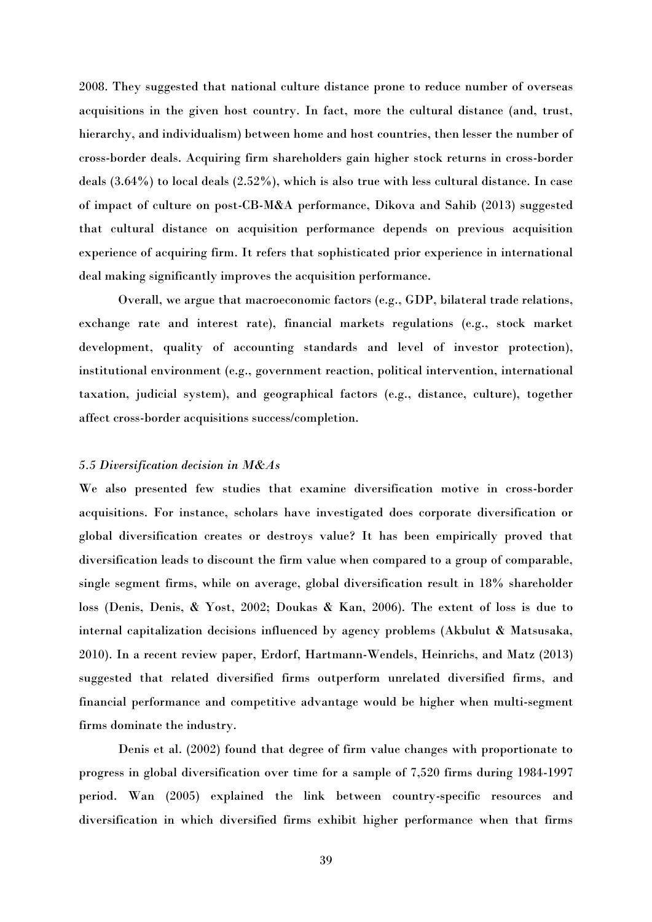2008. They suggested that national culture distance prone to reduce number of overseas acquisitions in the given host country. In fact, more the cultural distance (and, trust, hierarchy, and individualism) between home and host countries, then lesser the number of cross-border deals. Acquiring firm shareholders gain higher stock returns in cross-border deals (3.64%) to local deals (2.52%), which is also true with less cultural distance. In case of impact of culture on post-CB-M&A performance, Dikova and Sahib (2013) suggested that cultural distance on acquisition performance depends on previous acquisition experience of acquiring firm. It refers that sophisticated prior experience in international deal making significantly improves the acquisition performance.

Overall, we argue that macroeconomic factors (e.g., GDP, bilateral trade relations, exchange rate and interest rate), financial markets regulations (e.g., stock market development, quality of accounting standards and level of investor protection), institutional environment (e.g., government reaction, political intervention, international taxation, judicial system), and geographical factors (e.g., distance, culture), together affect cross-border acquisitions success/completion.

### *5.5 Diversification decision in M&As*

We also presented few studies that examine diversification motive in cross-border acquisitions. For instance, scholars have investigated does corporate diversification or global diversification creates or destroys value? It has been empirically proved that diversification leads to discount the firm value when compared to a group of comparable, single segment firms, while on average, global diversification result in 18% shareholder loss (Denis, Denis, & Yost, 2002; Doukas & Kan, 2006). The extent of loss is due to internal capitalization decisions influenced by agency problems (Akbulut & Matsusaka, 2010). In a recent review paper, Erdorf, Hartmann-Wendels, Heinrichs, and Matz (2013) suggested that related diversified firms outperform unrelated diversified firms, and financial performance and competitive advantage would be higher when multi-segment firms dominate the industry.

Denis et al. (2002) found that degree of firm value changes with proportionate to progress in global diversification over time for a sample of 7,520 firms during 1984-1997 period. Wan (2005) explained the link between country-specific resources and diversification in which diversified firms exhibit higher performance when that firms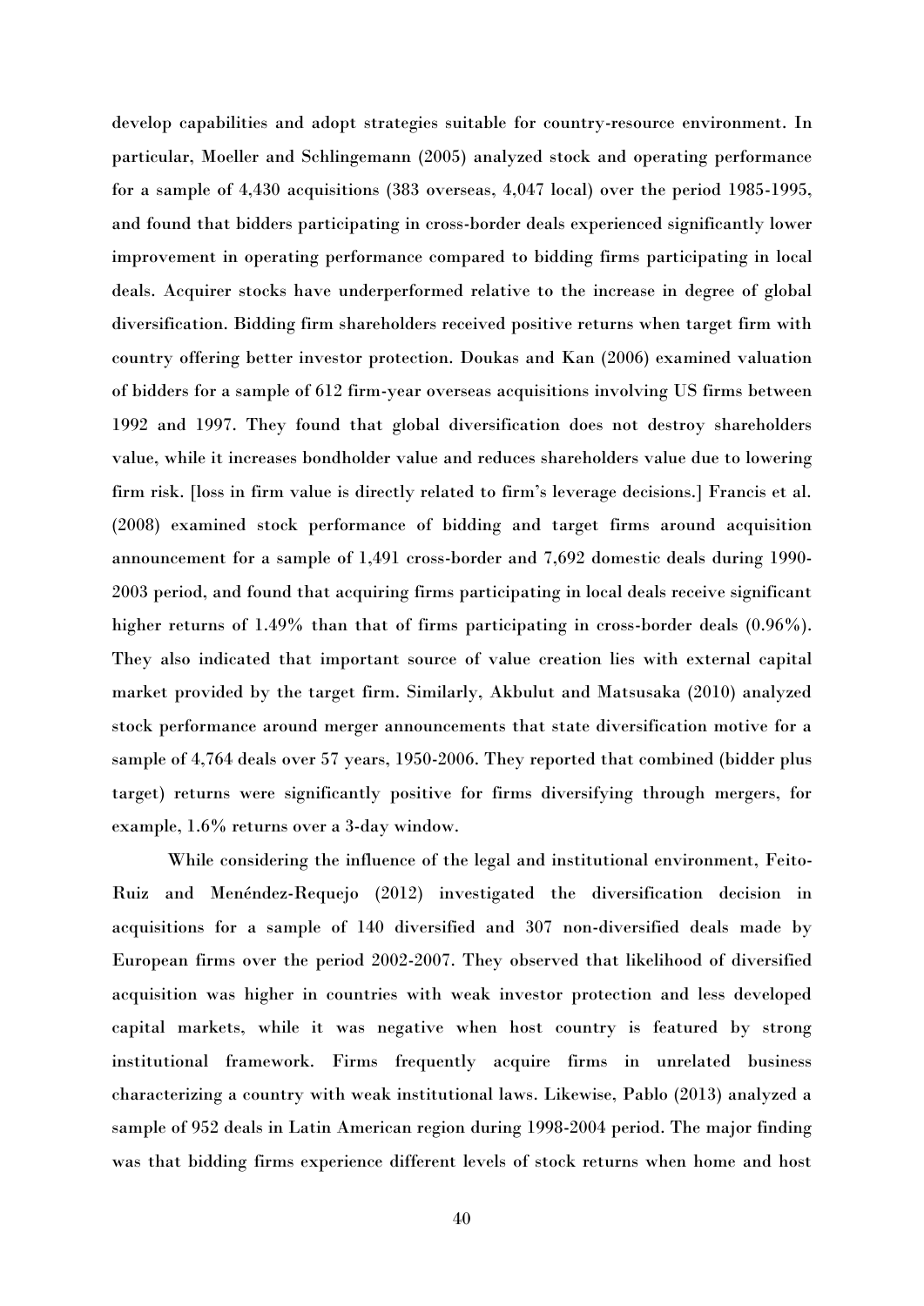develop capabilities and adopt strategies suitable for country-resource environment. In particular, Moeller and Schlingemann (2005) analyzed stock and operating performance for a sample of 4,430 acquisitions (383 overseas, 4,047 local) over the period 1985-1995, and found that bidders participating in cross-border deals experienced significantly lower improvement in operating performance compared to bidding firms participating in local deals. Acquirer stocks have underperformed relative to the increase in degree of global diversification. Bidding firm shareholders received positive returns when target firm with country offering better investor protection. Doukas and Kan (2006) examined valuation of bidders for a sample of 612 firm-year overseas acquisitions involving US firms between 1992 and 1997. They found that global diversification does not destroy shareholders value, while it increases bondholder value and reduces shareholders value due to lowering firm risk. [loss in firm value is directly related to firm's leverage decisions.] Francis et al. (2008) examined stock performance of bidding and target firms around acquisition announcement for a sample of 1,491 cross-border and 7,692 domestic deals during 1990-2003 period, and found that acquiring firms participating in local deals receive significant higher returns of 1.49% than that of firms participating in cross-border deals (0.96%). They also indicated that important source of value creation lies with external capital market provided by the target firm. Similarly, Akbulut and Matsusaka (2010) analyzed stock performance around merger announcements that state diversification motive for a sample of 4,764 deals over 57 years, 1950-2006. They reported that combined (bidder plus target) returns were significantly positive for firms diversifying through mergers, for example, 1.6% returns over a 3-day window.

While considering the influence of the legal and institutional environment, Feito-Ruiz and Menéndez-Requejo (2012) investigated the diversification decision in acquisitions for a sample of 140 diversified and 307 non-diversified deals made by European firms over the period 2002-2007. They observed that likelihood of diversified acquisition was higher in countries with weak investor protection and less developed capital markets, while it was negative when host country is featured by strong institutional framework. Firms frequently acquire firms in unrelated business characterizing a country with weak institutional laws. Likewise, Pablo (2013) analyzed a sample of 952 deals in Latin American region during 1998-2004 period. The major finding was that bidding firms experience different levels of stock returns when home and host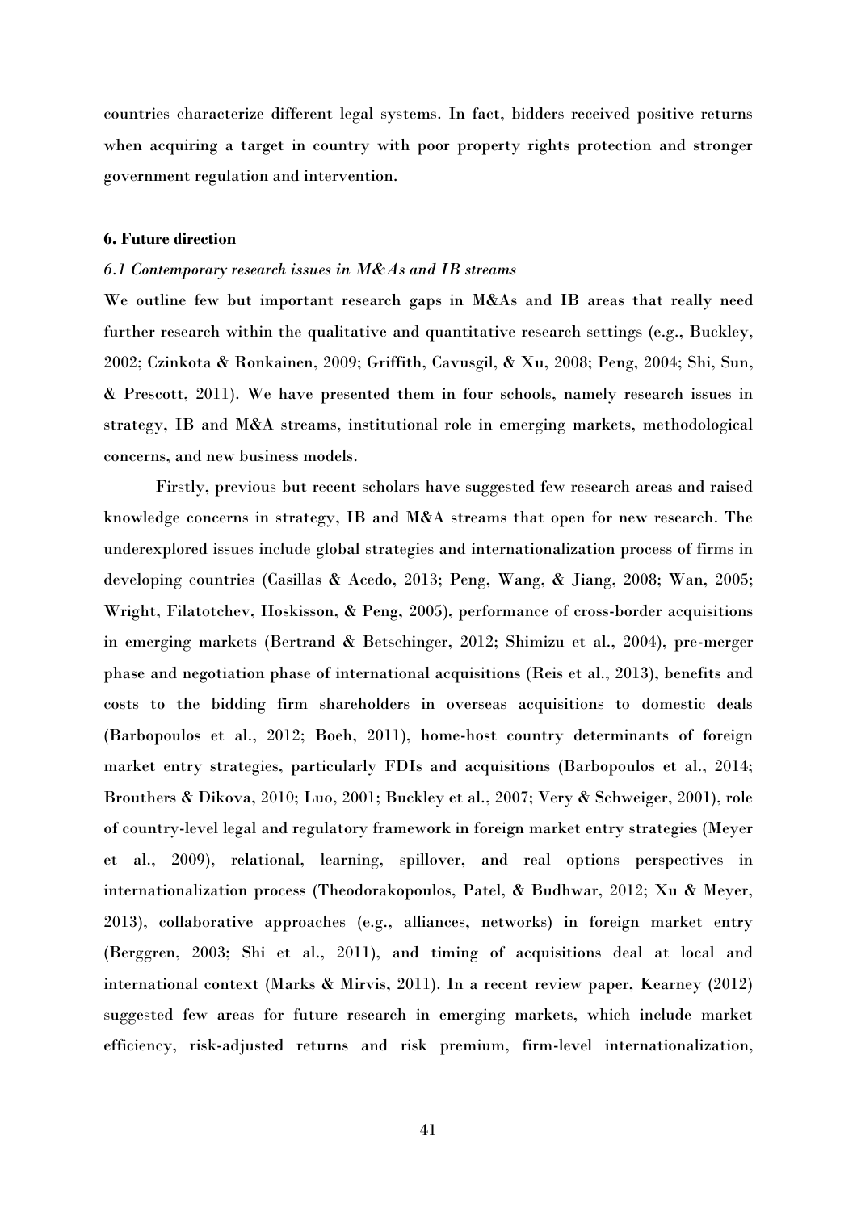countries characterize different legal systems. In fact, bidders received positive returns when acquiring a target in country with poor property rights protection and stronger government regulation and intervention.

### 6. Future direction

#### *6.1 Contemporary research issues in M&As and IB streams*

We outline few but important research gaps in M&As and IB areas that really need further research within the qualitative and quantitative research settings (e.g., Buckley, 2002; Czinkota & Ronkainen, 2009; Griffith, Cavusgil, & Xu, 2008; Peng, 2004; Shi, Sun, & Prescott, 2011). We have presented them in four schools, namely research issues in strategy, IB and M&A streams, institutional role in emerging markets, methodological concerns, and new business models.

Firstly, previous but recent scholars have suggested few research areas and raised knowledge concerns in strategy, IB and M&A streams that open for new research. The underexplored issues include global strategies and internationalization process of firms in developing countries (Casillas & Acedo, 2013; Peng, Wang, & Jiang, 2008; Wan, 2005; Wright, Filatotchev, Hoskisson, & Peng, 2005), performance of cross-border acquisitions in emerging markets (Bertrand & Betschinger, 2012; Shimizu et al., 2004), pre-merger phase and negotiation phase of international acquisitions (Reis et al., 2013), benefits and costs to the bidding firm shareholders in overseas acquisitions to domestic deals (Barbopoulos et al., 2012; Boeh, 2011), home-host country determinants of foreign market entry strategies, particularly FDIs and acquisitions (Barbopoulos et al., 2014; Brouthers & Dikova, 2010; Luo, 2001; Buckley et al., 2007; Very & Schweiger, 2001), role of country-level legal and regulatory framework in foreign market entry strategies (Meyer et al., 2009), relational, learning, spillover, and real options perspectives in internationalization process (Theodorakopoulos, Patel, & Budhwar, 2012; Xu & Meyer, 2013), collaborative approaches (e.g., alliances, networks) in foreign market entry (Berggren, 2003; Shi et al., 2011), and timing of acquisitions deal at local and international context (Marks & Mirvis, 2011). In a recent review paper, Kearney (2012) suggested few areas for future research in emerging markets, which include market efficiency, risk-adjusted returns and risk premium, firm-level internationalization,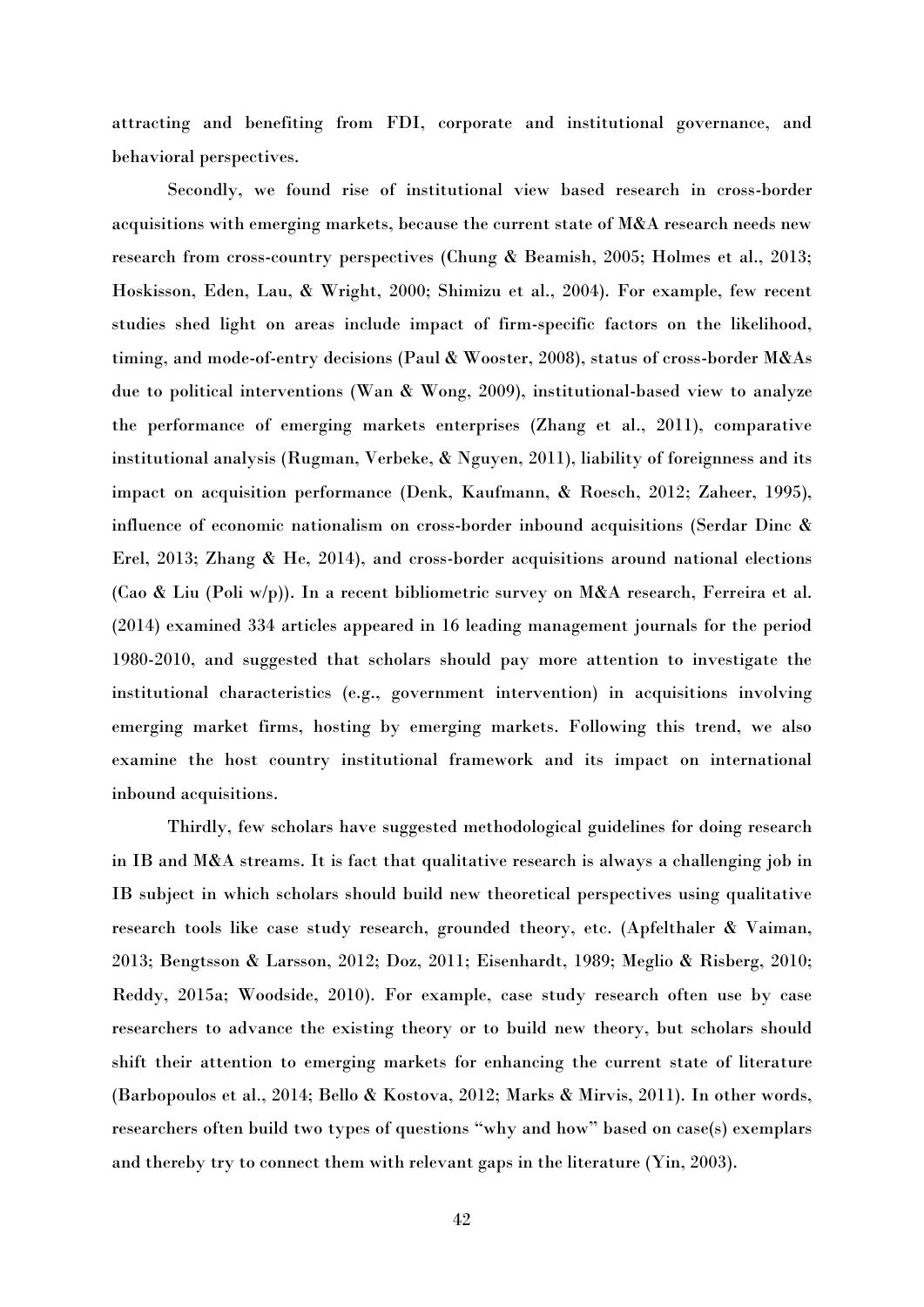attracting and benefiting from FDI, corporate and institutional governance, and behavioral perspectives.

Secondly, we found rise of institutional view based research in cross-border acquisitions with emerging markets, because the current state of M&A research needs new research from cross-country perspectives (Chung & Beamish, 2005; Holmes et al., 2013; Hoskisson, Eden, Lau, & Wright, 2000; Shimizu et al., 2004). For example, few recent studies shed light on areas include impact of firm-specific factors on the likelihood, timing, and mode-of-entry decisions (Paul & Wooster, 2008), status of cross-border M&As due to political interventions (Wan & Wong, 2009), institutional-based view to analyze the performance of emerging markets enterprises (Zhang et al., 2011), comparative institutional analysis (Rugman, Verbeke, & Nguyen, 2011), liability of foreignness and its impact on acquisition performance (Denk, Kaufmann, & Roesch, 2012; Zaheer, 1995), influence of economic nationalism on cross-border inbound acquisitions (Serdar Dinc & Erel, 2013; Zhang & He, 2014), and cross-border acquisitions around national elections (Cao & Liu (Poli w/p)). In a recent bibliometric survey on M&A research, Ferreira et al. (2014) examined 334 articles appeared in 16 leading management journals for the period 1980-2010, and suggested that scholars should pay more attention to investigate the institutional characteristics (e.g., government intervention) in acquisitions involving emerging market firms, hosting by emerging markets. Following this trend, we also examine the host country institutional framework and its impact on international inbound acquisitions.

Thirdly, few scholars have suggested methodological guidelines for doing research in IB and M&A streams. It is fact that qualitative research is always a challenging job in IB subject in which scholars should build new theoretical perspectives using qualitative research tools like case study research, grounded theory, etc. (Apfelthaler & Vaiman, 2013; Bengtsson & Larsson, 2012; Doz, 2011; Eisenhardt, 1989; Meglio & Risberg, 2010; Reddy, 2015a; Woodside, 2010). For example, case study research often use by case researchers to advance the existing theory or to build new theory, but scholars should shift their attention to emerging markets for enhancing the current state of literature (Barbopoulos et al., 2014; Bello & Kostova, 2012; Marks & Mirvis, 2011). In other words, researchers often build two types of questions "why and how" based on case(s) exemplars and thereby try to connect them with relevant gaps in the literature (Yin, 2003).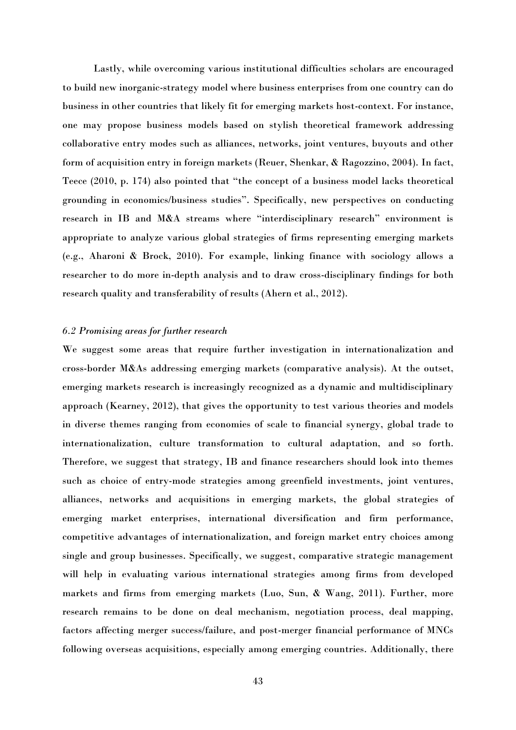Lastly, while overcoming various institutional difficulties scholars are encouraged to build new inorganic-strategy model where business enterprises from one country can do business in other countries that likely fit for emerging markets host-context. For instance, one may propose business models based on stylish theoretical framework addressing collaborative entry modes such as alliances, networks, joint ventures, buyouts and other form of acquisition entry in foreign markets (Reuer, Shenkar, & Ragozzino, 2004). In fact, Teece (2010, p. 174) also pointed that "the concept of a business model lacks theoretical grounding in economics/business studies". Specifically, new perspectives on conducting research in IB and M&A streams where "interdisciplinary research" environment is appropriate to analyze various global strategies of firms representing emerging markets (e.g., Aharoni & Brock, 2010). For example, linking finance with sociology allows a researcher to do more in-depth analysis and to draw cross-disciplinary findings for both research quality and transferability of results (Ahern et al., 2012).

### *6.2 Promising areas for further research*

We suggest some areas that require further investigation in internationalization and cross-border M&As addressing emerging markets (comparative analysis). At the outset, emerging markets research is increasingly recognized as a dynamic and multidisciplinary approach (Kearney, 2012), that gives the opportunity to test various theories and models in diverse themes ranging from economies of scale to financial synergy, global trade to internationalization, culture transformation to cultural adaptation, and so forth. Therefore, we suggest that strategy, IB and finance researchers should look into themes such as choice of entry-mode strategies among greenfield investments, joint ventures, alliances, networks and acquisitions in emerging markets, the global strategies of emerging market enterprises, international diversification and firm performance, competitive advantages of internationalization, and foreign market entry choices among single and group businesses. Specifically, we suggest, comparative strategic management will help in evaluating various international strategies among firms from developed markets and firms from emerging markets (Luo, Sun, & Wang, 2011). Further, more research remains to be done on deal mechanism, negotiation process, deal mapping, factors affecting merger success/failure, and post-merger financial performance of MNCs following overseas acquisitions, especially among emerging countries. Additionally, there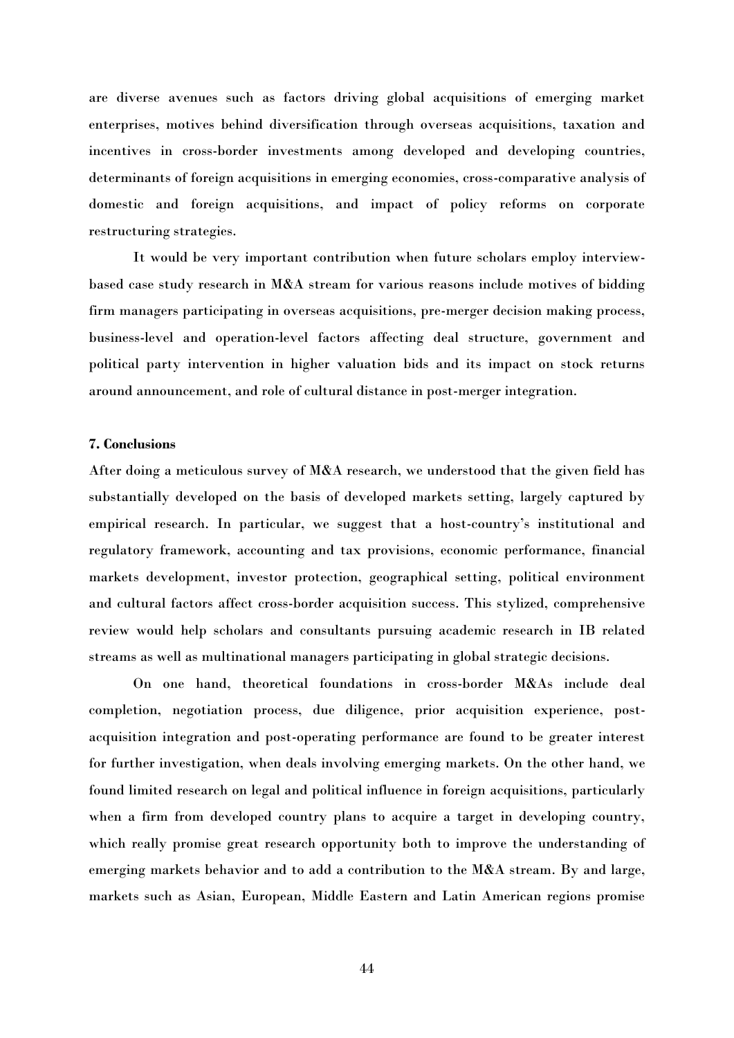are diverse avenues such as factors driving global acquisitions of emerging market enterprises, motives behind diversification through overseas acquisitions, taxation and incentives in cross-border investments among developed and developing countries, determinants of foreign acquisitions in emerging economies, cross-comparative analysis of domestic and foreign acquisitions, and impact of policy reforms on corporate restructuring strategies.

It would be very important contribution when future scholars employ interview-based case study research in M&A stream for various reasons include motives of bidding firm managers participating in overseas acquisitions, pre-merger decision making process, business-level and operation-level factors affecting deal structure, government and political party intervention in higher valuation bids and its impact on stock returns around announcement, and role of cultural distance in post-merger integration.

## 7. Conclusions

After doing a meticulous survey of M&A research, we understood that the given field has substantially developed on the basis of developed markets setting, largely captured by empirical research. In particular, we suggest that a host-country's institutional and regulatory framework, accounting and tax provisions, economic performance, financial markets development, investor protection, geographical setting, political environment and cultural factors affect cross-border acquisition success. This stylized, comprehensive review would help scholars and consultants pursuing academic research in IB related streams as well as multinational managers participating in global strategic decisions.

On one hand, theoretical foundations in cross-border M&As include deal completion, negotiation process, due diligence, prior acquisition experience, post-acquisition integration and post-operating performance are found to be greater interest for further investigation, when deals involving emerging markets. On the other hand, we found limited research on legal and political influence in foreign acquisitions, particularly when a firm from developed country plans to acquire a target in developing country, which really promise great research opportunity both to improve the understanding of emerging markets behavior and to add a contribution to the M&A stream. By and large, markets such as Asian, European, Middle Eastern and Latin American regions promise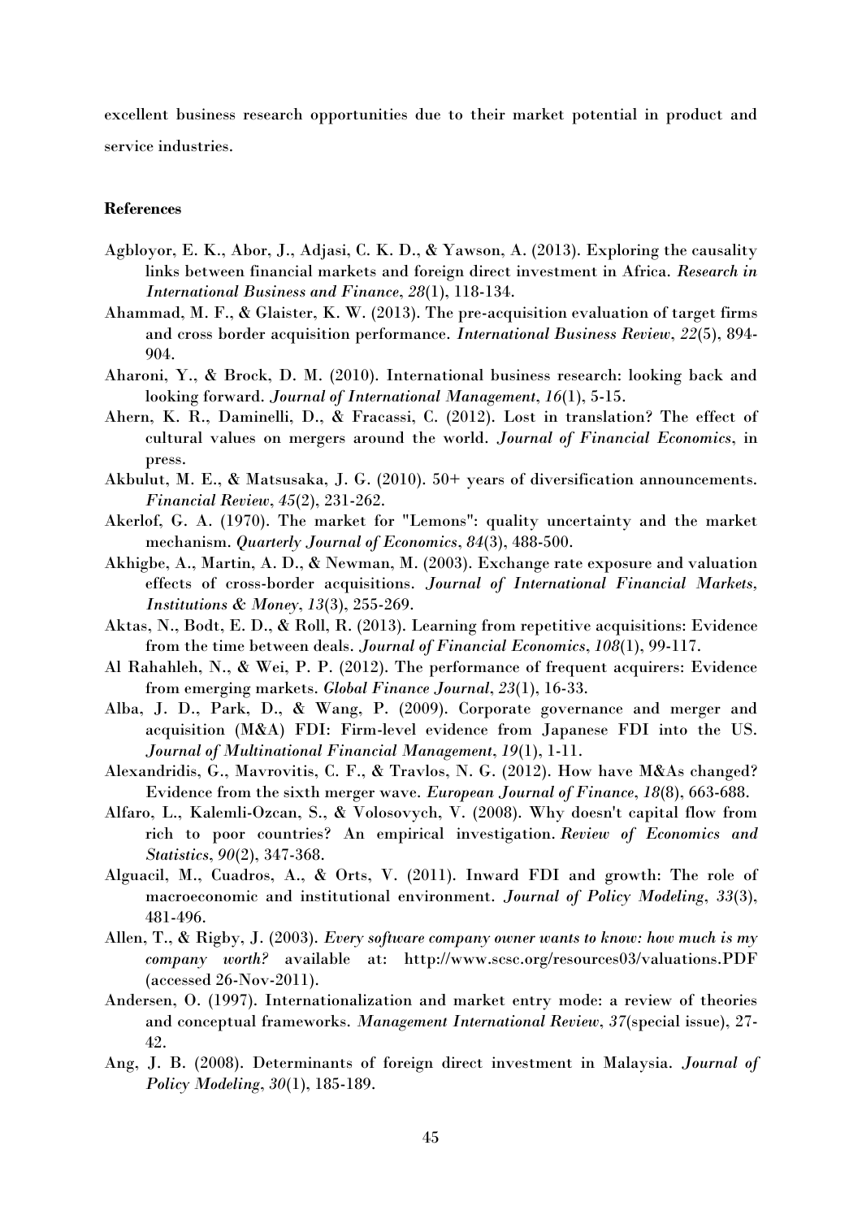excellent business research opportunities due to their market potential in product and service industries.

**References**

Agbloyor, E. K., Abor, J., Adjasi, C. K. D., & Yawson, A. (2013). Exploring the causality links between financial markets and foreign direct investment in Africa. *Research in International Business and Finance*, *28*(1), 118-134.

Ahammad, M. F., & Glaister, K. W. (2013). The pre-acquisition evaluation of target firms and cross border acquisition performance. *International Business Review*, *22*(5), 894-904.

Aharoni, Y., & Brock, D. M. (2010). International business research: looking back and looking forward. *Journal of International Management*, *16*(1), 5-15.

Ahern, K. R., Daminelli, D., & Fracassi, C. (2012). Lost in translation? The effect of cultural values on mergers around the world. *Journal of Financial Economics*, in press.

Akbulut, M. E., & Matsusaka, J. G. (2010). 50+ years of diversification announcements. *Financial Review*, *45*(2), 231-262.

Akerlof, G. A. (1970). The market for "Lemons": quality uncertainty and the market mechanism. *Quarterly Journal of Economics*, *84*(3), 488-500.

Akhigbe, A., Martin, A. D., & Newman, M. (2003). Exchange rate exposure and valuation effects of cross-border acquisitions. *Journal of International Financial Markets, Institutions & Money*, *13*(3), 255-269.

Aktas, N., Bodt, E. D., & Roll, R. (2013). Learning from repetitive acquisitions: Evidence from the time between deals. *Journal of Financial Economics*, *108*(1), 99-117.

Al Rahahleh, N., & Wei, P. P. (2012). The performance of frequent acquirers: Evidence from emerging markets. *Global Finance Journal*, *23*(1), 16-33.

Alba, J. D., Park, D., & Wang, P. (2009). Corporate governance and merger and acquisition (M&A) FDI: Firm-level evidence from Japanese FDI into the US. *Journal of Multinational Financial Management*, *19*(1), 1-11.

Alexandridis, G., Mavrovitis, C. F., & Travlos, N. G. (2012). How have M&As changed? Evidence from the sixth merger wave. *European Journal of Finance*, *18*(8), 663-688.

Alfaro, L., Kalemli-Ozcan, S., & Volosovych, V. (2008). Why doesn't capital flow from rich to poor countries? An empirical investigation. *Review of Economics and Statistics*, *90*(2), 347-368.

Alguacil, M., Cuadros, A., & Orts, V. (2011). Inward FDI and growth: The role of macroeconomic and institutional environment. *Journal of Policy Modeling*, *33*(3), 481-496.

Allen, T., & Rigby, J. (2003). *Every software company owner wants to know: how much is my company worth?* available at: http://www.scsc.org/resources03/valuations.PDF (accessed 26-Nov-2011).

Andersen, O. (1997). Internationalization and market entry mode: a review of theories and conceptual frameworks. *Management International Review*, *37*(special issue), 27-42.

Ang, J. B. (2008). Determinants of foreign direct investment in Malaysia. *Journal of Policy Modeling*, *30*(1), 185-189.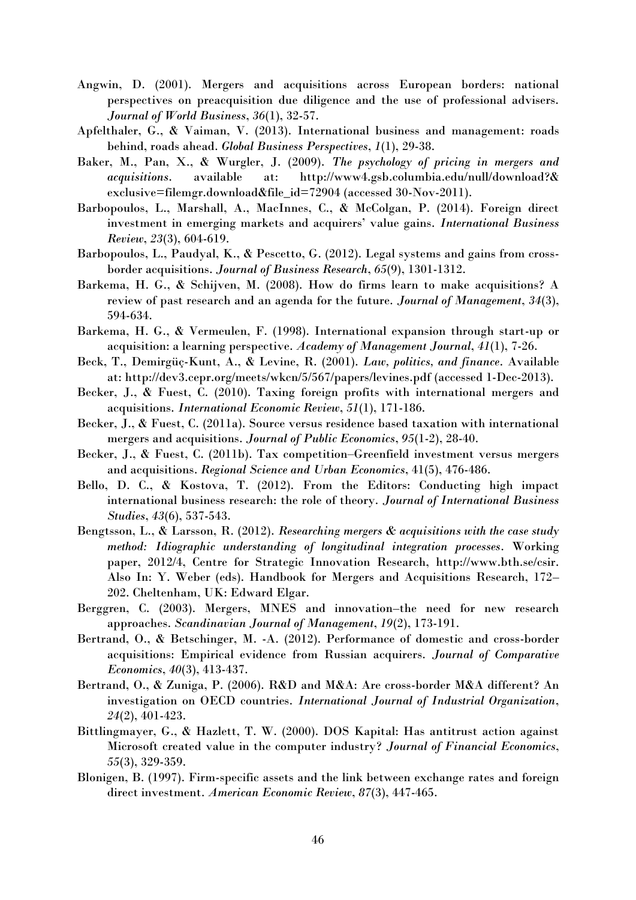Angwin, D. (2001). Mergers and acquisitions across European borders: national perspectives on preacquisition due diligence and the use of professional advisers. *Journal of World Business*, *36*(1), 32-57.

Apfelthaler, G., & Vaiman, V. (2013). International business and management: roads behind, roads ahead. *Global Business Perspectives*, *1*(1), 29-38.

Baker, M., Pan, X., & Wurgler, J. (2009). *The psychology of pricing in mergers and acquisitions*. available at: http://www4.gsb.columbia.edu/null/download?&exclusive=filemgr.download&file_id=72904 (accessed 30-Nov-2011).

Barbopoulos, L., Marshall, A., MacInnes, C., & McColgan, P. (2014). Foreign direct investment in emerging markets and acquirers' value gains. *International Business Review*, *23*(3), 604-619.

Barbopoulos, L., Paudyal, K., & Pescetto, G. (2012). Legal systems and gains from cross-border acquisitions. *Journal of Business Research*, *65*(9), 1301-1312.

Barkema, H. G., & Schijven, M. (2008). How do firms learn to make acquisitions? A review of past research and an agenda for the future. *Journal of Management*, *34*(3), 594-634.

Barkema, H. G., & Vermeulen, F. (1998). International expansion through start-up or acquisition: a learning perspective. *Academy of Management Journal*, *41*(1), 7-26.

Beck, T., Demirgüç-Kunt, A., & Levine, R. (2001). *Law, politics, and finance*. Available at: http://dev3.cepr.org/meets/wkcn/5/567/papers/levines.pdf (accessed 1-Dec-2013).

Becker, J., & Fuest, C. (2010). Taxing foreign profits with international mergers and acquisitions. *International Economic Review*, *51*(1), 171-186.

Becker, J., & Fuest, C. (2011a). Source versus residence based taxation with international mergers and acquisitions. *Journal of Public Economics*, *95*(1-2), 28-40.

Becker, J., & Fuest, C. (2011b). Tax competition–Greenfield investment versus mergers and acquisitions. *Regional Science and Urban Economics*, 41(5), 476-486.

Bello, D. C., & Kostova, T. (2012). From the Editors: Conducting high impact international business research: the role of theory. *Journal of International Business Studies*, *43*(6), 537-543.

Bengtsson, L., & Larsson, R. (2012). *Researching mergers & acquisitions with the case study method: Idiographic understanding of longitudinal integration processes*. Working paper, 2012/4, Centre for Strategic Innovation Research, http://www.bth.se/csir. Also In: Y. Weber (eds). Handbook for Mergers and Acquisitions Research, 172–202. Cheltenham, UK: Edward Elgar.

Berggren, C. (2003). Mergers, MNES and innovation–the need for new research approaches. *Scandinavian Journal of Management*, *19*(2), 173-191.

Bertrand, O., & Betschinger, M. -A. (2012). Performance of domestic and cross-border acquisitions: Empirical evidence from Russian acquirers. *Journal of Comparative Economics*, *40*(3), 413-437.

Bertrand, O., & Zuniga, P. (2006). R&D and M&A: Are cross-border M&A different? An investigation on OECD countries. *International Journal of Industrial Organization*, *24*(2), 401-423.

Bittlingmayer, G., & Hazlett, T. W. (2000). DOS Kapital: Has antitrust action against Microsoft created value in the computer industry? *Journal of Financial Economics*, *55*(3), 329-359.

Blonigen, B. (1997). Firm-specific assets and the link between exchange rates and foreign direct investment. *American Economic Review*, *87*(3), 447-465.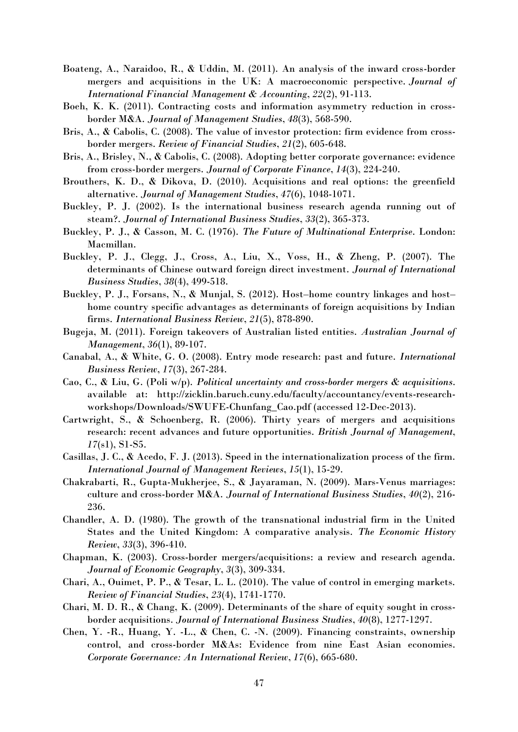Boateng, A., Naraidoo, R., & Uddin, M. (2011). An analysis of the inward cross-border mergers and acquisitions in the UK: A macroeconomic perspective. *Journal of International Financial Management & Accounting*, *22*(2), 91-113.

Boeh, K. K. (2011). Contracting costs and information asymmetry reduction in cross-border M&A. *Journal of Management Studies*, *48*(3), 568-590.

Bris, A., & Cabolis, C. (2008). The value of investor protection: firm evidence from cross-border mergers. *Review of Financial Studies*, *21*(2), 605-648.

Bris, A., Brisley, N., & Cabolis, C. (2008). Adopting better corporate governance: evidence from cross-border mergers. *Journal of Corporate Finance*, *14*(3), 224-240.

Brouthers, K. D., & Dikova, D. (2010). Acquisitions and real options: the greenfield alternative. *Journal of Management Studies*, *47*(6), 1048-1071.

Buckley, P. J. (2002). Is the international business research agenda running out of steam?. *Journal of International Business Studies*, *33*(2), 365-373.

Buckley, P. J., & Casson, M. C. (1976). *The Future of Multinational Enterprise*. London: Macmillan.

Buckley, P. J., Clegg, J., Cross, A., Liu, X., Voss, H., & Zheng, P. (2007). The determinants of Chinese outward foreign direct investment. *Journal of International Business Studies*, *38*(4), 499-518.

Buckley, P. J., Forsans, N., & Munjal, S. (2012). Host–home country linkages and host–home country specific advantages as determinants of foreign acquisitions by Indian firms. *International Business Review*, *21*(5), 878-890.

Bugeja, M. (2011). Foreign takeovers of Australian listed entities. *Australian Journal of Management*, *36*(1), 89-107.

Canabal, A., & White, G. O. (2008). Entry mode research: past and future. *International Business Review*, *17*(3), 267-284.

Cao, C., & Liu, G. (Poli w/p). *Political uncertainty and cross-border mergers & acquisitions*. available at: http://zicklin.baruch.cuny.edu/faculty/accountancy/events-research-workshops/Downloads/SWUFE-Chunfang_Cao.pdf (accessed 12-Dec-2013).

Cartwright, S., & Schoenberg, R. (2006). Thirty years of mergers and acquisitions research: recent advances and future opportunities. *British Journal of Management*, *17*(s1), S1-S5.

Casillas, J. C., & Acedo, F. J. (2013). Speed in the internationalization process of the firm. *International Journal of Management Reviews*, *15*(1), 15-29.

Chakrabarti, R., Gupta-Mukherjee, S., & Jayaraman, N. (2009). Mars-Venus marriages: culture and cross-border M&A. *Journal of International Business Studies*, *40*(2), 216-236.

Chandler, A. D. (1980). The growth of the transnational industrial firm in the United States and the United Kingdom: A comparative analysis. *The Economic History Review*, *33*(3), 396-410.

Chapman, K. (2003). Cross-border mergers/acquisitions: a review and research agenda. *Journal of Economic Geography*, *3*(3), 309-334.

Chari, A., Ouimet, P. P., & Tesar, L. L. (2010). The value of control in emerging markets. *Review of Financial Studies*, *23*(4), 1741-1770.

Chari, M. D. R., & Chang, K. (2009). Determinants of the share of equity sought in cross-border acquisitions. *Journal of International Business Studies*, *40*(8), 1277-1297.

Chen, Y. -R., Huang, Y. -L., & Chen, C. -N. (2009). Financing constraints, ownership control, and cross-border M&As: Evidence from nine East Asian economies. *Corporate Governance: An International Review*, *17*(6), 665-680.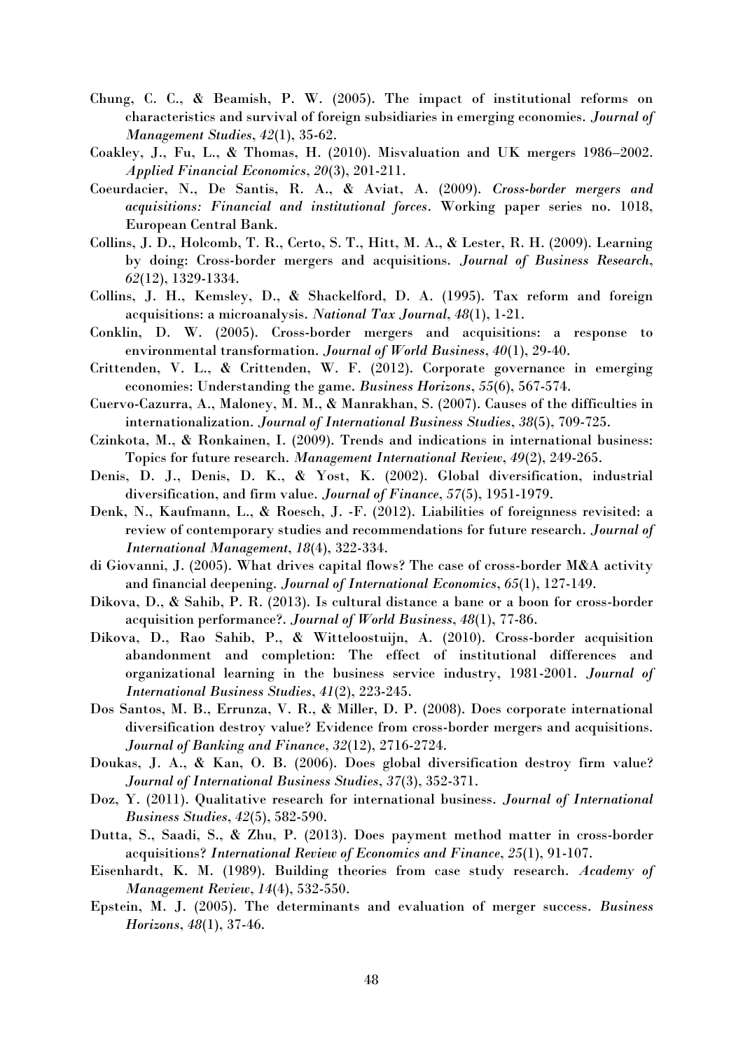Chung, C. C., & Beamish, P. W. (2005). The impact of institutional reforms on characteristics and survival of foreign subsidiaries in emerging economies. *Journal of Management Studies*, *42*(1), 35-62.

Coakley, J., Fu, L., & Thomas, H. (2010). Misvaluation and UK mergers 1986–2002. *Applied Financial Economics*, *20*(3), 201-211.

Coeurdacier, N., De Santis, R. A., & Aviat, A. (2009). *Cross-border mergers and acquisitions: Financial and institutional forces*. Working paper series no. 1018, European Central Bank.

Collins, J. D., Holcomb, T. R., Certo, S. T., Hitt, M. A., & Lester, R. H. (2009). Learning by doing: Cross-border mergers and acquisitions. *Journal of Business Research*, *62*(12), 1329-1334.

Collins, J. H., Kemsley, D., & Shackelford, D. A. (1995). Tax reform and foreign acquisitions: a microanalysis. *National Tax Journal*, *48*(1), 1-21.

Conklin, D. W. (2005). Cross-border mergers and acquisitions: a response to environmental transformation. *Journal of World Business*, *40*(1), 29-40.

Crittenden, V. L., & Crittenden, W. F. (2012). Corporate governance in emerging economies: Understanding the game. *Business Horizons*, *55*(6), 567-574.

Cuervo-Cazurra, A., Maloney, M. M., & Manrakhan, S. (2007). Causes of the difficulties in internationalization. *Journal of International Business Studies*, *38*(5), 709-725.

Czinkota, M., & Ronkainen, I. (2009). Trends and indications in international business: Topics for future research. *Management International Review*, *49*(2), 249-265.

Denis, D. J., Denis, D. K., & Yost, K. (2002). Global diversification, industrial diversification, and firm value. *Journal of Finance*, *57*(5), 1951-1979.

Denk, N., Kaufmann, L., & Roesch, J. -F. (2012). Liabilities of foreignness revisited: a review of contemporary studies and recommendations for future research. *Journal of International Management*, *18*(4), 322-334.

di Giovanni, J. (2005). What drives capital flows? The case of cross-border M&A activity and financial deepening. *Journal of International Economics*, *65*(1), 127-149.

Dikova, D., & Sahib, P. R. (2013). Is cultural distance a bane or a boon for cross-border acquisition performance?. *Journal of World Business*, *48*(1), 77-86.

Dikova, D., Rao Sahib, P., & Witteloostuijn, A. (2010). Cross-border acquisition abandonment and completion: The effect of institutional differences and organizational learning in the business service industry, 1981-2001. *Journal of International Business Studies*, *41*(2), 223-245.

Dos Santos, M. B., Errunza, V. R., & Miller, D. P. (2008). Does corporate international diversification destroy value? Evidence from cross-border mergers and acquisitions. *Journal of Banking and Finance*, *32*(12), 2716-2724.

Doukas, J. A., & Kan, O. B. (2006). Does global diversification destroy firm value? *Journal of International Business Studies*, *37*(3), 352-371.

Doz, Y. (2011). Qualitative research for international business. *Journal of International Business Studies*, *42*(5), 582-590.

Dutta, S., Saadi, S., & Zhu, P. (2013). Does payment method matter in cross-border acquisitions? *International Review of Economics and Finance*, *25*(1), 91-107.

Eisenhardt, K. M. (1989). Building theories from case study research. *Academy of Management Review*, *14*(4), 532-550.

Epstein, M. J. (2005). The determinants and evaluation of merger success. *Business Horizons*, *48*(1), 37-46.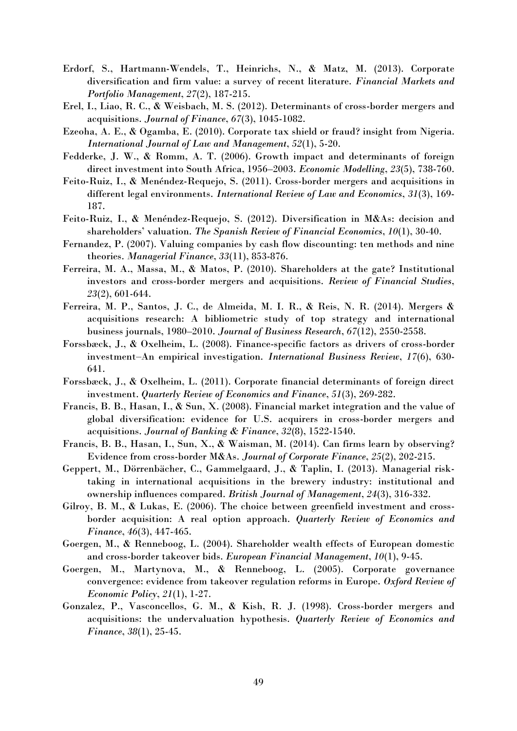Erdorf, S., Hartmann-Wendels, T., Heinrichs, N., & Matz, M. (2013). Corporate diversification and firm value: a survey of recent literature. *Financial Markets and Portfolio Management*, *27*(2), 187-215.

Erel, I., Liao, R. C., & Weisbach, M. S. (2012). Determinants of cross-border mergers and acquisitions. *Journal of Finance*, *67*(3), 1045-1082.

Ezeoha, A. E., & Ogamba, E. (2010). Corporate tax shield or fraud? insight from Nigeria. *International Journal of Law and Management*, *52*(1), 5-20.

Fedderke, J. W., & Romm, A. T. (2006). Growth impact and determinants of foreign direct investment into South Africa, 1956–2003. *Economic Modelling*, *23*(5), 738-760.

Feito-Ruiz, I., & Menéndez-Requejo, S. (2011). Cross-border mergers and acquisitions in different legal environments. *International Review of Law and Economics*, *31*(3), 169-187.

Feito-Ruiz, I., & Menéndez-Requejo, S. (2012). Diversification in M&As: decision and shareholders' valuation. *The Spanish Review of Financial Economics*, *10*(1), 30-40.

Fernandez, P. (2007). Valuing companies by cash flow discounting: ten methods and nine theories. *Managerial Finance*, *33*(11), 853-876.

Ferreira, M. A., Massa, M., & Matos, P. (2010). Shareholders at the gate? Institutional investors and cross-border mergers and acquisitions. *Review of Financial Studies*, *23*(2), 601-644.

Ferreira, M. P., Santos, J. C., de Almeida, M. I. R., & Reis, N. R. (2014). Mergers & acquisitions research: A bibliometric study of top strategy and international business journals, 1980–2010. *Journal of Business Research*, *67*(12), 2550-2558.

Forssbæck, J., & Oxelheim, L. (2008). Finance-specific factors as drivers of cross-border investment–An empirical investigation. *International Business Review*, *17*(6), 630-641.

Forssbæck, J., & Oxelheim, L. (2011). Corporate financial determinants of foreign direct investment. *Quarterly Review of Economics and Finance*, *51*(3), 269-282.

Francis, B. B., Hasan, I., & Sun, X. (2008). Financial market integration and the value of global diversification: evidence for U.S. acquirers in cross-border mergers and acquisitions. *Journal of Banking & Finance*, *32*(8), 1522-1540.

Francis, B. B., Hasan, I., Sun, X., & Waisman, M. (2014). Can firms learn by observing? Evidence from cross-border M&As. *Journal of Corporate Finance*, *25*(2), 202-215.

Geppert, M., Dörrenbächer, C., Gammelgaard, J., & Taplin, I. (2013). Managerial risk-taking in international acquisitions in the brewery industry: institutional and ownership influences compared. *British Journal of Management*, *24*(3), 316-332.

Gilroy, B. M., & Lukas, E. (2006). The choice between greenfield investment and cross-border acquisition: A real option approach. *Quarterly Review of Economics and Finance*, *46*(3), 447-465.

Goergen, M., & Renneboog, L. (2004). Shareholder wealth effects of European domestic and cross-border takeover bids. *European Financial Management*, *10*(1), 9-45.

Goergen, M., Martynova, M., & Renneboog, L. (2005). Corporate governance convergence: evidence from takeover regulation reforms in Europe. *Oxford Review of Economic Policy*, *21*(1), 1-27.

Gonzalez, P., Vasconcellos, G. M., & Kish, R. J. (1998). Cross-border mergers and acquisitions: the undervaluation hypothesis. *Quarterly Review of Economics and Finance*, *38*(1), 25-45.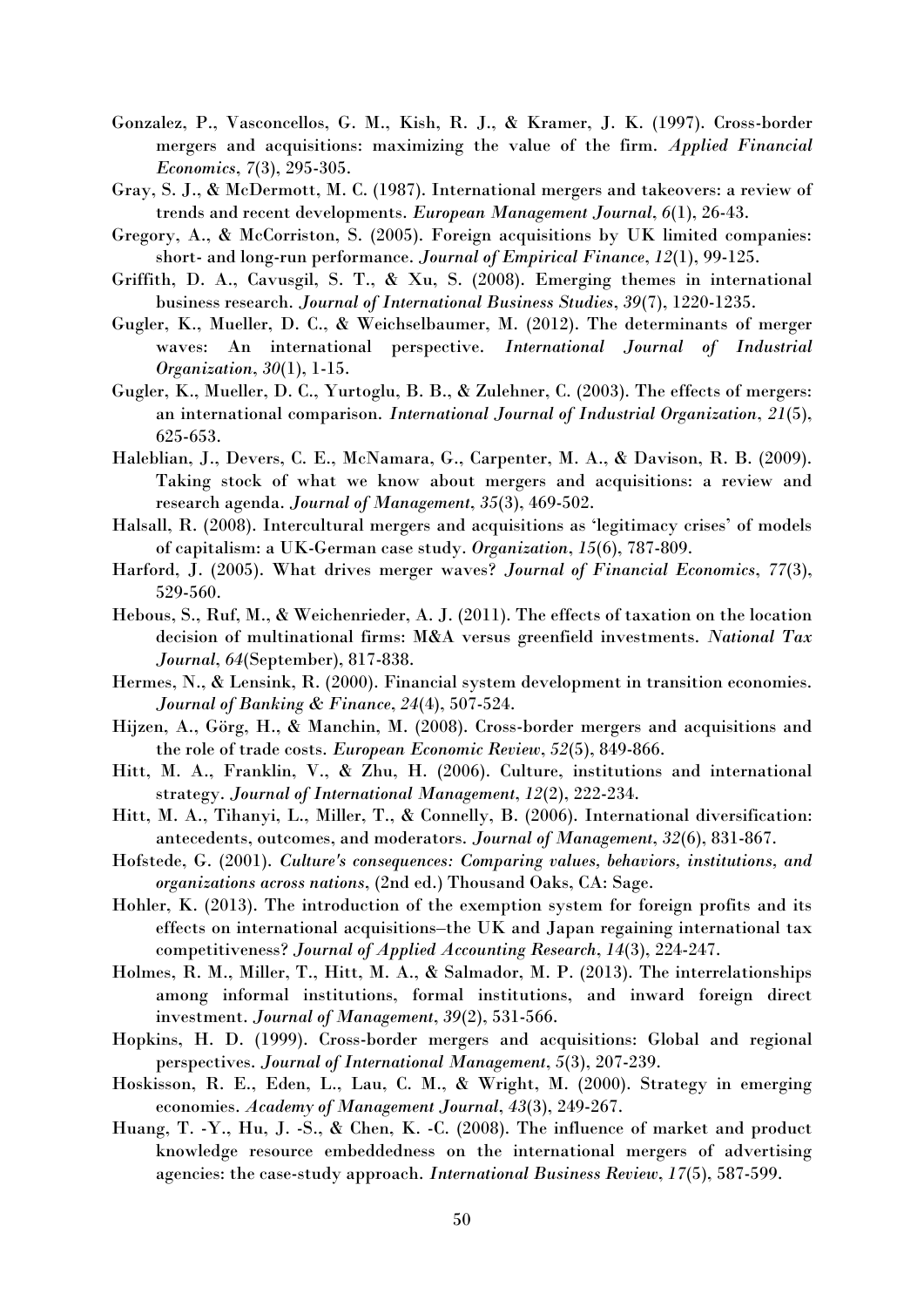Gonzalez, P., Vasconcellos, G. M., Kish, R. J., & Kramer, J. K. (1997). Cross-border mergers and acquisitions: maximizing the value of the firm. *Applied Financial Economics*, *7*(3), 295-305.

Gray, S. J., & McDermott, M. C. (1987). International mergers and takeovers: a review of trends and recent developments. *European Management Journal*, *6*(1), 26-43.

Gregory, A., & McCorriston, S. (2005). Foreign acquisitions by UK limited companies: short- and long-run performance. *Journal of Empirical Finance*, *12*(1), 99-125.

Griffith, D. A., Cavusgil, S. T., & Xu, S. (2008). Emerging themes in international business research. *Journal of International Business Studies*, *39*(7), 1220-1235.

Gugler, K., Mueller, D. C., & Weichselbaumer, M. (2012). The determinants of merger waves: An international perspective. *International Journal of Industrial Organization*, *30*(1), 1-15.

Gugler, K., Mueller, D. C., Yurtoglu, B. B., & Zulehner, C. (2003). The effects of mergers: an international comparison. *International Journal of Industrial Organization*, *21*(5), 625-653.

Haleblian, J., Devers, C. E., McNamara, G., Carpenter, M. A., & Davison, R. B. (2009). Taking stock of what we know about mergers and acquisitions: a review and research agenda. *Journal of Management*, *35*(3), 469-502.

Halsall, R. (2008). Intercultural mergers and acquisitions as 'legitimacy crises' of models of capitalism: a UK-German case study. *Organization*, *15*(6), 787-809.

Harford, J. (2005). What drives merger waves? *Journal of Financial Economics*, *77*(3), 529-560.

Hebous, S., Ruf, M., & Weichenrieder, A. J. (2011). The effects of taxation on the location decision of multinational firms: M&A versus greenfield investments. *National Tax Journal*, *64*(September), 817-838.

Hermes, N., & Lensink, R. (2000). Financial system development in transition economies. *Journal of Banking & Finance*, *24*(4), 507-524.

Hijzen, A., Görg, H., & Manchin, M. (2008). Cross-border mergers and acquisitions and the role of trade costs. *European Economic Review*, *52*(5), 849-866.

Hitt, M. A., Franklin, V., & Zhu, H. (2006). Culture, institutions and international strategy. *Journal of International Management*, *12*(2), 222-234.

Hitt, M. A., Tihanyi, L., Miller, T., & Connelly, B. (2006). International diversification: antecedents, outcomes, and moderators. *Journal of Management*, *32*(6), 831-867.

Hofstede, G. (2001). *Culture's consequences: Comparing values, behaviors, institutions, and organizations across nations*, (2nd ed.) Thousand Oaks, CA: Sage.

Hohler, K. (2013). The introduction of the exemption system for foreign profits and its effects on international acquisitions–the UK and Japan regaining international tax competitiveness? *Journal of Applied Accounting Research*, *14*(3), 224-247.

Holmes, R. M., Miller, T., Hitt, M. A., & Salmador, M. P. (2013). The interrelationships among informal institutions, formal institutions, and inward foreign direct investment. *Journal of Management*, *39*(2), 531-566.

Hopkins, H. D. (1999). Cross-border mergers and acquisitions: Global and regional perspectives. *Journal of International Management*, *5*(3), 207-239.

Hoskisson, R. E., Eden, L., Lau, C. M., & Wright, M. (2000). Strategy in emerging economies. *Academy of Management Journal*, *43*(3), 249-267.

Huang, T. -Y., Hu, J. -S., & Chen, K. -C. (2008). The influence of market and product knowledge resource embeddedness on the international mergers of advertising agencies: the case-study approach. *International Business Review*, *17*(5), 587-599.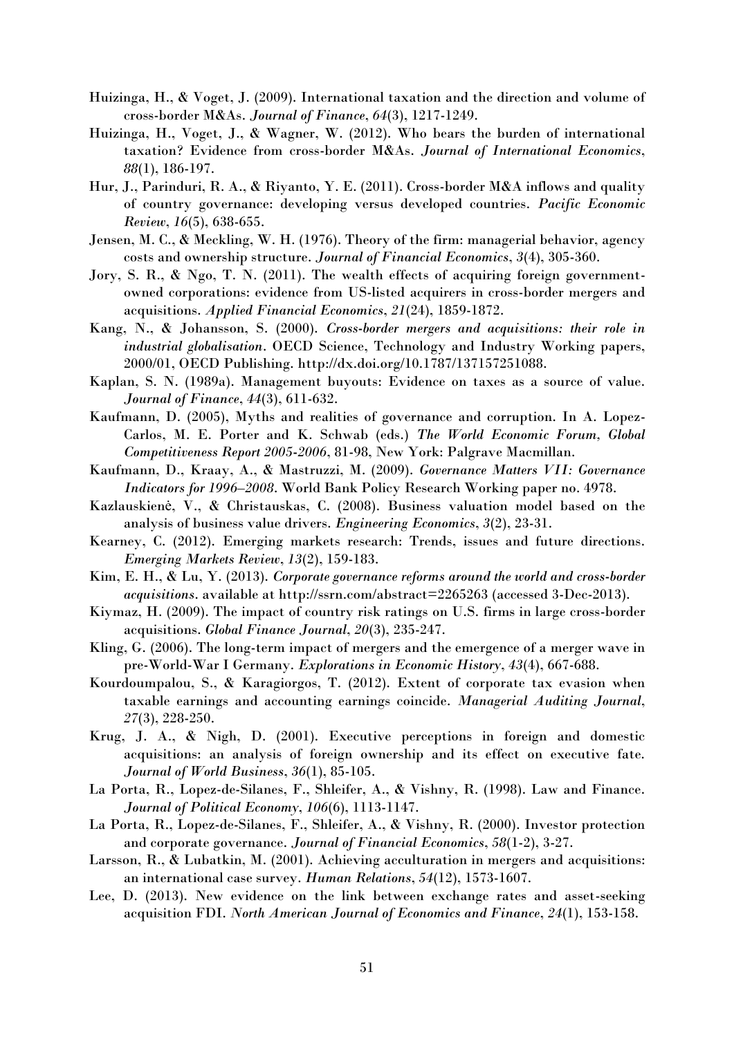Huizinga, H., & Voget, J. (2009). International taxation and the direction and volume of cross-border M&As. *Journal of Finance*, *64*(3), 1217-1249.

Huizinga, H., Voget, J., & Wagner, W. (2012). Who bears the burden of international taxation? Evidence from cross-border M&As. *Journal of International Economics*, *88*(1), 186-197.

Hur, J., Parinduri, R. A., & Riyanto, Y. E. (2011). Cross-border M&A inflows and quality of country governance: developing versus developed countries. *Pacific Economic Review*, *16*(5), 638-655.

Jensen, M. C., & Meckling, W. H. (1976). Theory of the firm: managerial behavior, agency costs and ownership structure. *Journal of Financial Economics*, *3*(4), 305-360.

Jory, S. R., & Ngo, T. N. (2011). The wealth effects of acquiring foreign government-owned corporations: evidence from US-listed acquirers in cross-border mergers and acquisitions. *Applied Financial Economics*, *21*(24), 1859-1872.

Kang, N., & Johansson, S. (2000). *Cross-border mergers and acquisitions: their role in industrial globalisation*. OECD Science, Technology and Industry Working papers, 2000/01, OECD Publishing. http://dx.doi.org/10.1787/137157251088.

Kaplan, S. N. (1989a). Management buyouts: Evidence on taxes as a source of value. *Journal of Finance*, *44*(3), 611-632.

Kaufmann, D. (2005), Myths and realities of governance and corruption. In A. Lopez-Carlos, M. E. Porter and K. Schwab (eds.) *The World Economic Forum, Global Competitiveness Report 2005-2006*, 81-98, New York: Palgrave Macmillan.

Kaufmann, D., Kraay, A., & Mastruzzi, M. (2009). *Governance Matters VII: Governance Indicators for 1996–2008*. World Bank Policy Research Working paper no. 4978.

Kazlauskienė, V., & Christauskas, C. (2008). Business valuation model based on the analysis of business value drivers. *Engineering Economics*, *3*(2), 23-31.

Kearney, C. (2012). Emerging markets research: Trends, issues and future directions. *Emerging Markets Review*, *13*(2), 159-183.

Kim, E. H., & Lu, Y. (2013). *Corporate governance reforms around the world and cross-border acquisitions*. available at http://ssrn.com/abstract=2265263 (accessed 3-Dec-2013).

Kiymaz, H. (2009). The impact of country risk ratings on U.S. firms in large cross-border acquisitions. *Global Finance Journal*, *20*(3), 235-247.

Kling, G. (2006). The long-term impact of mergers and the emergence of a merger wave in pre-World-War I Germany. *Explorations in Economic History*, *43*(4), 667-688.

Kourdoumpalou, S., & Karagiorgos, T. (2012). Extent of corporate tax evasion when taxable earnings and accounting earnings coincide. *Managerial Auditing Journal*, *27*(3), 228-250.

Krug, J. A., & Nigh, D. (2001). Executive perceptions in foreign and domestic acquisitions: an analysis of foreign ownership and its effect on executive fate. *Journal of World Business*, *36*(1), 85-105.

La Porta, R., Lopez-de-Silanes, F., Shleifer, A., & Vishny, R. (1998). Law and Finance. *Journal of Political Economy*, *106*(6), 1113-1147.

La Porta, R., Lopez-de-Silanes, F., Shleifer, A., & Vishny, R. (2000). Investor protection and corporate governance. *Journal of Financial Economics*, *58*(1-2), 3-27.

Larsson, R., & Lubatkin, M. (2001). Achieving acculturation in mergers and acquisitions: an international case survey. *Human Relations*, *54*(12), 1573-1607.

Lee, D. (2013). New evidence on the link between exchange rates and asset-seeking acquisition FDI. *North American Journal of Economics and Finance*, *24*(1), 153-158.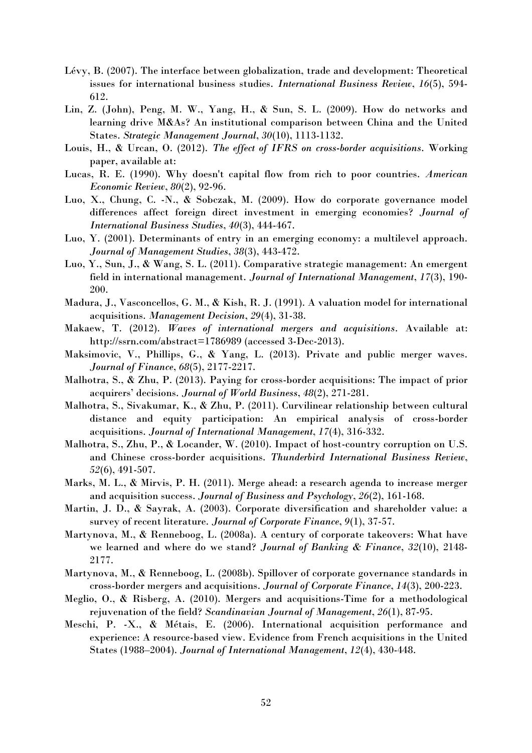Lévy, B. (2007). The interface between globalization, trade and development: Theoretical issues for international business studies. *International Business Review*, *16*(5), 594-612.

Lin, Z. (John), Peng, M. W., Yang, H., & Sun, S. L. (2009). How do networks and learning drive M&As? An institutional comparison between China and the United States. *Strategic Management Journal*, *30*(10), 1113-1132.

Louis, H., & Urcan, O. (2012). *The effect of IFRS on cross-border acquisitions*. Working paper, available at:

Lucas, R. E. (1990). Why doesn't capital flow from rich to poor countries. *American Economic Review*, *80*(2), 92-96.

Luo, X., Chung, C. -N., & Sobczak, M. (2009). How do corporate governance model differences affect foreign direct investment in emerging economies? *Journal of International Business Studies*, *40*(3), 444-467.

Luo, Y. (2001). Determinants of entry in an emerging economy: a multilevel approach. *Journal of Management Studies*, *38*(3), 443-472.

Luo, Y., Sun, J., & Wang, S. L. (2011). Comparative strategic management: An emergent field in international management. *Journal of International Management*, *17*(3), 190-200.

Madura, J., Vasconcellos, G. M., & Kish, R. J. (1991). A valuation model for international acquisitions. *Management Decision*, *29*(4), 31-38.

Makaew, T. (2012). *Waves of international mergers and acquisitions*. Available at: http://ssrn.com/abstract=1786989 (accessed 3-Dec-2013).

Maksimovic, V., Phillips, G., & Yang, L. (2013). Private and public merger waves. *Journal of Finance*, *68*(5), 2177-2217.

Malhotra, S., & Zhu, P. (2013). Paying for cross-border acquisitions: The impact of prior acquirers' decisions. *Journal of World Business*, *48*(2), 271-281.

Malhotra, S., Sivakumar, K., & Zhu, P. (2011). Curvilinear relationship between cultural distance and equity participation: An empirical analysis of cross-border acquisitions. *Journal of International Management*, *17*(4), 316-332.

Malhotra, S., Zhu, P., & Locander, W. (2010). Impact of host-country corruption on U.S. and Chinese cross-border acquisitions. *Thunderbird International Business Review*, *52*(6), 491-507.

Marks, M. L., & Mirvis, P. H. (2011). Merge ahead: a research agenda to increase merger and acquisition success. *Journal of Business and Psychology*, *26*(2), 161-168.

Martin, J. D., & Sayrak, A. (2003). Corporate diversification and shareholder value: a survey of recent literature. *Journal of Corporate Finance*, *9*(1), 37-57.

Martynova, M., & Renneboog, L. (2008a). A century of corporate takeovers: What have we learned and where do we stand? *Journal of Banking & Finance*, *32*(10), 2148-2177.

Martynova, M., & Renneboog, L. (2008b). Spillover of corporate governance standards in cross-border mergers and acquisitions. *Journal of Corporate Finance*, *14*(3), 200-223.

Meglio, O., & Risberg, A. (2010). Mergers and acquisitions-Time for a methodological rejuvenation of the field? *Scandinavian Journal of Management*, *26*(1), 87-95.

Meschi, P. -X., & Métais, E. (2006). International acquisition performance and experience: A resource-based view. Evidence from French acquisitions in the United States (1988–2004). *Journal of International Management*, *12*(4), 430-448.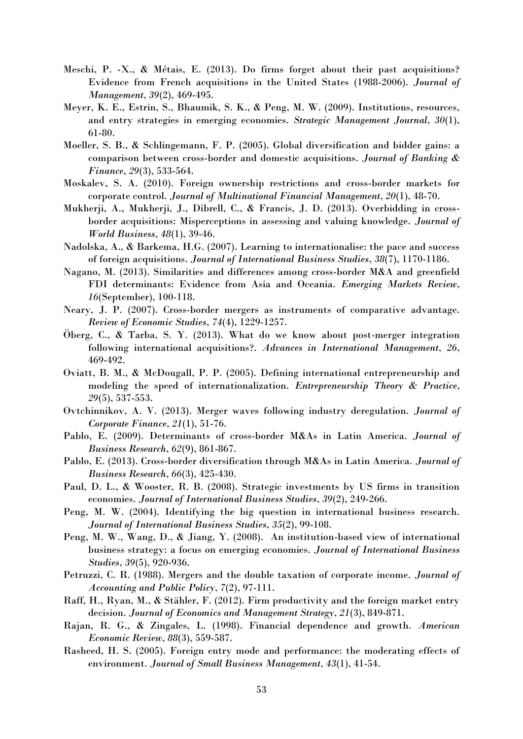Meschi, P. -X., & Métais, E. (2013). Do firms forget about their past acquisitions? Evidence from French acquisitions in the United States (1988-2006). *Journal of Management*, *39*(2), 469-495.

Meyer, K. E., Estrin, S., Bhaumik, S. K., & Peng, M. W. (2009). Institutions, resources, and entry strategies in emerging economies. *Strategic Management Journal*, *30*(1), 61-80.

Moeller, S. B., & Schlingemann, F. P. (2005). Global diversification and bidder gains: a comparison between cross-border and domestic acquisitions. *Journal of Banking & Finance*, *29*(3), 533-564.

Moskalev, S. A. (2010). Foreign ownership restrictions and cross-border markets for corporate control. *Journal of Multinational Financial Management*, *20*(1), 48-70.

Mukherji, A., Mukherji, J., Dibrell, C., & Francis, J. D. (2013). Overbidding in cross-border acquisitions: Misperceptions in assessing and valuing knowledge. *Journal of World Business*, *48*(1), 39-46.

Nadolska, A., & Barkema, H.G. (2007). Learning to internationalise: the pace and success of foreign acquisitions. *Journal of International Business Studies*, *38*(7), 1170-1186.

Nagano, M. (2013). Similarities and differences among cross-border M&A and greenfield FDI determinants: Evidence from Asia and Oceania. *Emerging Markets Review*, *16*(September), 100-118.

Neary, J. P. (2007). Cross-border mergers as instruments of comparative advantage. *Review of Economic Studies*, *74*(4), 1229-1257.

Öberg, C., & Tarba, S. Y. (2013). What do we know about post-merger integration following international acquisitions?. *Advances in International Management*, *26*, 469-492.

Oviatt, B. M., & McDougall, P. P. (2005). Defining international entrepreneurship and modeling the speed of internationalization. *Entrepreneurship Theory & Practice*, *29*(5), 537-553.

Ovtchinnikov, A. V. (2013). Merger waves following industry deregulation. *Journal of Corporate Finance*, *21*(1), 51-76.

Pablo, E. (2009). Determinants of cross-border M&As in Latin America. *Journal of Business Research*, *62*(9), 861-867.

Pablo, E. (2013). Cross-border diversification through M&As in Latin America. *Journal of Business Research*, *66*(3), 425-430.

Paul, D. L., & Wooster, R. B. (2008). Strategic investments by US firms in transition economies. *Journal of International Business Studies*, *39*(2), 249-266.

Peng, M. W. (2004). Identifying the big question in international business research. *Journal of International Business Studies*, *35*(2), 99-108.

Peng, M. W., Wang, D., & Jiang, Y. (2008). An institution-based view of international business strategy: a focus on emerging economies. *Journal of International Business Studies*, *39*(5), 920-936.

Petruzzi, C. R. (1988). Mergers and the double taxation of corporate income. *Journal of Accounting and Public Policy*, *7*(2), 97-111.

Raff, H., Ryan, M., & Stähler, F. (2012). Firm productivity and the foreign market entry decision. *Journal of Economics and Management Strategy*, *21*(3), 849-871.

Rajan, R. G., & Zingales, L. (1998). Financial dependence and growth. *American Economic Review*, *88*(3), 559-587.

Rasheed, H. S. (2005). Foreign entry mode and performance: the moderating effects of environment. *Journal of Small Business Management*, *43*(1), 41-54.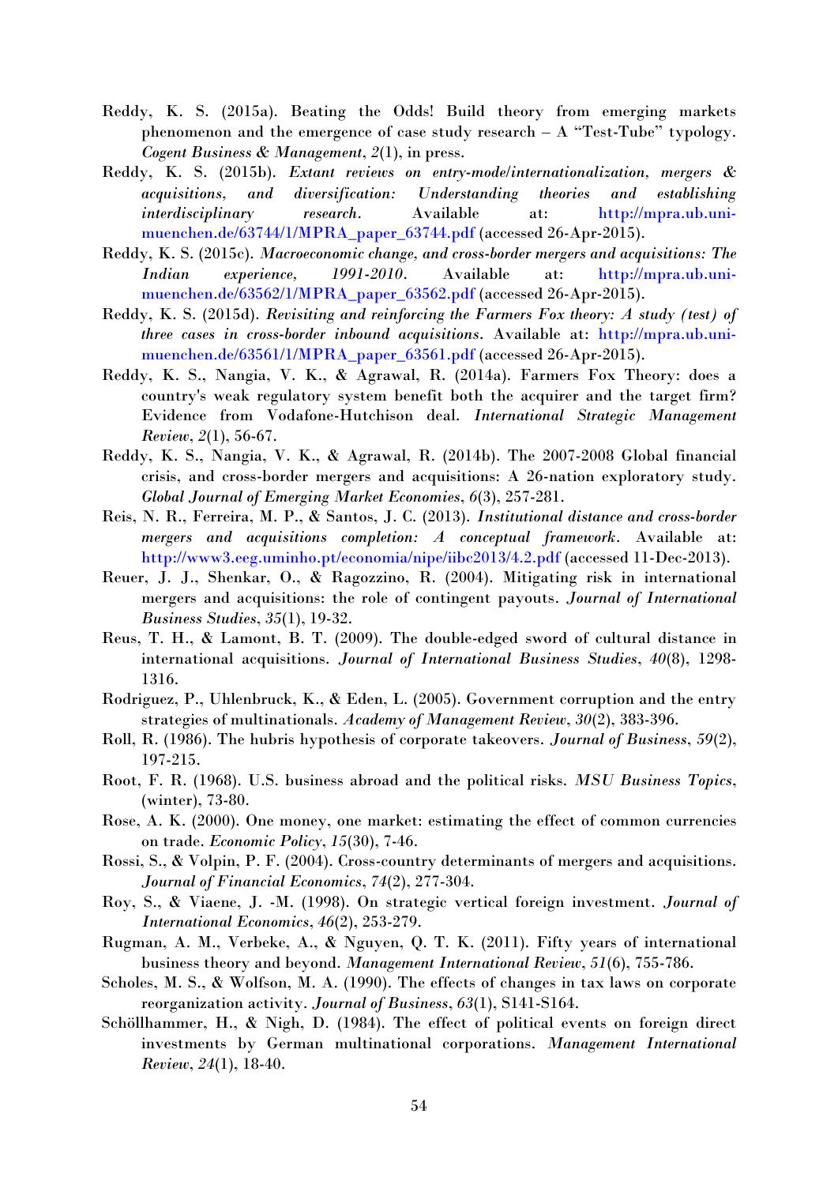Reddy, K. S. (2015a). Beating the Odds! Build theory from emerging markets phenomenon and the emergence of case study research – A "Test-Tube" typology. *Cogent Business & Management*, *2*(1), in press.

Reddy, K. S. (2015b). *Extant reviews on entry-mode/internationalization, mergers & acquisitions, and diversification: Understanding theories and establishing interdisciplinary research*. Available at: http://mpra.ub.uni-muenchen.de/63744/1/MPRA_paper_63744.pdf (accessed 26-Apr-2015).

Reddy, K. S. (2015c). *Macroeconomic change, and cross-border mergers and acquisitions: The Indian experience, 1991-2010*. Available at: http://mpra.ub.uni-muenchen.de/63562/1/MPRA_paper_63562.pdf (accessed 26-Apr-2015).

Reddy, K. S. (2015d). *Revisiting and reinforcing the Farmers Fox theory: A study (test) of three cases in cross-border inbound acquisitions*. Available at: http://mpra.ub.uni-muenchen.de/63561/1/MPRA_paper_63561.pdf (accessed 26-Apr-2015).

Reddy, K. S., Nangia, V. K., & Agrawal, R. (2014a). Farmers Fox Theory: does a country's weak regulatory system benefit both the acquirer and the target firm? Evidence from Vodafone-Hutchison deal. *International Strategic Management Review*, *2*(1), 56-67.

Reddy, K. S., Nangia, V. K., & Agrawal, R. (2014b). The 2007-2008 Global financial crisis, and cross-border mergers and acquisitions: A 26-nation exploratory study. *Global Journal of Emerging Market Economies*, *6*(3), 257-281.

Reis, N. R., Ferreira, M. P., & Santos, J. C. (2013). *Institutional distance and cross-border mergers and acquisitions completion: A conceptual framework*. Available at: http://www3.eeg.uminho.pt/economia/nipe/iibc2013/4.2.pdf (accessed 11-Dec-2013).

Reuer, J. J., Shenkar, O., & Ragozzino, R. (2004). Mitigating risk in international mergers and acquisitions: the role of contingent payouts. *Journal of International Business Studies*, *35*(1), 19-32.

Reus, T. H., & Lamont, B. T. (2009). The double-edged sword of cultural distance in international acquisitions. *Journal of International Business Studies*, *40*(8), 1298-1316.

Rodriguez, P., Uhlenbruck, K., & Eden, L. (2005). Government corruption and the entry strategies of multinationals. *Academy of Management Review*, *30*(2), 383-396.

Roll, R. (1986). The hubris hypothesis of corporate takeovers. *Journal of Business*, *59*(2), 197-215.

Root, F. R. (1968). U.S. business abroad and the political risks. *MSU Business Topics*, (winter), 73-80.

Rose, A. K. (2000). One money, one market: estimating the effect of common currencies on trade. *Economic Policy*, *15*(30), 7-46.

Rossi, S., & Volpin, P. F. (2004). Cross-country determinants of mergers and acquisitions. *Journal of Financial Economics*, *74*(2), 277-304.

Roy, S., & Viaene, J. -M. (1998). On strategic vertical foreign investment. *Journal of International Economics*, *46*(2), 253-279.

Rugman, A. M., Verbeke, A., & Nguyen, Q. T. K. (2011). Fifty years of international business theory and beyond. *Management International Review*, *51*(6), 755-786.

Scholes, M. S., & Wolfson, M. A. (1990). The effects of changes in tax laws on corporate reorganization activity. *Journal of Business*, *63*(1), S141-S164.

Schöllhammer, H., & Nigh, D. (1984). The effect of political events on foreign direct investments by German multinational corporations. *Management International Review*, *24*(1), 18-40.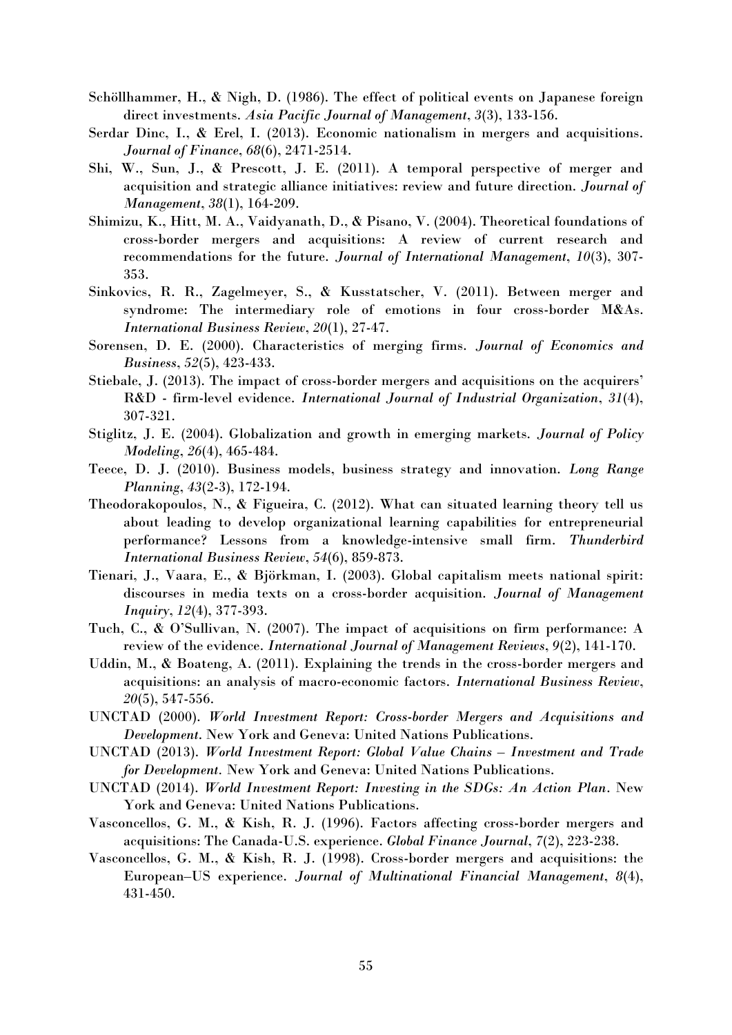Schöllhammer, H., & Nigh, D. (1986). The effect of political events on Japanese foreign direct investments. *Asia Pacific Journal of Management*, *3*(3), 133-156.

Serdar Dinc, I., & Erel, I. (2013). Economic nationalism in mergers and acquisitions. *Journal of Finance*, *68*(6), 2471-2514.

Shi, W., Sun, J., & Prescott, J. E. (2011). A temporal perspective of merger and acquisition and strategic alliance initiatives: review and future direction. *Journal of Management*, *38*(1), 164-209.

Shimizu, K., Hitt, M. A., Vaidyanath, D., & Pisano, V. (2004). Theoretical foundations of cross-border mergers and acquisitions: A review of current research and recommendations for the future. *Journal of International Management*, *10*(3), 307-353.

Sinkovics, R. R., Zagelmeyer, S., & Kusstatscher, V. (2011). Between merger and syndrome: The intermediary role of emotions in four cross-border M&As. *International Business Review*, *20*(1), 27-47.

Sorensen, D. E. (2000). Characteristics of merging firms. *Journal of Economics and Business*, *52*(5), 423-433.

Stiebale, J. (2013). The impact of cross-border mergers and acquisitions on the acquirers' R&D - firm-level evidence. *International Journal of Industrial Organization*, *31*(4), 307-321.

Stiglitz, J. E. (2004). Globalization and growth in emerging markets. *Journal of Policy Modeling*, *26*(4), 465-484.

Teece, D. J. (2010). Business models, business strategy and innovation. *Long Range Planning*, *43*(2-3), 172-194.

Theodorakopoulos, N., & Figueira, C. (2012). What can situated learning theory tell us about leading to develop organizational learning capabilities for entrepreneurial performance? Lessons from a knowledge-intensive small firm. *Thunderbird International Business Review*, *54*(6), 859-873.

Tienari, J., Vaara, E., & Björkman, I. (2003). Global capitalism meets national spirit: discourses in media texts on a cross-border acquisition. *Journal of Management Inquiry*, *12*(4), 377-393.

Tuch, C., & O'Sullivan, N. (2007). The impact of acquisitions on firm performance: A review of the evidence. *International Journal of Management Reviews*, *9*(2), 141-170.

Uddin, M., & Boateng, A. (2011). Explaining the trends in the cross-border mergers and acquisitions: an analysis of macro-economic factors. *International Business Review*, *20*(5), 547-556.

UNCTAD (2000). *World Investment Report: Cross-border Mergers and Acquisitions and Development*. New York and Geneva: United Nations Publications.

UNCTAD (2013). *World Investment Report: Global Value Chains – Investment and Trade for Development*. New York and Geneva: United Nations Publications.

UNCTAD (2014). *World Investment Report: Investing in the SDGs: An Action Plan*. New York and Geneva: United Nations Publications.

Vasconcellos, G. M., & Kish, R. J. (1996). Factors affecting cross-border mergers and acquisitions: The Canada-U.S. experience. *Global Finance Journal*, *7*(2), 223-238.

Vasconcellos, G. M., & Kish, R. J. (1998). Cross-border mergers and acquisitions: the European–US experience. *Journal of Multinational Financial Management*, *8*(4), 431-450.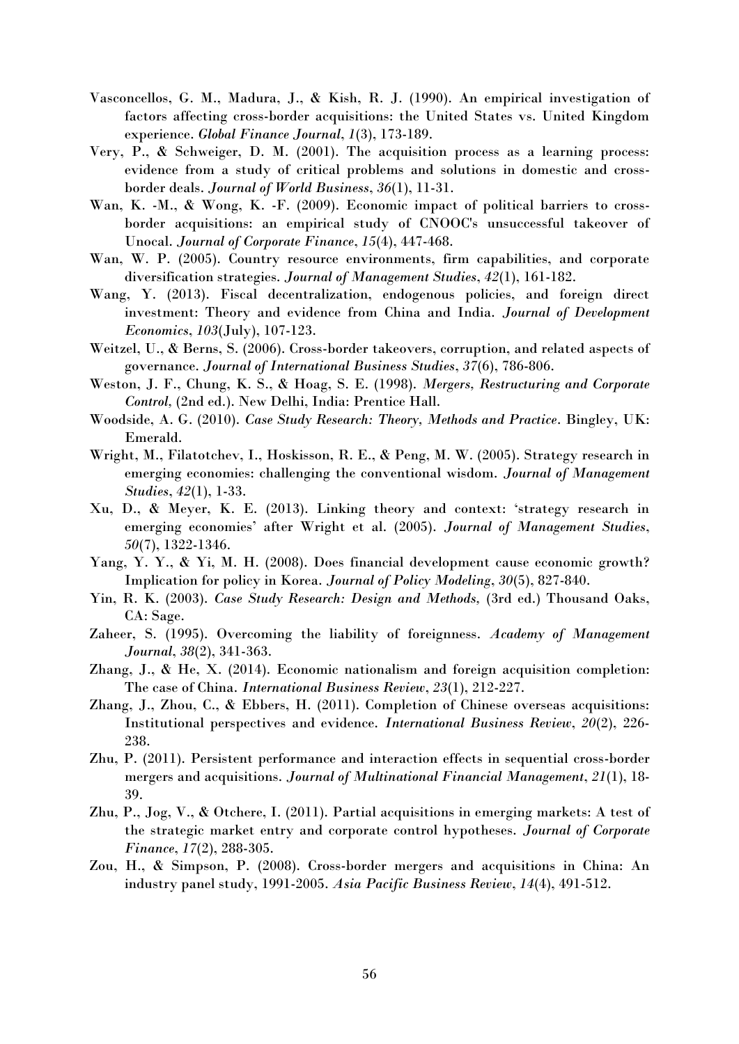Vasconcellos, G. M., Madura, J., & Kish, R. J. (1990). An empirical investigation of factors affecting cross-border acquisitions: the United States vs. United Kingdom experience. *Global Finance Journal*, *1*(3), 173-189.

Very, P., & Schweiger, D. M. (2001). The acquisition process as a learning process: evidence from a study of critical problems and solutions in domestic and cross-border deals. *Journal of World Business*, *36*(1), 11-31.

Wan, K. -M., & Wong, K. -F. (2009). Economic impact of political barriers to cross-border acquisitions: an empirical study of CNOOC's unsuccessful takeover of Unocal. *Journal of Corporate Finance*, *15*(4), 447-468.

Wan, W. P. (2005). Country resource environments, firm capabilities, and corporate diversification strategies. *Journal of Management Studies*, *42*(1), 161-182.

Wang, Y. (2013). Fiscal decentralization, endogenous policies, and foreign direct investment: Theory and evidence from China and India. *Journal of Development Economics*, *103*(July), 107-123.

Weitzel, U., & Berns, S. (2006). Cross-border takeovers, corruption, and related aspects of governance. *Journal of International Business Studies*, *37*(6), 786-806.

Weston, J. F., Chung, K. S., & Hoag, S. E. (1998). *Mergers, Restructuring and Corporate Control*, (2nd ed.). New Delhi, India: Prentice Hall.

Woodside, A. G. (2010). *Case Study Research: Theory, Methods and Practice*. Bingley, UK: Emerald.

Wright, M., Filatotchev, I., Hoskisson, R. E., & Peng, M. W. (2005). Strategy research in emerging economies: challenging the conventional wisdom. *Journal of Management Studies*, *42*(1), 1-33.

Xu, D., & Meyer, K. E. (2013). Linking theory and context: 'strategy research in emerging economies' after Wright et al. (2005). *Journal of Management Studies*, *50*(7), 1322-1346.

Yang, Y. Y., & Yi, M. H. (2008). Does financial development cause economic growth? Implication for policy in Korea. *Journal of Policy Modeling*, *30*(5), 827-840.

Yin, R. K. (2003). *Case Study Research: Design and Methods,* (3rd ed.) Thousand Oaks, CA: Sage.

Zaheer, S. (1995). Overcoming the liability of foreignness. *Academy of Management Journal*, *38*(2), 341-363.

Zhang, J., & He, X. (2014). Economic nationalism and foreign acquisition completion: The case of China. *International Business Review*, *23*(1), 212-227.

Zhang, J., Zhou, C., & Ebbers, H. (2011). Completion of Chinese overseas acquisitions: Institutional perspectives and evidence. *International Business Review*, *20*(2), 226-238.

Zhu, P. (2011). Persistent performance and interaction effects in sequential cross-border mergers and acquisitions. *Journal of Multinational Financial Management*, *21*(1), 18-39.

Zhu, P., Jog, V., & Otchere, I. (2011). Partial acquisitions in emerging markets: A test of the strategic market entry and corporate control hypotheses. *Journal of Corporate Finance*, *17*(2), 288-305.

Zou, H., & Simpson, P. (2008). Cross-border mergers and acquisitions in China: An industry panel study, 1991-2005. *Asia Pacific Business Review*, *14*(4), 491-512.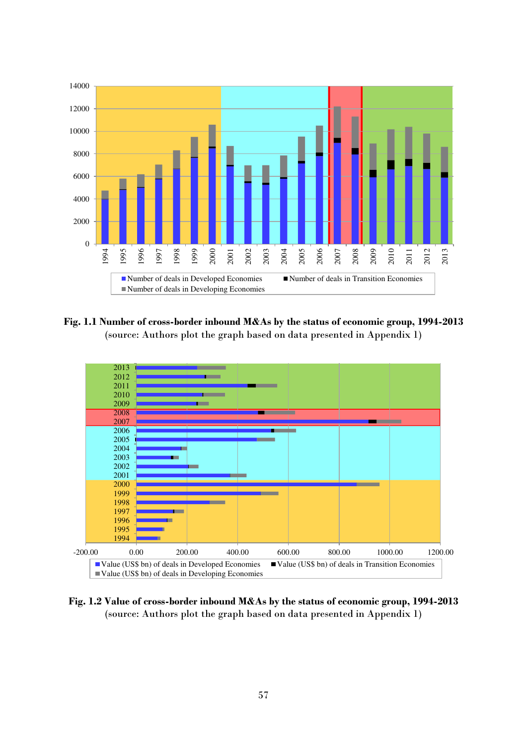**Fig. 1.1 Number of cross-border inbound M&As by the status of economic group, 1994-2013**
(source: Authors plot the graph based on data presented in Appendix 1)

**Fig. 1.2 Value of cross-border inbound M&As by the status of economic group, 1994-2013**
(source: Authors plot the graph based on data presented in Appendix 1)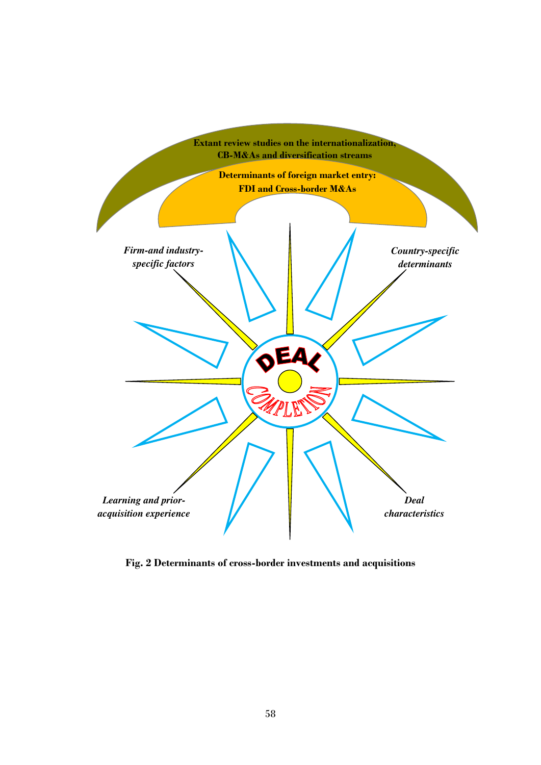Extant review studies on the internationalization, CB-M&As and diversification streams

Determinants of foreign market entry: FDI and Cross-border M&As

*Firm-and industry-specific factors*

*Country-specific determinants*

DEAL COMPLETION

*Learning and prior-acquisition experience*

*Deal characteristics*

**Fig. 2 Determinants of cross-border investments and acquisitions**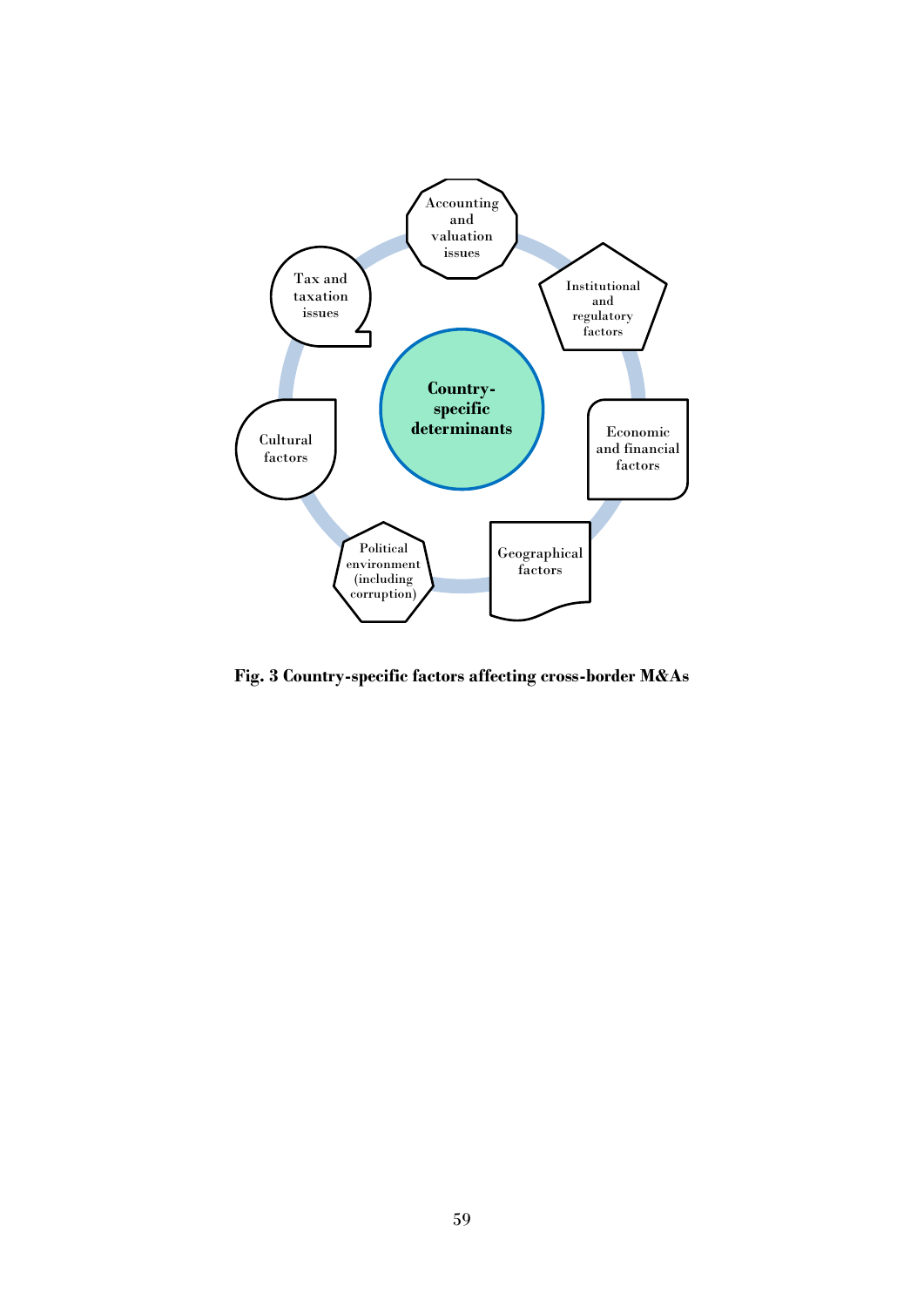Country-specific determinants

Accounting and valuation issues

Institutional and regulatory factors

Economic and financial factors

Geographical factors

Political environment (including corruption)

Cultural factors

Tax and taxation issues

**Fig. 3 Country-specific factors affecting cross-border M&As**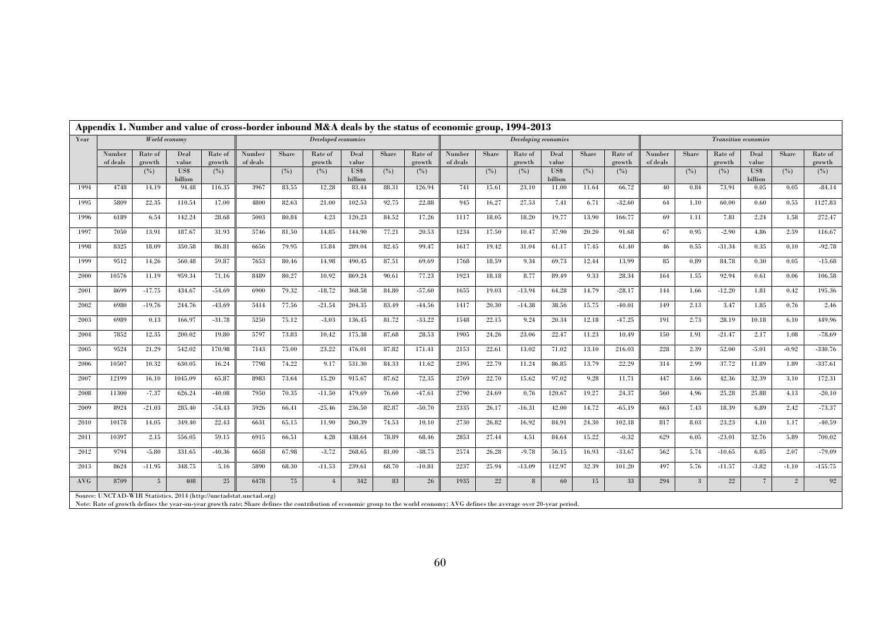## Appendix 1. Number and value of cross-border inbound M&A deals by the status of economic group, 1994-2013

| Year | *World economy* | | | | *Developed economies* | | | | | | *Developing economies* | | | | | | *Transition economies* | | | | | |
|---|---|---|---|---|---|---|---|---|---|---|---|---|---|---|---|---|---|---|---|---|---|---|
| | Number of deals | Rate of growth | Deal value | Rate of growth | Number of deals | Share | Rate of growth | Deal value | Share | Rate of growth | Number of deals | Share | Rate of growth | Deal value | Share | Rate of growth | Number of deals | Share | Rate of growth | Deal value | Share | Rate of growth |
| | | (%) | US$ billion | (%) | | (%) | (%) | US$ billion | (%) | (%) | | (%) | (%) | US$ billion | (%) | (%) | | (%) | (%) | US$ billion | (%) | (%) |
| 1994 | 4748 | 14.19 | 94.48 | 116.35 | 3967 | 83.55 | 12.28 | 83.44 | 88.31 | 126.94 | 741 | 15.61 | 23.10 | 11.00 | 11.64 | 66.72 | 40 | 0.84 | 73.91 | 0.05 | 0.05 | -84.14 |
| 1995 | 5809 | 22.35 | 110.54 | 17.00 | 4800 | 82.63 | 21.00 | 102.53 | 92.75 | 22.88 | 945 | 16.27 | 27.53 | 7.41 | 6.71 | -32.60 | 64 | 1.10 | 60.00 | 0.60 | 0.55 | 1127.83 |
| 1996 | 6189 | 6.54 | 142.24 | 28.68 | 5003 | 80.84 | 4.23 | 120.23 | 84.52 | 17.26 | 1117 | 18.05 | 18.20 | 19.77 | 13.90 | 166.77 | 69 | 1.11 | 7.81 | 2.24 | 1.58 | 272.47 |
| 1997 | 7050 | 13.91 | 187.67 | 31.93 | 5746 | 81.50 | 14.85 | 144.90 | 77.21 | 20.53 | 1234 | 17.50 | 10.47 | 37.90 | 20.20 | 91.68 | 67 | 0.95 | -2.90 | 4.86 | 2.59 | 116.67 |
| 1998 | 8325 | 18.09 | 350.58 | 86.81 | 6656 | 79.95 | 15.84 | 289.04 | 82.45 | 99.47 | 1617 | 19.42 | 31.04 | 61.17 | 17.45 | 61.40 | 46 | 0.55 | -31.34 | 0.35 | 0.10 | -92.78 |
| 1999 | 9512 | 14.26 | 560.48 | 59.87 | 7653 | 80.46 | 14.98 | 490.45 | 87.51 | 69.69 | 1768 | 18.59 | 9.34 | 69.73 | 12.44 | 13.99 | 85 | 0.89 | 84.78 | 0.30 | 0.05 | -15.68 |
| 2000 | 10576 | 11.19 | 959.34 | 71.16 | 8489 | 80.27 | 10.92 | 869.24 | 90.61 | 77.23 | 1923 | 18.18 | 8.77 | 89.49 | 9.33 | 28.34 | 164 | 1.55 | 92.94 | 0.61 | 0.06 | 106.58 |
| 2001 | 8699 | -17.75 | 434.67 | -54.69 | 6900 | 79.32 | -18.72 | 368.58 | 84.80 | -57.60 | 1655 | 19.03 | -13.94 | 64.28 | 14.79 | -28.17 | 144 | 1.66 | -12.20 | 1.81 | 0.42 | 195.36 |
| 2002 | 6980 | -19.76 | 244.76 | -43.69 | 5414 | 77.56 | -21.54 | 204.35 | 83.49 | -44.56 | 1417 | 20.30 | -14.38 | 38.56 | 15.75 | -40.01 | 149 | 2.13 | 3.47 | 1.85 | 0.76 | 2.46 |
| 2003 | 6989 | 0.13 | 166.97 | -31.78 | 5250 | 75.12 | -3.03 | 136.45 | 81.72 | -33.22 | 1548 | 22.15 | 9.24 | 20.34 | 12.18 | -47.25 | 191 | 2.73 | 28.19 | 10.18 | 6.10 | 449.96 |
| 2004 | 7852 | 12.35 | 200.02 | 19.80 | 5797 | 73.83 | 10.42 | 175.38 | 87.68 | 28.53 | 1905 | 24.26 | 23.06 | 22.47 | 11.23 | 10.49 | 150 | 1.91 | -21.47 | 2.17 | 1.08 | -78.69 |
| 2005 | 9524 | 21.29 | 542.02 | 170.98 | 7143 | 75.00 | 23.22 | 476.01 | 87.82 | 171.41 | 2153 | 22.61 | 13.02 | 71.02 | 13.10 | 216.03 | 228 | 2.39 | 52.00 | -5.01 | -0.92 | -330.76 |
| 2006 | 10507 | 10.32 | 630.05 | 16.24 | 7798 | 74.22 | 9.17 | 531.30 | 84.33 | 11.62 | 2395 | 22.79 | 11.24 | 86.85 | 13.79 | 22.29 | 314 | 2.99 | 37.72 | 11.89 | 1.89 | -337.61 |
| 2007 | 12199 | 16.10 | 1045.09 | 65.87 | 8983 | 73.64 | 15.20 | 915.67 | 87.62 | 72.35 | 2769 | 22.70 | 15.62 | 97.02 | 9.28 | 11.71 | 447 | 3.66 | 42.36 | 32.39 | 3.10 | 172.31 |
| 2008 | 11300 | -7.37 | 626.24 | -40.08 | 7950 | 70.35 | -11.50 | 479.69 | 76.60 | -47.61 | 2790 | 24.69 | 0.76 | 120.67 | 19.27 | 24.37 | 560 | 4.96 | 25.28 | 25.88 | 4.13 | -20.10 |
| 2009 | 8924 | -21.03 | 285.40 | -54.43 | 5926 | 66.41 | -25.46 | 236.50 | 82.87 | -50.70 | 2335 | 26.17 | -16.31 | 42.00 | 14.72 | -65.19 | 663 | 7.43 | 18.39 | 6.89 | 2.42 | -73.37 |
| 2010 | 10178 | 14.05 | 349.40 | 22.43 | 6631 | 65.15 | 11.90 | 260.39 | 74.53 | 10.10 | 2730 | 26.82 | 16.92 | 84.91 | 24.30 | 102.18 | 817 | 8.03 | 23.23 | 4.10 | 1.17 | -40.59 |
| 2011 | 10397 | 2.15 | 556.05 | 59.15 | 6915 | 66.51 | 4.28 | 438.64 | 78.89 | 68.46 | 2853 | 27.44 | 4.51 | 84.64 | 15.22 | -0.32 | 629 | 6.05 | -23.01 | 32.76 | 5.89 | 700.02 |
| 2012 | 9794 | -5.80 | 331.65 | -40.36 | 6658 | 67.98 | -3.72 | 268.65 | 81.00 | -38.75 | 2574 | 26.28 | -9.78 | 56.15 | 16.93 | -33.67 | 562 | 5.74 | -10.65 | 6.85 | 2.07 | -79.09 |
| 2013 | 8624 | -11.95 | 348.75 | 5.16 | 5890 | 68.30 | -11.53 | 239.61 | 68.70 | -10.81 | 2237 | 25.94 | -13.09 | 112.97 | 32.39 | 101.20 | 497 | 5.76 | -11.57 | -3.82 | -1.10 | -155.75 |
| AVG | 8709 | 5 | 408 | 25 | 6478 | 75 | 4 | 342 | 83 | 26 | 1935 | 22 | 8 | 60 | 15 | 33 | 294 | 3 | 22 | 7 | 2 | 92 |

Source: UNCTAD-WIR Statistics, 2014 (http://unctadstat.unctad.org)

Note: Rate of growth defines the year-on-year growth rate; Share defines the contribution of economic group to the world economy; AVG defines the average over 20-year period.